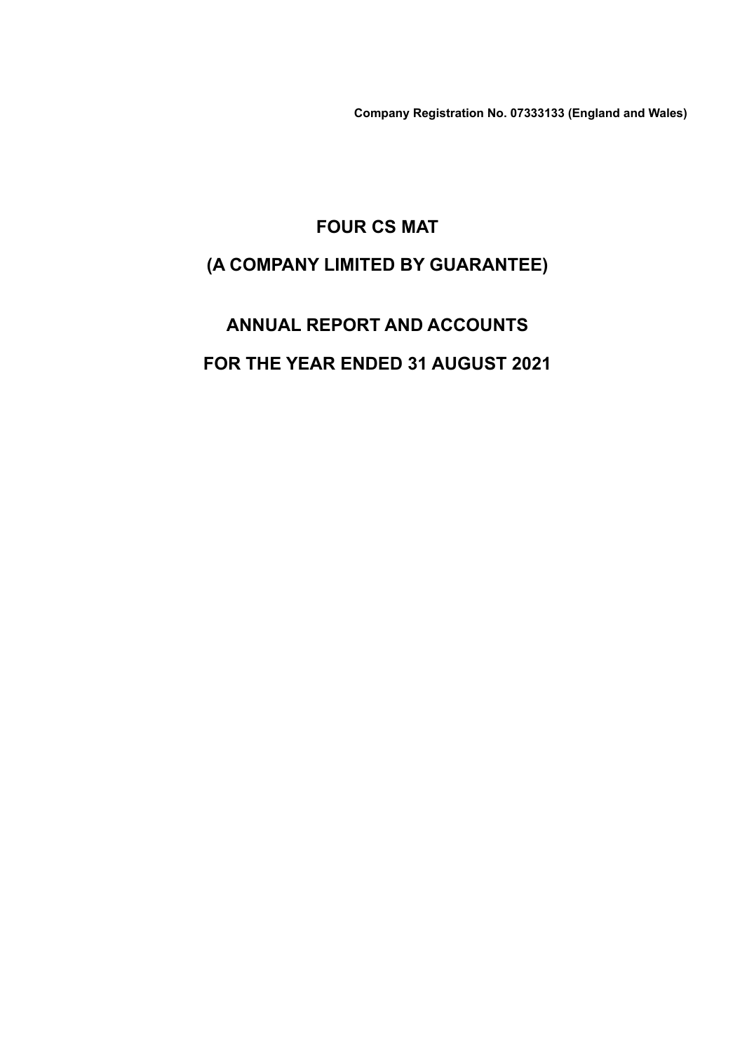**Company Registration No. 07333133 (England and Wales)**

# FOUR CS MAT

## (A COMPANY LIMITED BY GUARANTEE)

# ANNUAL REPORT AND ACCOUNTS

# FOR THE YEAR ENDED 31 AUGUST 2021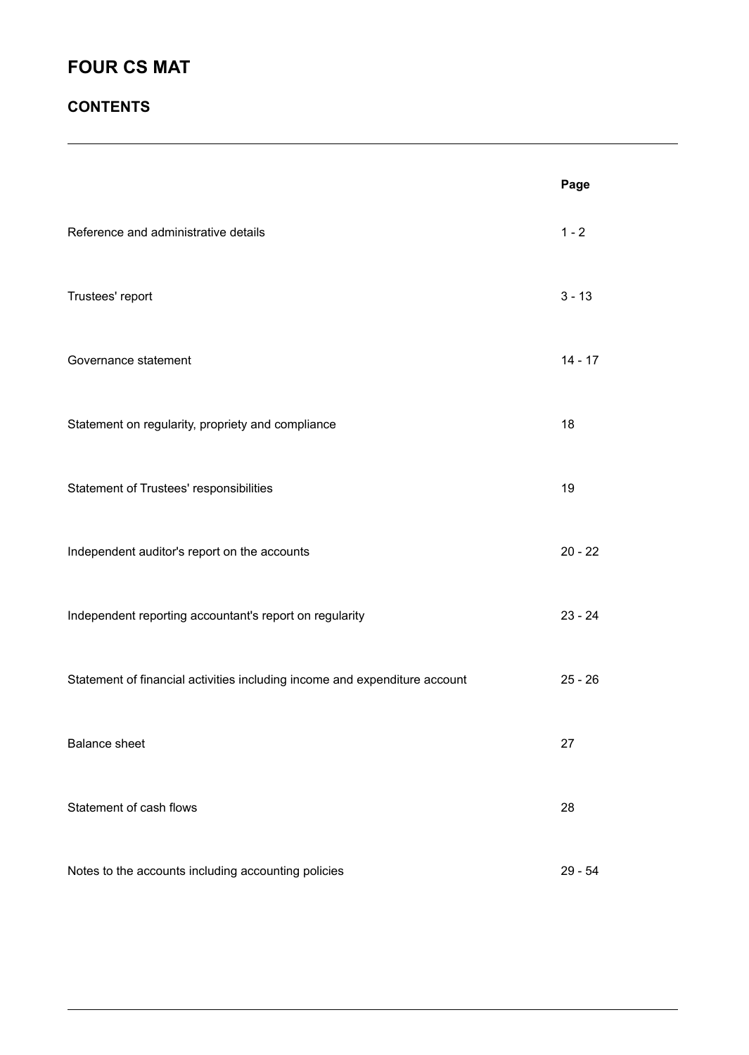# FOUR CS MAT

## CONTENTS

| | Page |
|---|---|
| Reference and administrative details | 1 - 2 |
| Trustees' report | 3 - 13 |
| Governance statement | 14 - 17 |
| Statement on regularity, propriety and compliance | 18 |
| Statement of Trustees' responsibilities | 19 |
| Independent auditor's report on the accounts | 20 - 22 |
| Independent reporting accountant's report on regularity | 23 - 24 |
| Statement of financial activities including income and expenditure account | 25 - 26 |
| Balance sheet | 27 |
| Statement of cash flows | 28 |
| Notes to the accounts including accounting policies | 29 - 54 |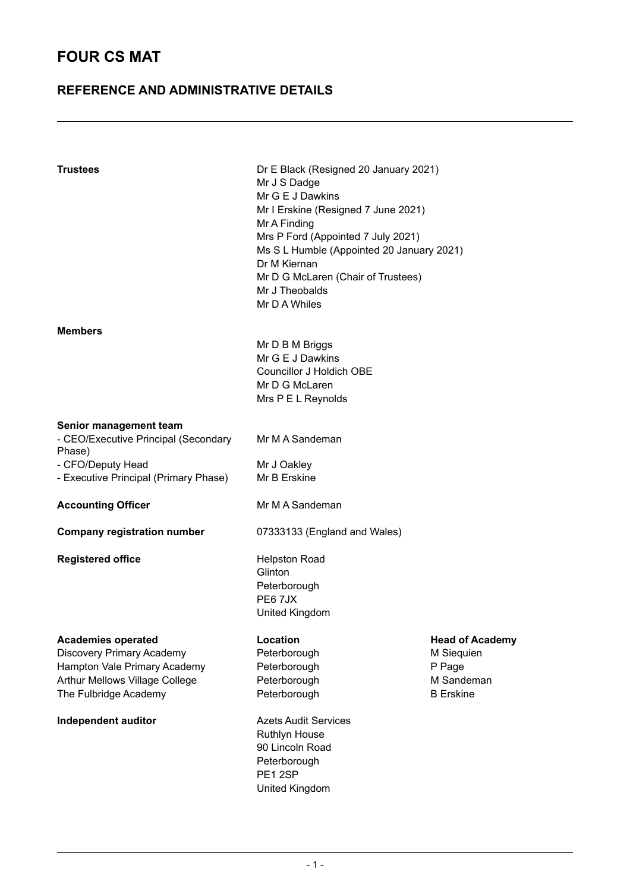# FOUR CS MAT

## REFERENCE AND ADMINISTRATIVE DETAILS

**Trustees**

Dr E Black (Resigned 20 January 2021)
Mr J S Dadge
Mr G E J Dawkins
Mr I Erskine (Resigned 7 June 2021)
Mr A Finding
Mrs P Ford (Appointed 7 July 2021)
Ms S L Humble (Appointed 20 January 2021)
Dr M Kiernan
Mr D G McLaren (Chair of Trustees)
Mr J Theobalds
Mr D A Whiles

**Members**

Mr D B M Briggs
Mr G E J Dawkins
Councillor J Holdich OBE
Mr D G McLaren
Mrs P E L Reynolds

**Senior management team**

| | |
|---|---|
| - CEO/Executive Principal (Secondary Phase) | Mr M A Sandeman |
| - CFO/Deputy Head | Mr J Oakley |
| - Executive Principal (Primary Phase) | Mr B Erskine |

**Accounting Officer** Mr M A Sandeman

**Company registration number** 07333133 (England and Wales)

**Registered office**

Helpston Road
Glinton
Peterborough
PE6 7JX
United Kingdom

| **Academies operated** | **Location** | **Head of Academy** |
|---|---|---|
| Discovery Primary Academy | Peterborough | M Siequien |
| Hampton Vale Primary Academy | Peterborough | P Page |
| Arthur Mellows Village College | Peterborough | M Sandeman |
| The Fulbridge Academy | Peterborough | B Erskine |

**Independent auditor**

Azets Audit Services
Ruthlyn House
90 Lincoln Road
Peterborough
PE1 2SP
United Kingdom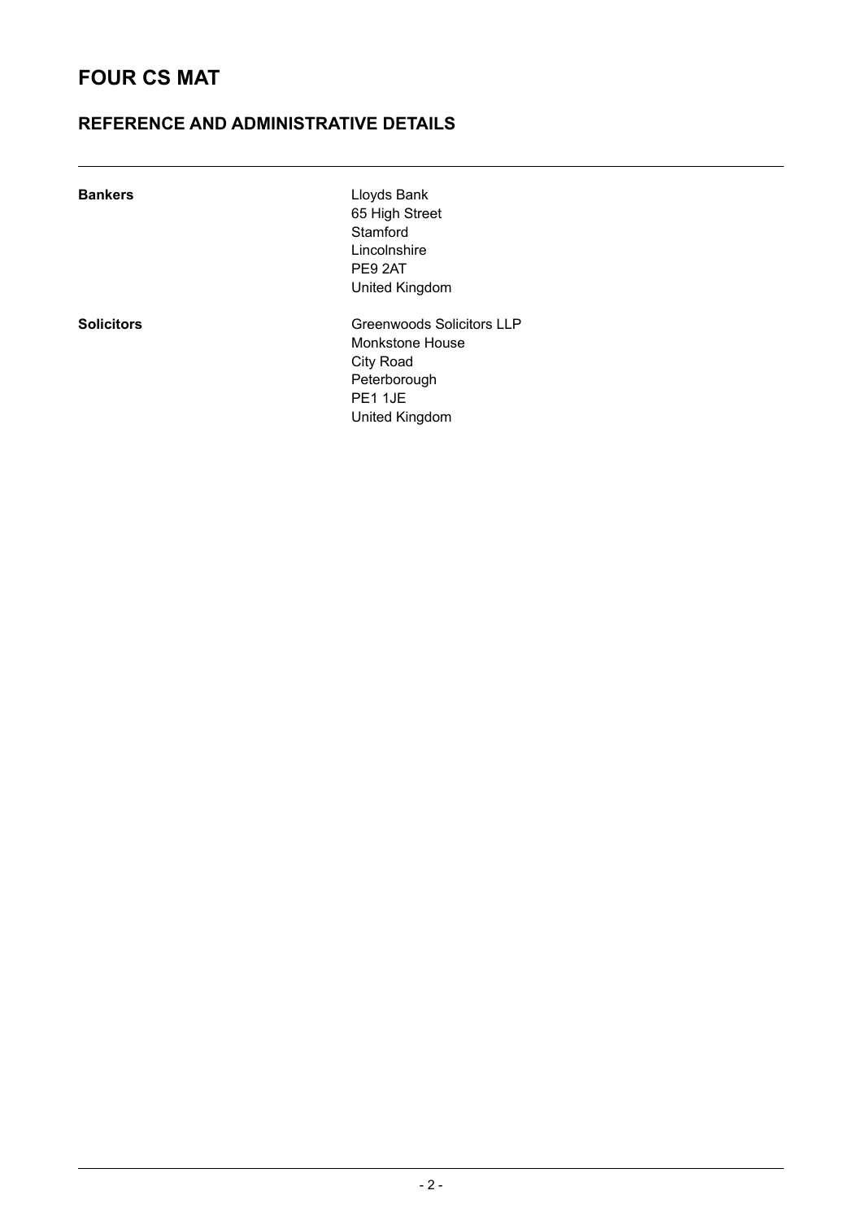# FOUR CS MAT

## REFERENCE AND ADMINISTRATIVE DETAILS

---

**Bankers**

Lloyds Bank
65 High Street
Stamford
Lincolnshire
PE9 2AT
United Kingdom

**Solicitors**

Greenwoods Solicitors LLP
Monkstone House
City Road
Peterborough
PE1 1JE
United Kingdom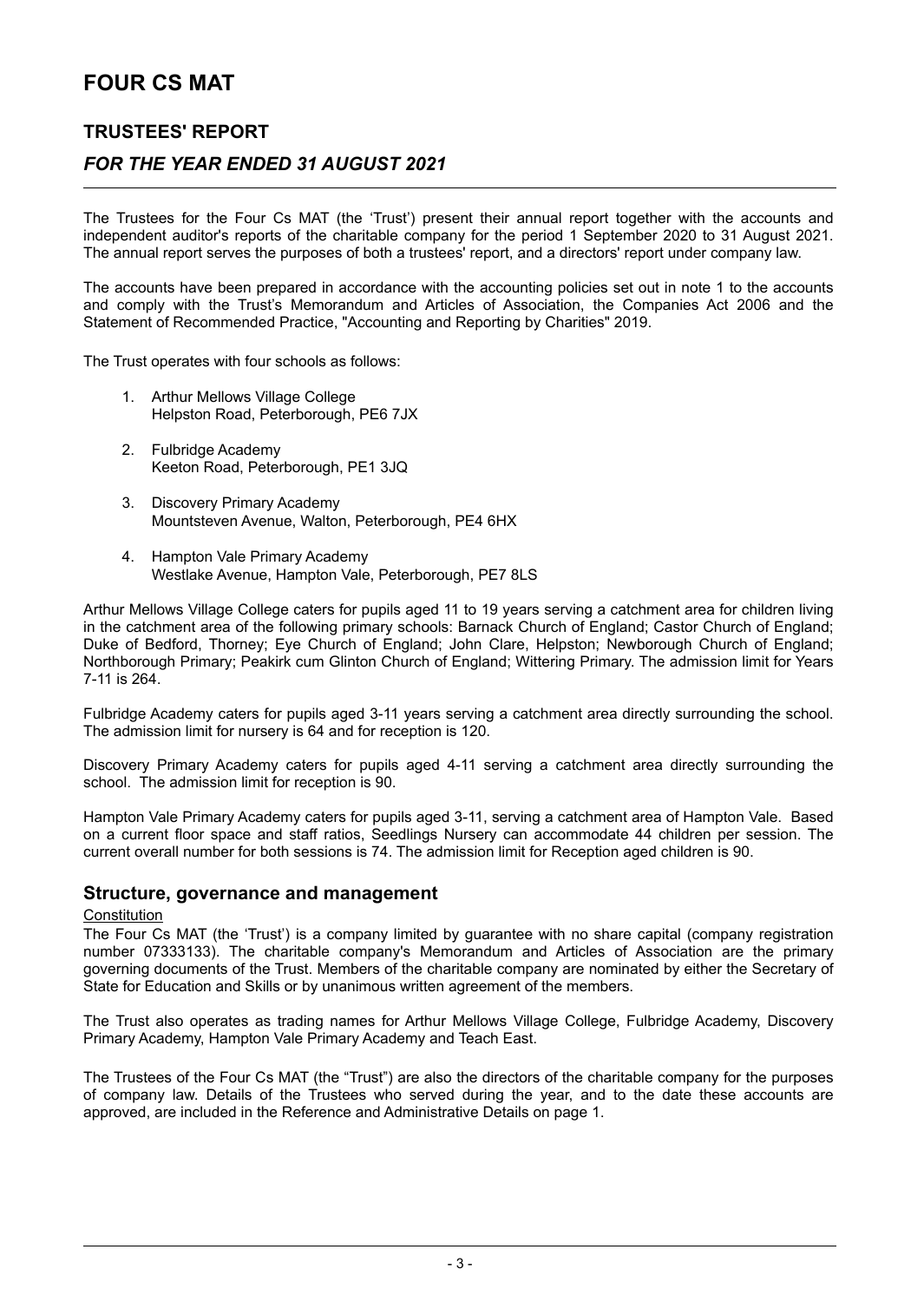# FOUR CS MAT

## TRUSTEES' REPORT

### *FOR THE YEAR ENDED 31 AUGUST 2021*

The Trustees for the Four Cs MAT (the 'Trust') present their annual report together with the accounts and independent auditor's reports of the charitable company for the period 1 September 2020 to 31 August 2021. The annual report serves the purposes of both a trustees' report, and a directors' report under company law.

The accounts have been prepared in accordance with the accounting policies set out in note 1 to the accounts and comply with the Trust's Memorandum and Articles of Association, the Companies Act 2006 and the Statement of Recommended Practice, "Accounting and Reporting by Charities" 2019.

The Trust operates with four schools as follows:

1. Arthur Mellows Village College
   Helpston Road, Peterborough, PE6 7JX
2. Fulbridge Academy
   Keeton Road, Peterborough, PE1 3JQ
3. Discovery Primary Academy
   Mountsteven Avenue, Walton, Peterborough, PE4 6HX
4. Hampton Vale Primary Academy
   Westlake Avenue, Hampton Vale, Peterborough, PE7 8LS

Arthur Mellows Village College caters for pupils aged 11 to 19 years serving a catchment area for children living in the catchment area of the following primary schools: Barnack Church of England; Castor Church of England; Duke of Bedford, Thorney; Eye Church of England; John Clare, Helpston; Newborough Church of England; Northborough Primary; Peakirk cum Glinton Church of England; Wittering Primary. The admission limit for Years 7-11 is 264.

Fulbridge Academy caters for pupils aged 3-11 years serving a catchment area directly surrounding the school. The admission limit for nursery is 64 and for reception is 120.

Discovery Primary Academy caters for pupils aged 4-11 serving a catchment area directly surrounding the school. The admission limit for reception is 90.

Hampton Vale Primary Academy caters for pupils aged 3-11, serving a catchment area of Hampton Vale. Based on a current floor space and staff ratios, Seedlings Nursery can accommodate 44 children per session. The current overall number for both sessions is 74. The admission limit for Reception aged children is 90.

## Structure, governance and management

Constitution

The Four Cs MAT (the 'Trust') is a company limited by guarantee with no share capital (company registration number 07333133). The charitable company's Memorandum and Articles of Association are the primary governing documents of the Trust. Members of the charitable company are nominated by either the Secretary of State for Education and Skills or by unanimous written agreement of the members.

The Trust also operates as trading names for Arthur Mellows Village College, Fulbridge Academy, Discovery Primary Academy, Hampton Vale Primary Academy and Teach East.

The Trustees of the Four Cs MAT (the "Trust") are also the directors of the charitable company for the purposes of company law. Details of the Trustees who served during the year, and to the date these accounts are approved, are included in the Reference and Administrative Details on page 1.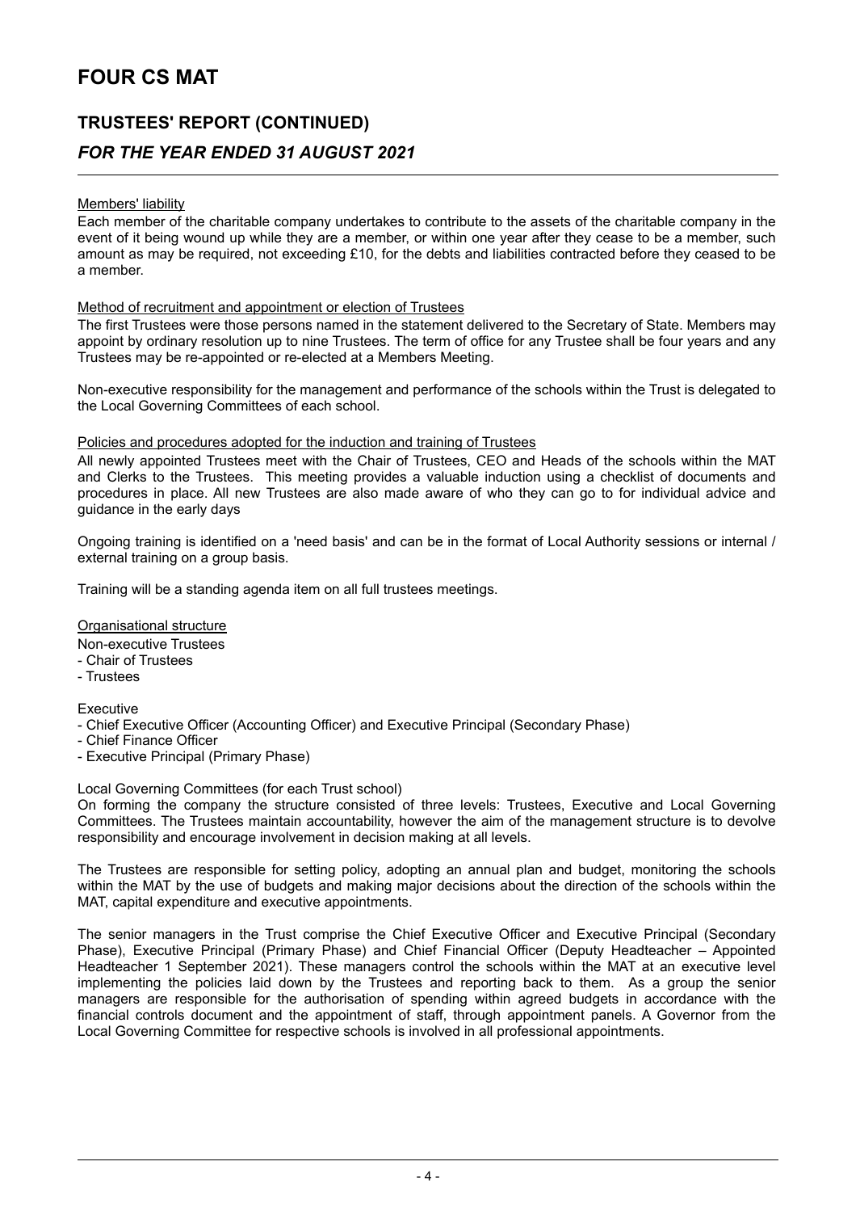# FOUR CS MAT

## TRUSTEES' REPORT (CONTINUED)

### *FOR THE YEAR ENDED 31 AUGUST 2021*

Members' liability

Each member of the charitable company undertakes to contribute to the assets of the charitable company in the event of it being wound up while they are a member, or within one year after they cease to be a member, such amount as may be required, not exceeding £10, for the debts and liabilities contracted before they ceased to be a member.

Method of recruitment and appointment or election of Trustees

The first Trustees were those persons named in the statement delivered to the Secretary of State. Members may appoint by ordinary resolution up to nine Trustees. The term of office for any Trustee shall be four years and any Trustees may be re-appointed or re-elected at a Members Meeting.

Non-executive responsibility for the management and performance of the schools within the Trust is delegated to the Local Governing Committees of each school.

Policies and procedures adopted for the induction and training of Trustees

All newly appointed Trustees meet with the Chair of Trustees, CEO and Heads of the schools within the MAT and Clerks to the Trustees. This meeting provides a valuable induction using a checklist of documents and procedures in place. All new Trustees are also made aware of who they can go to for individual advice and guidance in the early days

Ongoing training is identified on a 'need basis' and can be in the format of Local Authority sessions or internal / external training on a group basis.

Training will be a standing agenda item on all full trustees meetings.

Organisational structure

Non-executive Trustees
- Chair of Trustees
- Trustees

Executive
- Chief Executive Officer (Accounting Officer) and Executive Principal (Secondary Phase)
- Chief Finance Officer
- Executive Principal (Primary Phase)

Local Governing Committees (for each Trust school)

On forming the company the structure consisted of three levels: Trustees, Executive and Local Governing Committees. The Trustees maintain accountability, however the aim of the management structure is to devolve responsibility and encourage involvement in decision making at all levels.

The Trustees are responsible for setting policy, adopting an annual plan and budget, monitoring the schools within the MAT by the use of budgets and making major decisions about the direction of the schools within the MAT, capital expenditure and executive appointments.

The senior managers in the Trust comprise the Chief Executive Officer and Executive Principal (Secondary Phase), Executive Principal (Primary Phase) and Chief Financial Officer (Deputy Headteacher – Appointed Headteacher 1 September 2021). These managers control the schools within the MAT at an executive level implementing the policies laid down by the Trustees and reporting back to them. As a group the senior managers are responsible for the authorisation of spending within agreed budgets in accordance with the financial controls document and the appointment of staff, through appointment panels. A Governor from the Local Governing Committee for respective schools is involved in all professional appointments.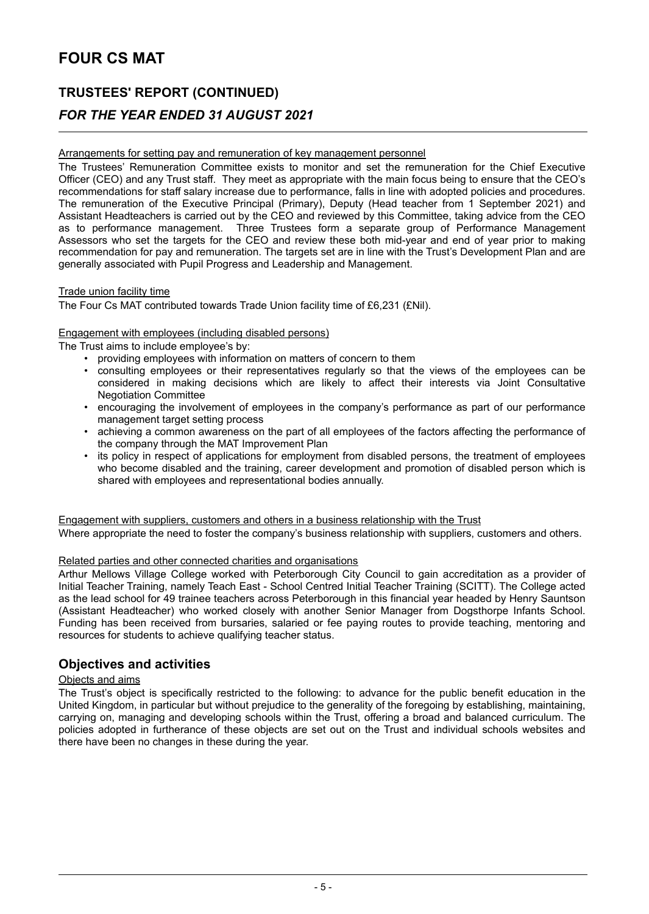# FOUR CS MAT

## TRUSTEES' REPORT (CONTINUED)

## *FOR THE YEAR ENDED 31 AUGUST 2021*

Arrangements for setting pay and remuneration of key management personnel

The Trustees' Remuneration Committee exists to monitor and set the remuneration for the Chief Executive Officer (CEO) and any Trust staff. They meet as appropriate with the main focus being to ensure that the CEO's recommendations for staff salary increase due to performance, falls in line with adopted policies and procedures. The remuneration of the Executive Principal (Primary), Deputy (Head teacher from 1 September 2021) and Assistant Headteachers is carried out by the CEO and reviewed by this Committee, taking advice from the CEO as to performance management. Three Trustees form a separate group of Performance Management Assessors who set the targets for the CEO and review these both mid-year and end of year prior to making recommendation for pay and remuneration. The targets set are in line with the Trust's Development Plan and are generally associated with Pupil Progress and Leadership and Management.

Trade union facility time

The Four Cs MAT contributed towards Trade Union facility time of £6,231 (£Nil).

Engagement with employees (including disabled persons)

The Trust aims to include employee's by:

- providing employees with information on matters of concern to them
- consulting employees or their representatives regularly so that the views of the employees can be considered in making decisions which are likely to affect their interests via Joint Consultative Negotiation Committee
- encouraging the involvement of employees in the company's performance as part of our performance management target setting process
- achieving a common awareness on the part of all employees of the factors affecting the performance of the company through the MAT Improvement Plan
- its policy in respect of applications for employment from disabled persons, the treatment of employees who become disabled and the training, career development and promotion of disabled person which is shared with employees and representational bodies annually.

Engagement with suppliers, customers and others in a business relationship with the Trust

Where appropriate the need to foster the company's business relationship with suppliers, customers and others.

Related parties and other connected charities and organisations

Arthur Mellows Village College worked with Peterborough City Council to gain accreditation as a provider of Initial Teacher Training, namely Teach East - School Centred Initial Teacher Training (SCITT). The College acted as the lead school for 49 trainee teachers across Peterborough in this financial year headed by Henry Sauntson (Assistant Headteacher) who worked closely with another Senior Manager from Dogsthorpe Infants School. Funding has been received from bursaries, salaried or fee paying routes to provide teaching, mentoring and resources for students to achieve qualifying teacher status.

## Objectives and activities

Objects and aims

The Trust's object is specifically restricted to the following: to advance for the public benefit education in the United Kingdom, in particular but without prejudice to the generality of the foregoing by establishing, maintaining, carrying on, managing and developing schools within the Trust, offering a broad and balanced curriculum. The policies adopted in furtherance of these objects are set out on the Trust and individual schools websites and there have been no changes in these during the year.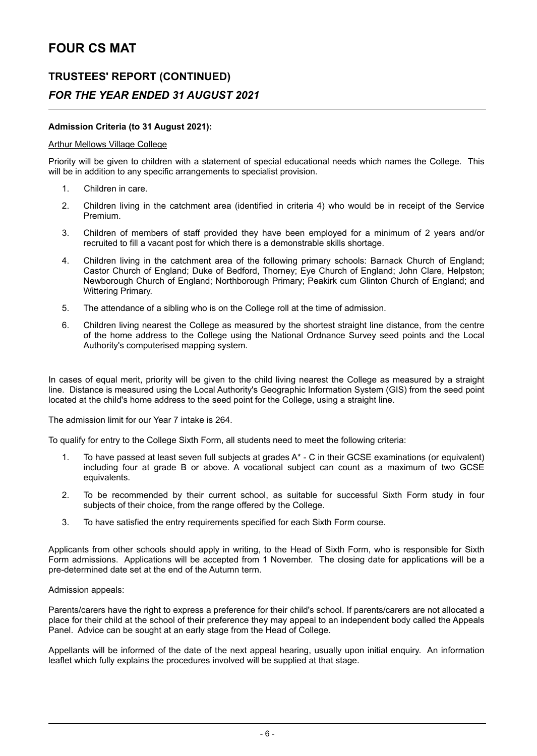**Admission Criteria (to 31 August 2021):**

Arthur Mellows Village College

Priority will be given to children with a statement of special educational needs which names the College. This will be in addition to any specific arrangements to specialist provision.

1. Children in care.
2. Children living in the catchment area (identified in criteria 4) who would be in receipt of the Service Premium.
3. Children of members of staff provided they have been employed for a minimum of 2 years and/or recruited to fill a vacant post for which there is a demonstrable skills shortage.
4. Children living in the catchment area of the following primary schools: Barnack Church of England; Castor Church of England; Duke of Bedford, Thorney; Eye Church of England; John Clare, Helpston; Newborough Church of England; Northborough Primary; Peakirk cum Glinton Church of England; and Wittering Primary.
5. The attendance of a sibling who is on the College roll at the time of admission.
6. Children living nearest the College as measured by the shortest straight line distance, from the centre of the home address to the College using the National Ordnance Survey seed points and the Local Authority's computerised mapping system.

In cases of equal merit, priority will be given to the child living nearest the College as measured by a straight line. Distance is measured using the Local Authority's Geographic Information System (GIS) from the seed point located at the child's home address to the seed point for the College, using a straight line.

The admission limit for our Year 7 intake is 264.

To qualify for entry to the College Sixth Form, all students need to meet the following criteria:

1. To have passed at least seven full subjects at grades A* - C in their GCSE examinations (or equivalent) including four at grade B or above. A vocational subject can count as a maximum of two GCSE equivalents.
2. To be recommended by their current school, as suitable for successful Sixth Form study in four subjects of their choice, from the range offered by the College.
3. To have satisfied the entry requirements specified for each Sixth Form course.

Applicants from other schools should apply in writing, to the Head of Sixth Form, who is responsible for Sixth Form admissions. Applications will be accepted from 1 November. The closing date for applications will be a pre-determined date set at the end of the Autumn term.

Admission appeals:

Parents/carers have the right to express a preference for their child's school. If parents/carers are not allocated a place for their child at the school of their preference they may appeal to an independent body called the Appeals Panel. Advice can be sought at an early stage from the Head of College.

Appellants will be informed of the date of the next appeal hearing, usually upon initial enquiry. An information leaflet which fully explains the procedures involved will be supplied at that stage.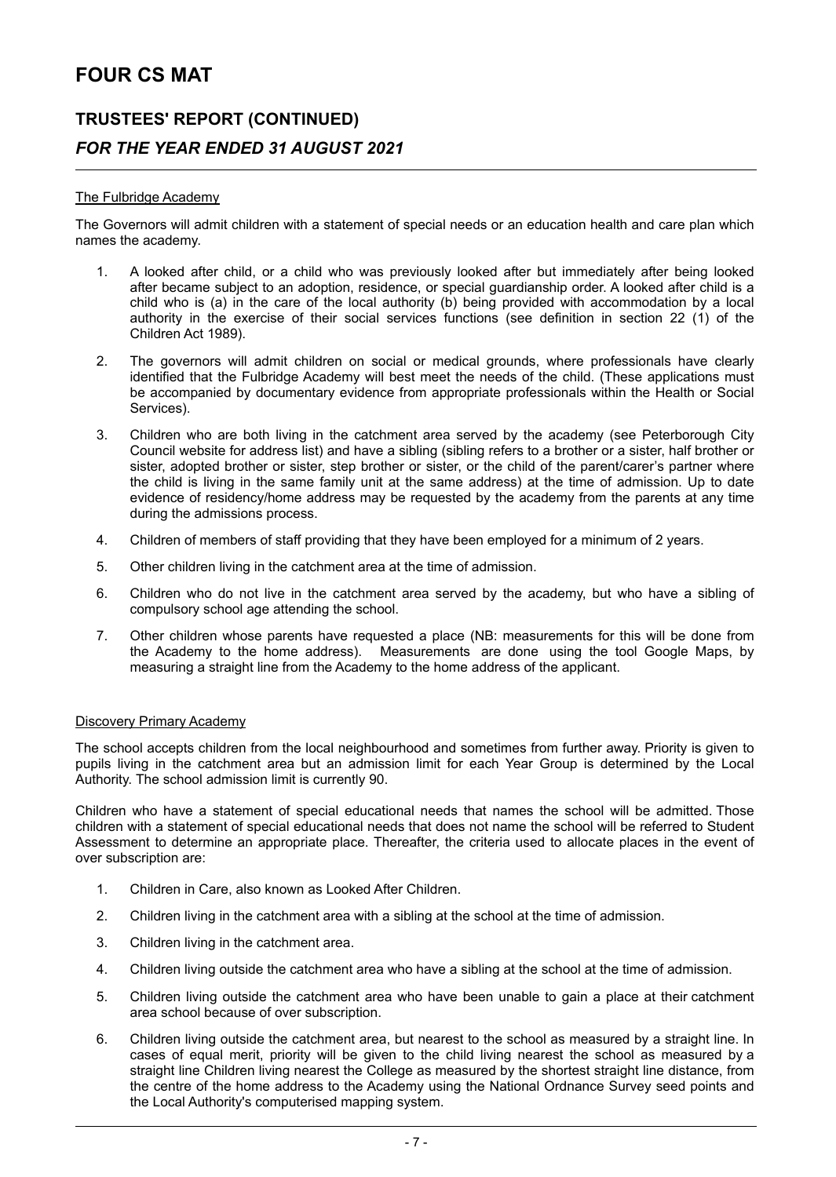The Fulbridge Academy

The Governors will admit children with a statement of special needs or an education health and care plan which names the academy.

1. A looked after child, or a child who was previously looked after but immediately after being looked after became subject to an adoption, residence, or special guardianship order. A looked after child is a child who is (a) in the care of the local authority (b) being provided with accommodation by a local authority in the exercise of their social services functions (see definition in section 22 (1) of the Children Act 1989).

2. The governors will admit children on social or medical grounds, where professionals have clearly identified that the Fulbridge Academy will best meet the needs of the child. (These applications must be accompanied by documentary evidence from appropriate professionals within the Health or Social Services).

3. Children who are both living in the catchment area served by the academy (see Peterborough City Council website for address list) and have a sibling (sibling refers to a brother or a sister, half brother or sister, adopted brother or sister, step brother or sister, or the child of the parent/carer's partner where the child is living in the same family unit at the same address) at the time of admission. Up to date evidence of residency/home address may be requested by the academy from the parents at any time during the admissions process.

4. Children of members of staff providing that they have been employed for a minimum of 2 years.

5. Other children living in the catchment area at the time of admission.

6. Children who do not live in the catchment area served by the academy, but who have a sibling of compulsory school age attending the school.

7. Other children whose parents have requested a place (NB: measurements for this will be done from the Academy to the home address). Measurements are done using the tool Google Maps, by measuring a straight line from the Academy to the home address of the applicant.

Discovery Primary Academy

The school accepts children from the local neighbourhood and sometimes from further away. Priority is given to pupils living in the catchment area but an admission limit for each Year Group is determined by the Local Authority. The school admission limit is currently 90.

Children who have a statement of special educational needs that names the school will be admitted. Those children with a statement of special educational needs that does not name the school will be referred to Student Assessment to determine an appropriate place. Thereafter, the criteria used to allocate places in the event of over subscription are:

1. Children in Care, also known as Looked After Children.

2. Children living in the catchment area with a sibling at the school at the time of admission.

3. Children living in the catchment area.

4. Children living outside the catchment area who have a sibling at the school at the time of admission.

5. Children living outside the catchment area who have been unable to gain a place at their catchment area school because of over subscription.

6. Children living outside the catchment area, but nearest to the school as measured by a straight line. In cases of equal merit, priority will be given to the child living nearest the school as measured by a straight line Children living nearest the College as measured by the shortest straight line distance, from the centre of the home address to the Academy using the National Ordnance Survey seed points and the Local Authority's computerised mapping system.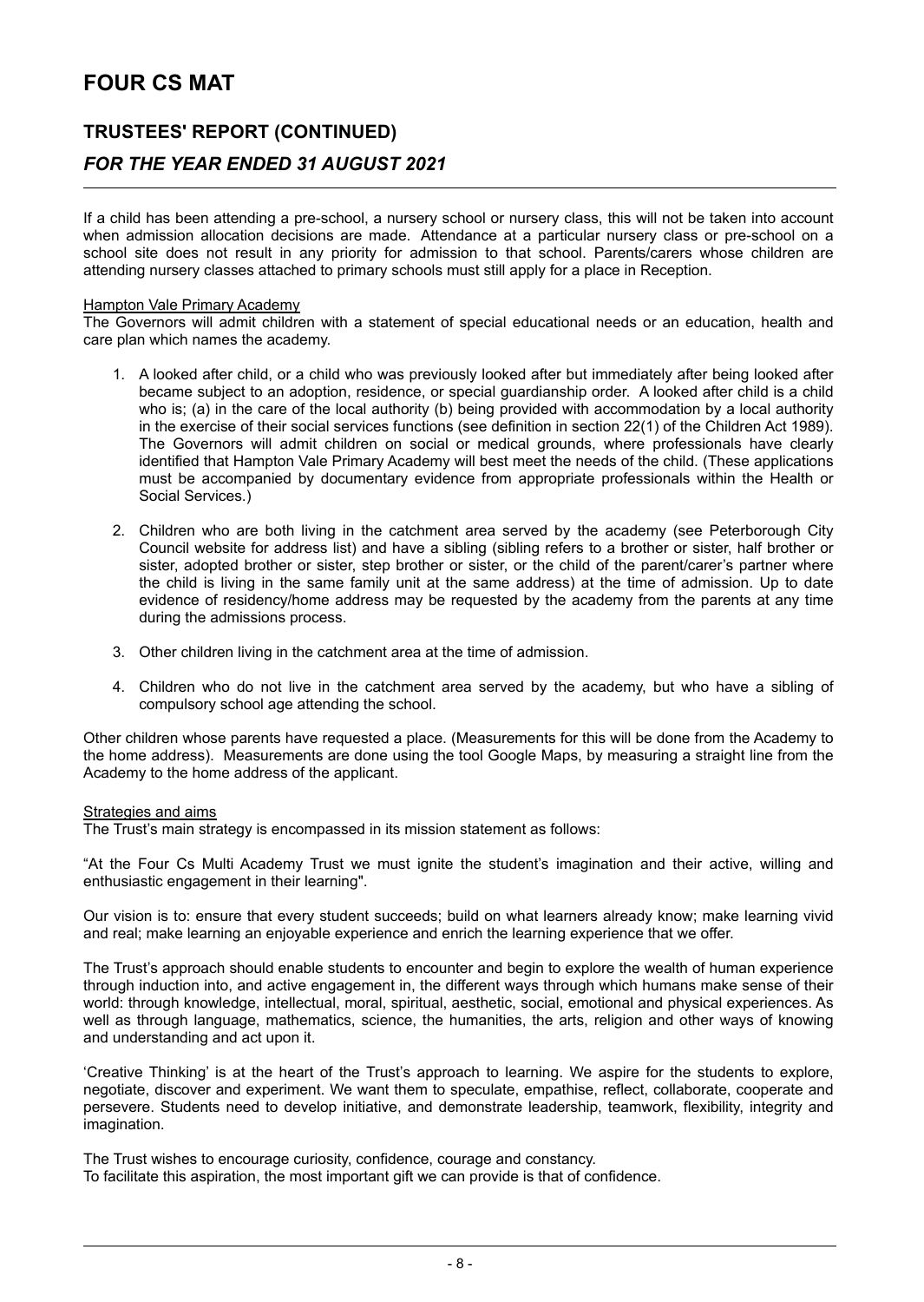If a child has been attending a pre-school, a nursery school or nursery class, this will not be taken into account when admission allocation decisions are made. Attendance at a particular nursery class or pre-school on a school site does not result in any priority for admission to that school. Parents/carers whose children are attending nursery classes attached to primary schools must still apply for a place in Reception.

Hampton Vale Primary Academy

The Governors will admit children with a statement of special educational needs or an education, health and care plan which names the academy.

1. A looked after child, or a child who was previously looked after but immediately after being looked after became subject to an adoption, residence, or special guardianship order. A looked after child is a child who is; (a) in the care of the local authority (b) being provided with accommodation by a local authority in the exercise of their social services functions (see definition in section 22(1) of the Children Act 1989). The Governors will admit children on social or medical grounds, where professionals have clearly identified that Hampton Vale Primary Academy will best meet the needs of the child. (These applications must be accompanied by documentary evidence from appropriate professionals within the Health or Social Services.)

2. Children who are both living in the catchment area served by the academy (see Peterborough City Council website for address list) and have a sibling (sibling refers to a brother or sister, half brother or sister, adopted brother or sister, step brother or sister, or the child of the parent/carer's partner where the child is living in the same family unit at the same address) at the time of admission. Up to date evidence of residency/home address may be requested by the academy from the parents at any time during the admissions process.

3. Other children living in the catchment area at the time of admission.

4. Children who do not live in the catchment area served by the academy, but who have a sibling of compulsory school age attending the school.

Other children whose parents have requested a place. (Measurements for this will be done from the Academy to the home address). Measurements are done using the tool Google Maps, by measuring a straight line from the Academy to the home address of the applicant.

Strategies and aims

The Trust's main strategy is encompassed in its mission statement as follows:

"At the Four Cs Multi Academy Trust we must ignite the student's imagination and their active, willing and enthusiastic engagement in their learning".

Our vision is to: ensure that every student succeeds; build on what learners already know; make learning vivid and real; make learning an enjoyable experience and enrich the learning experience that we offer.

The Trust's approach should enable students to encounter and begin to explore the wealth of human experience through induction into, and active engagement in, the different ways through which humans make sense of their world: through knowledge, intellectual, moral, spiritual, aesthetic, social, emotional and physical experiences. As well as through language, mathematics, science, the humanities, the arts, religion and other ways of knowing and understanding and act upon it.

'Creative Thinking' is at the heart of the Trust's approach to learning. We aspire for the students to explore, negotiate, discover and experiment. We want them to speculate, empathise, reflect, collaborate, cooperate and persevere. Students need to develop initiative, and demonstrate leadership, teamwork, flexibility, integrity and imagination.

The Trust wishes to encourage curiosity, confidence, courage and constancy.
To facilitate this aspiration, the most important gift we can provide is that of confidence.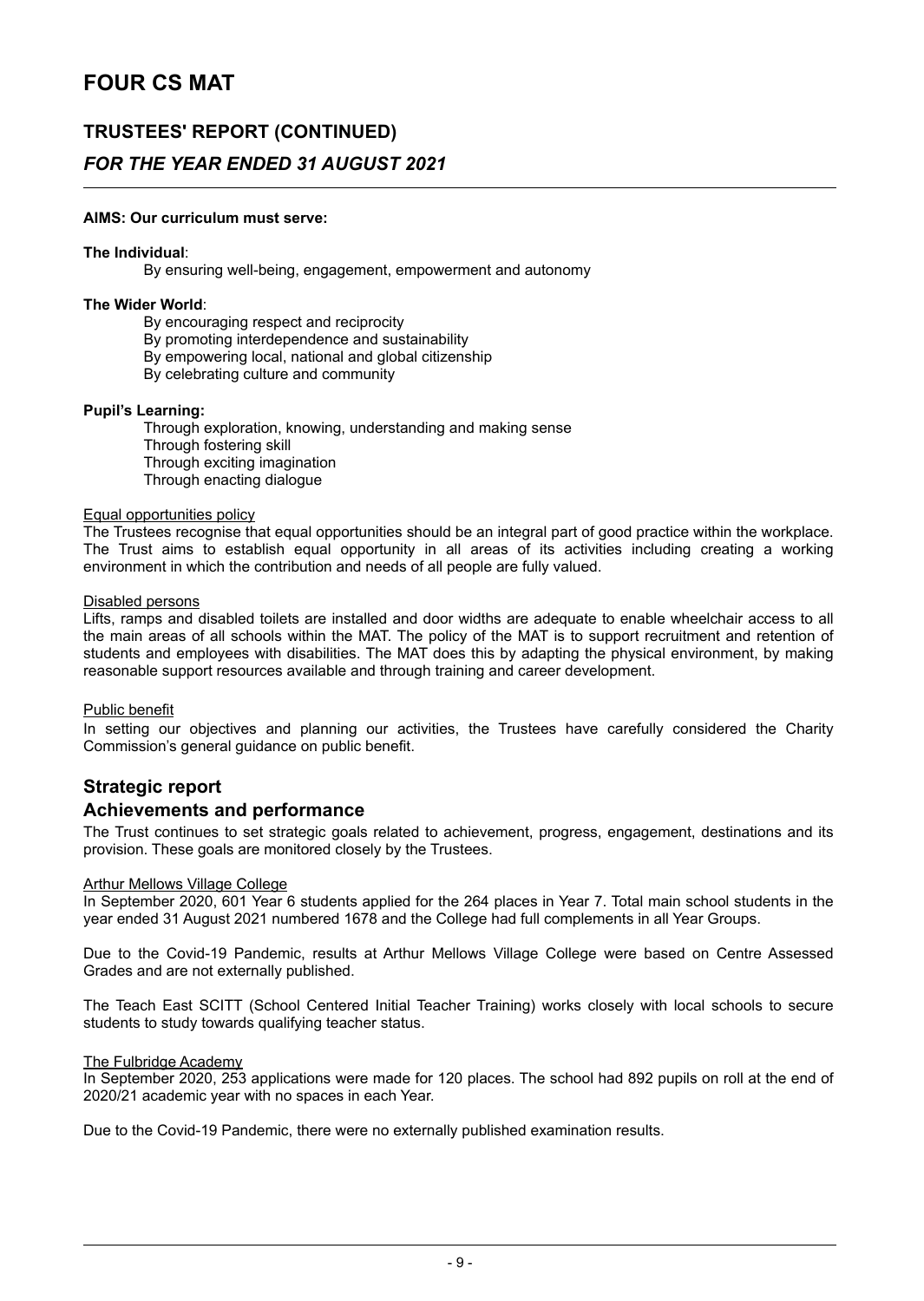**AIMS: Our curriculum must serve:**

**The Individual**:

By ensuring well-being, engagement, empowerment and autonomy

**The Wider World**:

By encouraging respect and reciprocity
By promoting interdependence and sustainability
By empowering local, national and global citizenship
By celebrating culture and community

**Pupil's Learning:**

Through exploration, knowing, understanding and making sense
Through fostering skill
Through exciting imagination
Through enacting dialogue

Equal opportunities policy

The Trustees recognise that equal opportunities should be an integral part of good practice within the workplace. The Trust aims to establish equal opportunity in all areas of its activities including creating a working environment in which the contribution and needs of all people are fully valued.

Disabled persons

Lifts, ramps and disabled toilets are installed and door widths are adequate to enable wheelchair access to all the main areas of all schools within the MAT. The policy of the MAT is to support recruitment and retention of students and employees with disabilities. The MAT does this by adapting the physical environment, by making reasonable support resources available and through training and career development.

Public benefit

In setting our objectives and planning our activities, the Trustees have carefully considered the Charity Commission's general guidance on public benefit.

## Strategic report

## Achievements and performance

The Trust continues to set strategic goals related to achievement, progress, engagement, destinations and its provision. These goals are monitored closely by the Trustees.

Arthur Mellows Village College

In September 2020, 601 Year 6 students applied for the 264 places in Year 7. Total main school students in the year ended 31 August 2021 numbered 1678 and the College had full complements in all Year Groups.

Due to the Covid-19 Pandemic, results at Arthur Mellows Village College were based on Centre Assessed Grades and are not externally published.

The Teach East SCITT (School Centered Initial Teacher Training) works closely with local schools to secure students to study towards qualifying teacher status.

The Fulbridge Academy

In September 2020, 253 applications were made for 120 places. The school had 892 pupils on roll at the end of 2020/21 academic year with no spaces in each Year.

Due to the Covid-19 Pandemic, there were no externally published examination results.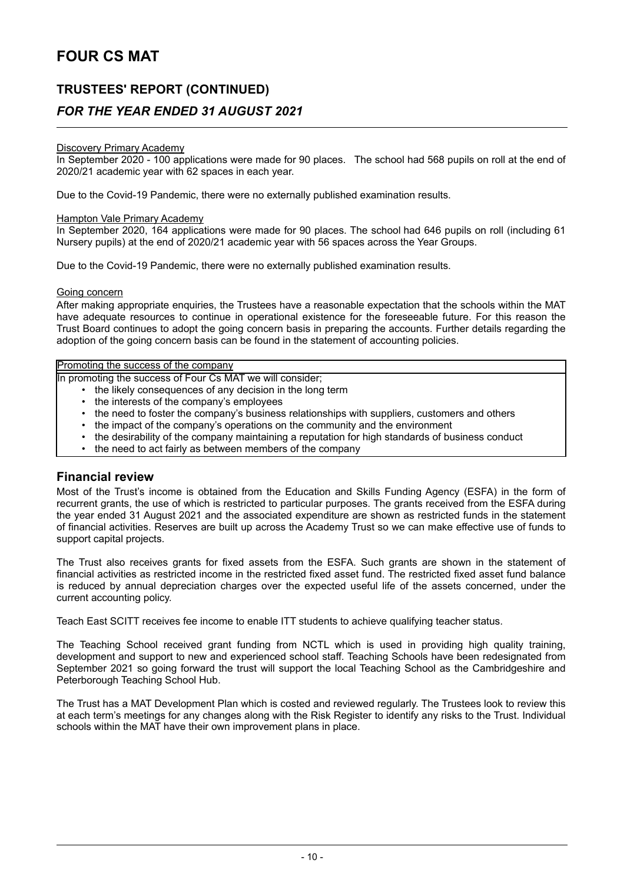Discovery Primary Academy
In September 2020 - 100 applications were made for 90 places. The school had 568 pupils on roll at the end of 2020/21 academic year with 62 spaces in each year.

Due to the Covid-19 Pandemic, there were no externally published examination results.

Hampton Vale Primary Academy
In September 2020, 164 applications were made for 90 places. The school had 646 pupils on roll (including 61 Nursery pupils) at the end of 2020/21 academic year with 56 spaces across the Year Groups.

Due to the Covid-19 Pandemic, there were no externally published examination results.

Going concern
After making appropriate enquiries, the Trustees have a reasonable expectation that the schools within the MAT have adequate resources to continue in operational existence for the foreseeable future. For this reason the Trust Board continues to adopt the going concern basis in preparing the accounts. Further details regarding the adoption of the going concern basis can be found in the statement of accounting policies.

Promoting the success of the company
In promoting the success of Four Cs MAT we will consider;

- the likely consequences of any decision in the long term
- the interests of the company's employees
- the need to foster the company's business relationships with suppliers, customers and others
- the impact of the company's operations on the community and the environment
- the desirability of the company maintaining a reputation for high standards of business conduct
- the need to act fairly as between members of the company

## Financial review

Most of the Trust's income is obtained from the Education and Skills Funding Agency (ESFA) in the form of recurrent grants, the use of which is restricted to particular purposes. The grants received from the ESFA during the year ended 31 August 2021 and the associated expenditure are shown as restricted funds in the statement of financial activities. Reserves are built up across the Academy Trust so we can make effective use of funds to support capital projects.

The Trust also receives grants for fixed assets from the ESFA. Such grants are shown in the statement of financial activities as restricted income in the restricted fixed asset fund. The restricted fixed asset fund balance is reduced by annual depreciation charges over the expected useful life of the assets concerned, under the current accounting policy.

Teach East SCITT receives fee income to enable ITT students to achieve qualifying teacher status.

The Teaching School received grant funding from NCTL which is used in providing high quality training, development and support to new and experienced school staff. Teaching Schools have been redesignated from September 2021 so going forward the trust will support the local Teaching School as the Cambridgeshire and Peterborough Teaching School Hub.

The Trust has a MAT Development Plan which is costed and reviewed regularly. The Trustees look to review this at each term's meetings for any changes along with the Risk Register to identify any risks to the Trust. Individual schools within the MAT have their own improvement plans in place.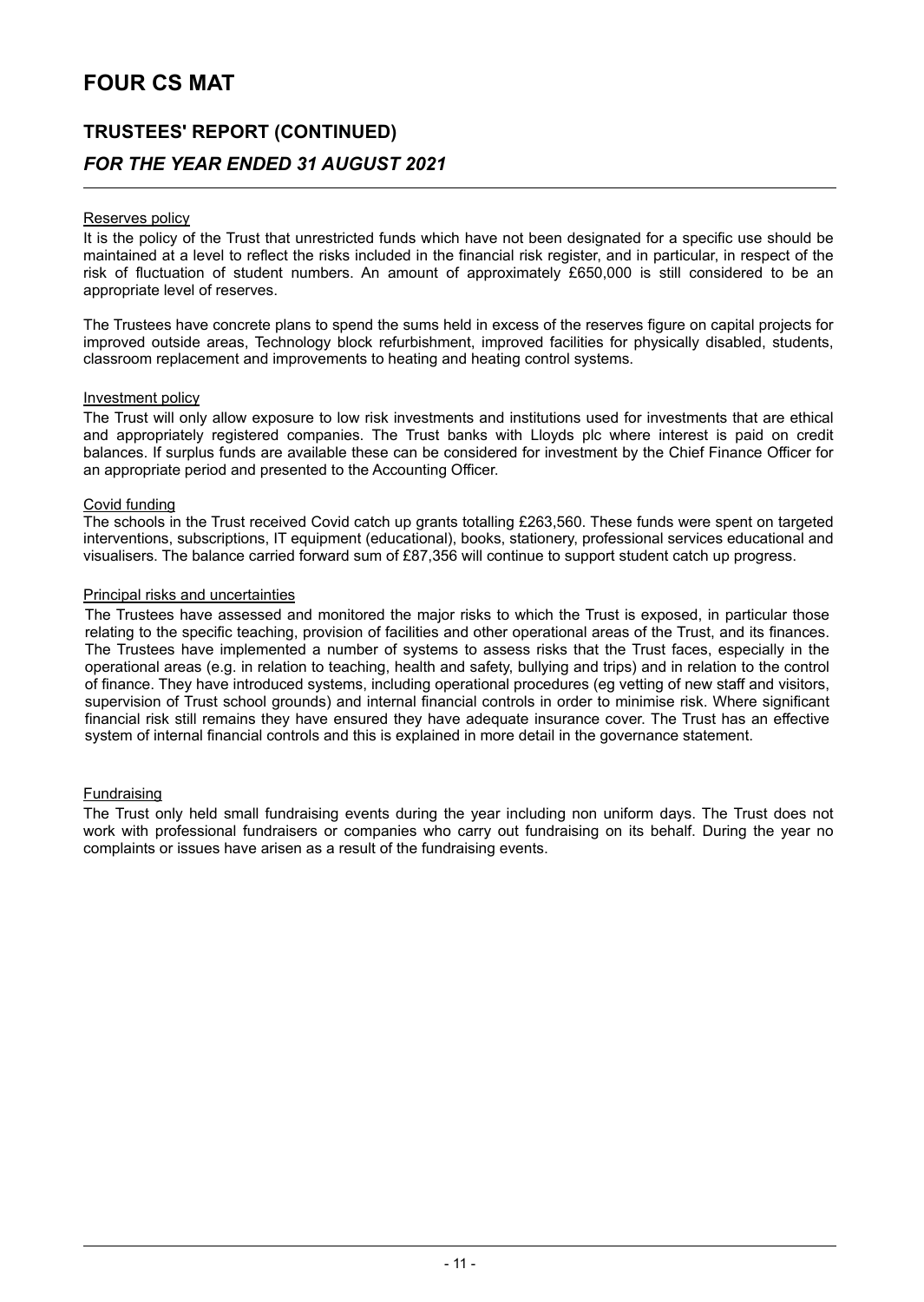# FOUR CS MAT

## TRUSTEES' REPORT (CONTINUED)

### *FOR THE YEAR ENDED 31 AUGUST 2021*

Reserves policy

It is the policy of the Trust that unrestricted funds which have not been designated for a specific use should be maintained at a level to reflect the risks included in the financial risk register, and in particular, in respect of the risk of fluctuation of student numbers. An amount of approximately £650,000 is still considered to be an appropriate level of reserves.

The Trustees have concrete plans to spend the sums held in excess of the reserves figure on capital projects for improved outside areas, Technology block refurbishment, improved facilities for physically disabled, students, classroom replacement and improvements to heating and heating control systems.

Investment policy

The Trust will only allow exposure to low risk investments and institutions used for investments that are ethical and appropriately registered companies. The Trust banks with Lloyds plc where interest is paid on credit balances. If surplus funds are available these can be considered for investment by the Chief Finance Officer for an appropriate period and presented to the Accounting Officer.

Covid funding

The schools in the Trust received Covid catch up grants totalling £263,560. These funds were spent on targeted interventions, subscriptions, IT equipment (educational), books, stationery, professional services educational and visualisers. The balance carried forward sum of £87,356 will continue to support student catch up progress.

Principal risks and uncertainties

The Trustees have assessed and monitored the major risks to which the Trust is exposed, in particular those relating to the specific teaching, provision of facilities and other operational areas of the Trust, and its finances. The Trustees have implemented a number of systems to assess risks that the Trust faces, especially in the operational areas (e.g. in relation to teaching, health and safety, bullying and trips) and in relation to the control of finance. They have introduced systems, including operational procedures (eg vetting of new staff and visitors, supervision of Trust school grounds) and internal financial controls in order to minimise risk. Where significant financial risk still remains they have ensured they have adequate insurance cover. The Trust has an effective system of internal financial controls and this is explained in more detail in the governance statement.

Fundraising

The Trust only held small fundraising events during the year including non uniform days. The Trust does not work with professional fundraisers or companies who carry out fundraising on its behalf. During the year no complaints or issues have arisen as a result of the fundraising events.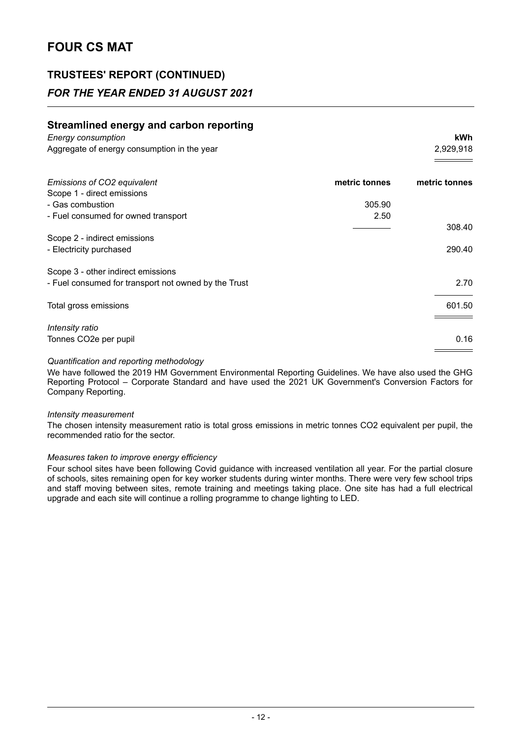# FOUR CS MAT

## TRUSTEES' REPORT (CONTINUED)

### *FOR THE YEAR ENDED 31 AUGUST 2021*

### Streamlined energy and carbon reporting

| *Energy consumption* | | **kWh** |
|---|---|---|
| Aggregate of energy consumption in the year | | 2,929,918 |
| | | |
| *Emissions of CO2 equivalent* | **metric tonnes** | **metric tonnes** |
| Scope 1 - direct emissions | | |
| - Gas combustion | 305.90 | |
| - Fuel consumed for owned transport | 2.50 | |
| | | 308.40 |
| Scope 2 - indirect emissions | | |
| - Electricity purchased | | 290.40 |
| | | |
| Scope 3 - other indirect emissions | | |
| - Fuel consumed for transport not owned by the Trust | | 2.70 |
| | | |
| Total gross emissions | | 601.50 |
| | | |
| *Intensity ratio* | | |
| Tonnes CO2e per pupil | | 0.16 |

*Quantification and reporting methodology*

We have followed the 2019 HM Government Environmental Reporting Guidelines. We have also used the GHG Reporting Protocol – Corporate Standard and have used the 2021 UK Government's Conversion Factors for Company Reporting.

*Intensity measurement*

The chosen intensity measurement ratio is total gross emissions in metric tonnes CO2 equivalent per pupil, the recommended ratio for the sector.

*Measures taken to improve energy efficiency*

Four school sites have been following Covid guidance with increased ventilation all year. For the partial closure of schools, sites remaining open for key worker students during winter months. There were very few school trips and staff moving between sites, remote training and meetings taking place. One site has had a full electrical upgrade and each site will continue a rolling programme to change lighting to LED.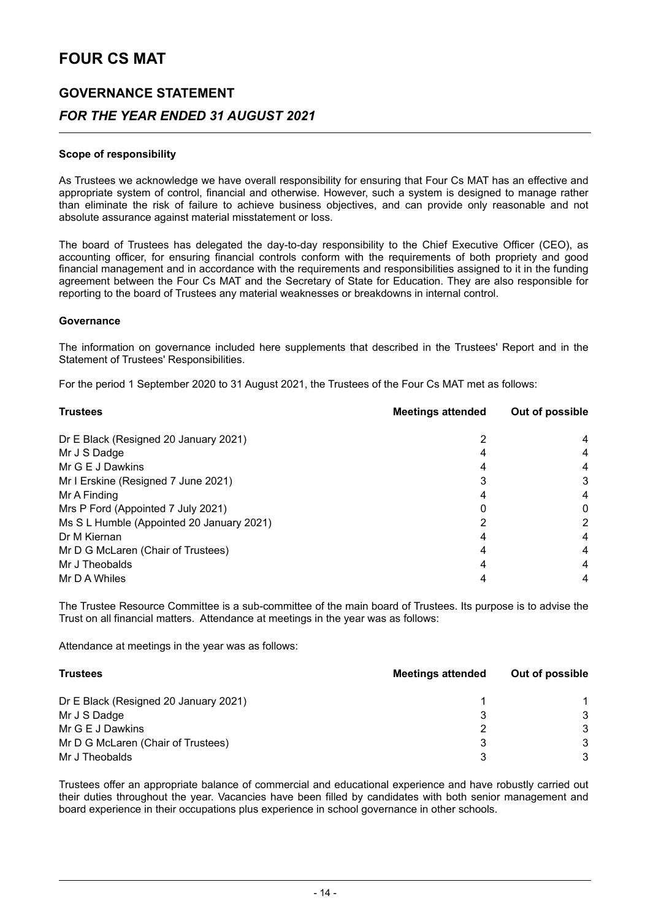# FOUR CS MAT

## GOVERNANCE STATEMENT

### *FOR THE YEAR ENDED 31 AUGUST 2021*

**Scope of responsibility**

As Trustees we acknowledge we have overall responsibility for ensuring that Four Cs MAT has an effective and appropriate system of control, financial and otherwise. However, such a system is designed to manage rather than eliminate the risk of failure to achieve business objectives, and can provide only reasonable and not absolute assurance against material misstatement or loss.

The board of Trustees has delegated the day-to-day responsibility to the Chief Executive Officer (CEO), as accounting officer, for ensuring financial controls conform with the requirements of both propriety and good financial management and in accordance with the requirements and responsibilities assigned to it in the funding agreement between the Four Cs MAT and the Secretary of State for Education. They are also responsible for reporting to the board of Trustees any material weaknesses or breakdowns in internal control.

**Governance**

The information on governance included here supplements that described in the Trustees' Report and in the Statement of Trustees' Responsibilities.

For the period 1 September 2020 to 31 August 2021, the Trustees of the Four Cs MAT met as follows:

| Trustees | Meetings attended | Out of possible |
|---|---|---|
| Dr E Black (Resigned 20 January 2021) | 2 | 4 |
| Mr J S Dadge | 4 | 4 |
| Mr G E J Dawkins | 4 | 4 |
| Mr I Erskine (Resigned 7 June 2021) | 3 | 3 |
| Mr A Finding | 4 | 4 |
| Mrs P Ford (Appointed 7 July 2021) | 0 | 0 |
| Ms S L Humble (Appointed 20 January 2021) | 2 | 2 |
| Dr M Kiernan | 4 | 4 |
| Mr D G McLaren (Chair of Trustees) | 4 | 4 |
| Mr J Theobalds | 4 | 4 |
| Mr D A Whiles | 4 | 4 |

The Trustee Resource Committee is a sub-committee of the main board of Trustees. Its purpose is to advise the Trust on all financial matters. Attendance at meetings in the year was as follows:

Attendance at meetings in the year was as follows:

| Trustees | Meetings attended | Out of possible |
|---|---|---|
| Dr E Black (Resigned 20 January 2021) | 1 | 1 |
| Mr J S Dadge | 3 | 3 |
| Mr G E J Dawkins | 2 | 3 |
| Mr D G McLaren (Chair of Trustees) | 3 | 3 |
| Mr J Theobalds | 3 | 3 |

Trustees offer an appropriate balance of commercial and educational experience and have robustly carried out their duties throughout the year. Vacancies have been filled by candidates with both senior management and board experience in their occupations plus experience in school governance in other schools.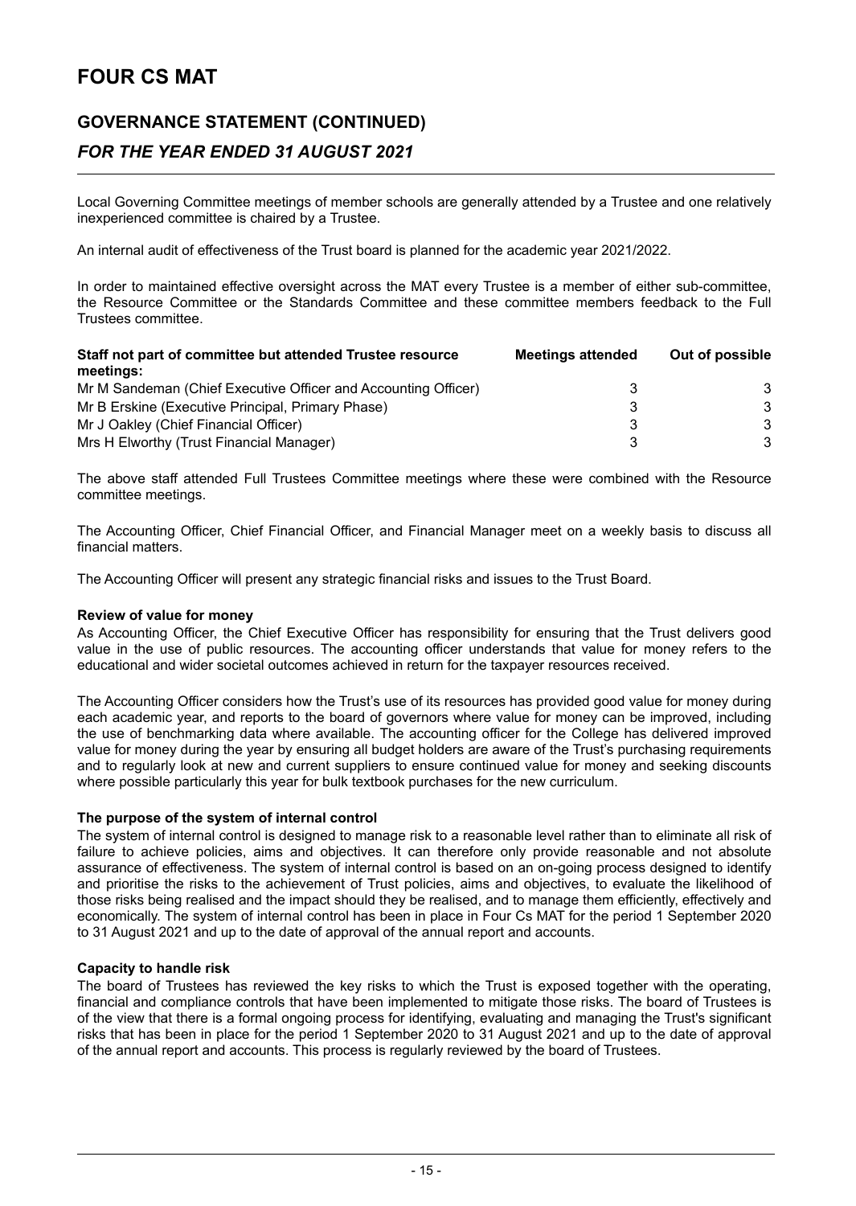# FOUR CS MAT

## GOVERNANCE STATEMENT (CONTINUED)

### *FOR THE YEAR ENDED 31 AUGUST 2021*

Local Governing Committee meetings of member schools are generally attended by a Trustee and one relatively inexperienced committee is chaired by a Trustee.

An internal audit of effectiveness of the Trust board is planned for the academic year 2021/2022.

In order to maintained effective oversight across the MAT every Trustee is a member of either sub-committee, the Resource Committee or the Standards Committee and these committee members feedback to the Full Trustees committee.

| Staff not part of committee but attended Trustee resource meetings: | Meetings attended | Out of possible |
|---|---|---|
| Mr M Sandeman (Chief Executive Officer and Accounting Officer) | 3 | 3 |
| Mr B Erskine (Executive Principal, Primary Phase) | 3 | 3 |
| Mr J Oakley (Chief Financial Officer) | 3 | 3 |
| Mrs H Elworthy (Trust Financial Manager) | 3 | 3 |

The above staff attended Full Trustees Committee meetings where these were combined with the Resource committee meetings.

The Accounting Officer, Chief Financial Officer, and Financial Manager meet on a weekly basis to discuss all financial matters.

The Accounting Officer will present any strategic financial risks and issues to the Trust Board.

**Review of value for money**

As Accounting Officer, the Chief Executive Officer has responsibility for ensuring that the Trust delivers good value in the use of public resources. The accounting officer understands that value for money refers to the educational and wider societal outcomes achieved in return for the taxpayer resources received.

The Accounting Officer considers how the Trust's use of its resources has provided good value for money during each academic year, and reports to the board of governors where value for money can be improved, including the use of benchmarking data where available. The accounting officer for the College has delivered improved value for money during the year by ensuring all budget holders are aware of the Trust's purchasing requirements and to regularly look at new and current suppliers to ensure continued value for money and seeking discounts where possible particularly this year for bulk textbook purchases for the new curriculum.

**The purpose of the system of internal control**

The system of internal control is designed to manage risk to a reasonable level rather than to eliminate all risk of failure to achieve policies, aims and objectives. It can therefore only provide reasonable and not absolute assurance of effectiveness. The system of internal control is based on an on-going process designed to identify and prioritise the risks to the achievement of Trust policies, aims and objectives, to evaluate the likelihood of those risks being realised and the impact should they be realised, and to manage them efficiently, effectively and economically. The system of internal control has been in place in Four Cs MAT for the period 1 September 2020 to 31 August 2021 and up to the date of approval of the annual report and accounts.

**Capacity to handle risk**

The board of Trustees has reviewed the key risks to which the Trust is exposed together with the operating, financial and compliance controls that have been implemented to mitigate those risks. The board of Trustees is of the view that there is a formal ongoing process for identifying, evaluating and managing the Trust's significant risks that has been in place for the period 1 September 2020 to 31 August 2021 and up to the date of approval of the annual report and accounts. This process is regularly reviewed by the board of Trustees.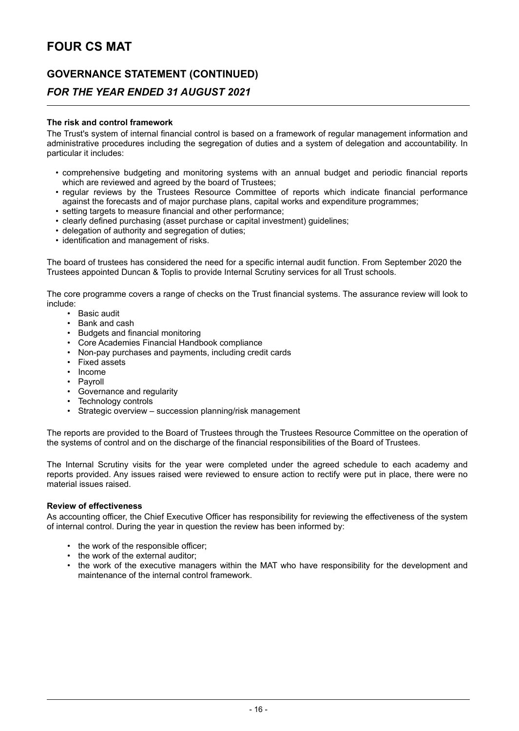# FOUR CS MAT

## GOVERNANCE STATEMENT (CONTINUED)

### *FOR THE YEAR ENDED 31 AUGUST 2021*

**The risk and control framework**

The Trust's system of internal financial control is based on a framework of regular management information and administrative procedures including the segregation of duties and a system of delegation and accountability. In particular it includes:

- comprehensive budgeting and monitoring systems with an annual budget and periodic financial reports which are reviewed and agreed by the board of Trustees;
- regular reviews by the Trustees Resource Committee of reports which indicate financial performance against the forecasts and of major purchase plans, capital works and expenditure programmes;
- setting targets to measure financial and other performance;
- clearly defined purchasing (asset purchase or capital investment) guidelines;
- delegation of authority and segregation of duties;
- identification and management of risks.

The board of trustees has considered the need for a specific internal audit function. From September 2020 the Trustees appointed Duncan & Toplis to provide Internal Scrutiny services for all Trust schools.

The core programme covers a range of checks on the Trust financial systems. The assurance review will look to include:

- Basic audit
- Bank and cash
- Budgets and financial monitoring
- Core Academies Financial Handbook compliance
- Non-pay purchases and payments, including credit cards
- Fixed assets
- Income
- Payroll
- Governance and regularity
- Technology controls
- Strategic overview – succession planning/risk management

The reports are provided to the Board of Trustees through the Trustees Resource Committee on the operation of the systems of control and on the discharge of the financial responsibilities of the Board of Trustees.

The Internal Scrutiny visits for the year were completed under the agreed schedule to each academy and reports provided. Any issues raised were reviewed to ensure action to rectify were put in place, there were no material issues raised.

**Review of effectiveness**

As accounting officer, the Chief Executive Officer has responsibility for reviewing the effectiveness of the system of internal control. During the year in question the review has been informed by:

- the work of the responsible officer;
- the work of the external auditor;
- the work of the executive managers within the MAT who have responsibility for the development and maintenance of the internal control framework.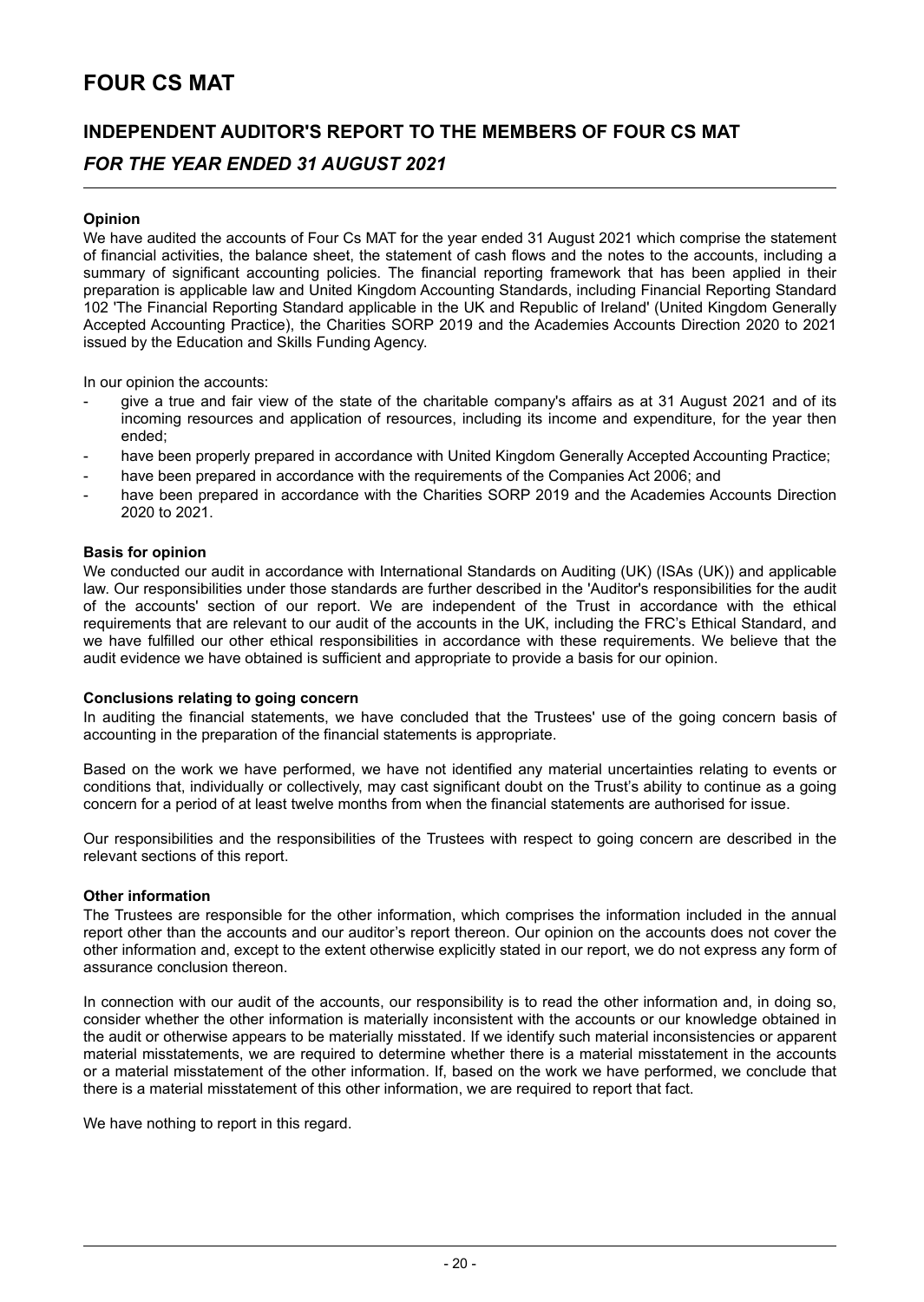# FOUR CS MAT

## INDEPENDENT AUDITOR'S REPORT TO THE MEMBERS OF FOUR CS MAT

### *FOR THE YEAR ENDED 31 AUGUST 2021*

**Opinion**

We have audited the accounts of Four Cs MAT for the year ended 31 August 2021 which comprise the statement of financial activities, the balance sheet, the statement of cash flows and the notes to the accounts, including a summary of significant accounting policies. The financial reporting framework that has been applied in their preparation is applicable law and United Kingdom Accounting Standards, including Financial Reporting Standard 102 'The Financial Reporting Standard applicable in the UK and Republic of Ireland' (United Kingdom Generally Accepted Accounting Practice), the Charities SORP 2019 and the Academies Accounts Direction 2020 to 2021 issued by the Education and Skills Funding Agency.

In our opinion the accounts:

- give a true and fair view of the state of the charitable company's affairs as at 31 August 2021 and of its incoming resources and application of resources, including its income and expenditure, for the year then ended;
- have been properly prepared in accordance with United Kingdom Generally Accepted Accounting Practice;
- have been prepared in accordance with the requirements of the Companies Act 2006; and
- have been prepared in accordance with the Charities SORP 2019 and the Academies Accounts Direction 2020 to 2021.

**Basis for opinion**

We conducted our audit in accordance with International Standards on Auditing (UK) (ISAs (UK)) and applicable law. Our responsibilities under those standards are further described in the 'Auditor's responsibilities for the audit of the accounts' section of our report. We are independent of the Trust in accordance with the ethical requirements that are relevant to our audit of the accounts in the UK, including the FRC's Ethical Standard, and we have fulfilled our other ethical responsibilities in accordance with these requirements. We believe that the audit evidence we have obtained is sufficient and appropriate to provide a basis for our opinion.

**Conclusions relating to going concern**

In auditing the financial statements, we have concluded that the Trustees' use of the going concern basis of accounting in the preparation of the financial statements is appropriate.

Based on the work we have performed, we have not identified any material uncertainties relating to events or conditions that, individually or collectively, may cast significant doubt on the Trust's ability to continue as a going concern for a period of at least twelve months from when the financial statements are authorised for issue.

Our responsibilities and the responsibilities of the Trustees with respect to going concern are described in the relevant sections of this report.

**Other information**

The Trustees are responsible for the other information, which comprises the information included in the annual report other than the accounts and our auditor's report thereon. Our opinion on the accounts does not cover the other information and, except to the extent otherwise explicitly stated in our report, we do not express any form of assurance conclusion thereon.

In connection with our audit of the accounts, our responsibility is to read the other information and, in doing so, consider whether the other information is materially inconsistent with the accounts or our knowledge obtained in the audit or otherwise appears to be materially misstated. If we identify such material inconsistencies or apparent material misstatements, we are required to determine whether there is a material misstatement in the accounts or a material misstatement of the other information. If, based on the work we have performed, we conclude that there is a material misstatement of this other information, we are required to report that fact.

We have nothing to report in this regard.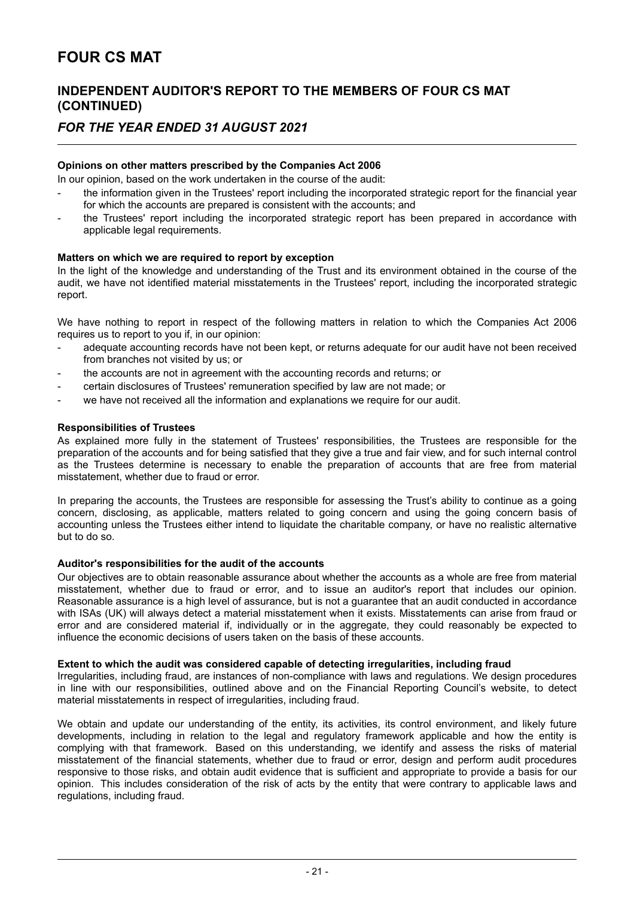**Opinions on other matters prescribed by the Companies Act 2006**

In our opinion, based on the work undertaken in the course of the audit:

- the information given in the Trustees' report including the incorporated strategic report for the financial year for which the accounts are prepared is consistent with the accounts; and
- the Trustees' report including the incorporated strategic report has been prepared in accordance with applicable legal requirements.

**Matters on which we are required to report by exception**

In the light of the knowledge and understanding of the Trust and its environment obtained in the course of the audit, we have not identified material misstatements in the Trustees' report, including the incorporated strategic report.

We have nothing to report in respect of the following matters in relation to which the Companies Act 2006 requires us to report to you if, in our opinion:

- adequate accounting records have not been kept, or returns adequate for our audit have not been received from branches not visited by us; or
- the accounts are not in agreement with the accounting records and returns; or
- certain disclosures of Trustees' remuneration specified by law are not made; or
- we have not received all the information and explanations we require for our audit.

**Responsibilities of Trustees**

As explained more fully in the statement of Trustees' responsibilities, the Trustees are responsible for the preparation of the accounts and for being satisfied that they give a true and fair view, and for such internal control as the Trustees determine is necessary to enable the preparation of accounts that are free from material misstatement, whether due to fraud or error.

In preparing the accounts, the Trustees are responsible for assessing the Trust's ability to continue as a going concern, disclosing, as applicable, matters related to going concern and using the going concern basis of accounting unless the Trustees either intend to liquidate the charitable company, or have no realistic alternative but to do so.

**Auditor's responsibilities for the audit of the accounts**

Our objectives are to obtain reasonable assurance about whether the accounts as a whole are free from material misstatement, whether due to fraud or error, and to issue an auditor's report that includes our opinion. Reasonable assurance is a high level of assurance, but is not a guarantee that an audit conducted in accordance with ISAs (UK) will always detect a material misstatement when it exists. Misstatements can arise from fraud or error and are considered material if, individually or in the aggregate, they could reasonably be expected to influence the economic decisions of users taken on the basis of these accounts.

**Extent to which the audit was considered capable of detecting irregularities, including fraud**

Irregularities, including fraud, are instances of non-compliance with laws and regulations. We design procedures in line with our responsibilities, outlined above and on the Financial Reporting Council's website, to detect material misstatements in respect of irregularities, including fraud.

We obtain and update our understanding of the entity, its activities, its control environment, and likely future developments, including in relation to the legal and regulatory framework applicable and how the entity is complying with that framework. Based on this understanding, we identify and assess the risks of material misstatement of the financial statements, whether due to fraud or error, design and perform audit procedures responsive to those risks, and obtain audit evidence that is sufficient and appropriate to provide a basis for our opinion. This includes consideration of the risk of acts by the entity that were contrary to applicable laws and regulations, including fraud.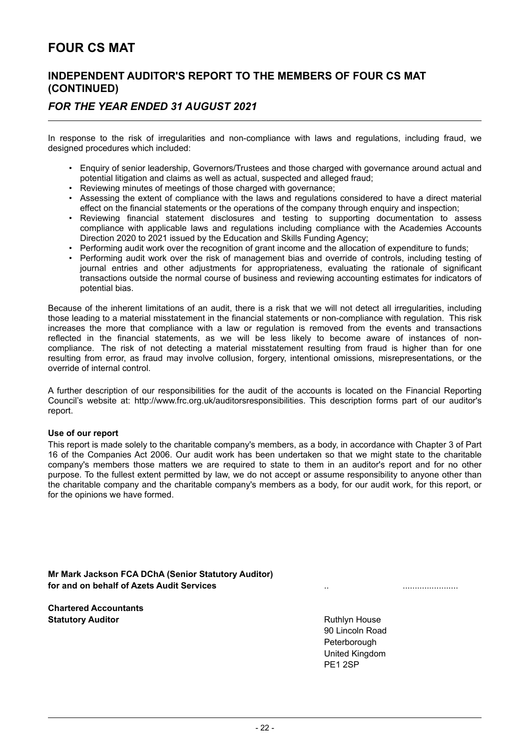# FOUR CS MAT

## INDEPENDENT AUDITOR'S REPORT TO THE MEMBERS OF FOUR CS MAT (CONTINUED)

### *FOR THE YEAR ENDED 31 AUGUST 2021*

In response to the risk of irregularities and non-compliance with laws and regulations, including fraud, we designed procedures which included:

- Enquiry of senior leadership, Governors/Trustees and those charged with governance around actual and potential litigation and claims as well as actual, suspected and alleged fraud;
- Reviewing minutes of meetings of those charged with governance;
- Assessing the extent of compliance with the laws and regulations considered to have a direct material effect on the financial statements or the operations of the company through enquiry and inspection;
- Reviewing financial statement disclosures and testing to supporting documentation to assess compliance with applicable laws and regulations including compliance with the Academies Accounts Direction 2020 to 2021 issued by the Education and Skills Funding Agency;
- Performing audit work over the recognition of grant income and the allocation of expenditure to funds;
- Performing audit work over the risk of management bias and override of controls, including testing of journal entries and other adjustments for appropriateness, evaluating the rationale of significant transactions outside the normal course of business and reviewing accounting estimates for indicators of potential bias.

Because of the inherent limitations of an audit, there is a risk that we will not detect all irregularities, including those leading to a material misstatement in the financial statements or non-compliance with regulation. This risk increases the more that compliance with a law or regulation is removed from the events and transactions reflected in the financial statements, as we will be less likely to become aware of instances of non-compliance. The risk of not detecting a material misstatement resulting from fraud is higher than for one resulting from error, as fraud may involve collusion, forgery, intentional omissions, misrepresentations, or the override of internal control.

A further description of our responsibilities for the audit of the accounts is located on the Financial Reporting Council's website at: http://www.frc.org.uk/auditorsresponsibilities. This description forms part of our auditor's report.

**Use of our report**

This report is made solely to the charitable company's members, as a body, in accordance with Chapter 3 of Part 16 of the Companies Act 2006. Our audit work has been undertaken so that we might state to the charitable company's members those matters we are required to state to them in an auditor's report and for no other purpose. To the fullest extent permitted by law, we do not accept or assume responsibility to anyone other than the charitable company and the charitable company's members as a body, for our audit work, for this report, or for the opinions we have formed.

**Mr Mark Jackson FCA DChA (Senior Statutory Auditor)**
**for and on behalf of Azets Audit Services** .. .......................

**Chartered Accountants**
**Statutory Auditor**

Ruthlyn House
90 Lincoln Road
Peterborough
United Kingdom
PE1 2SP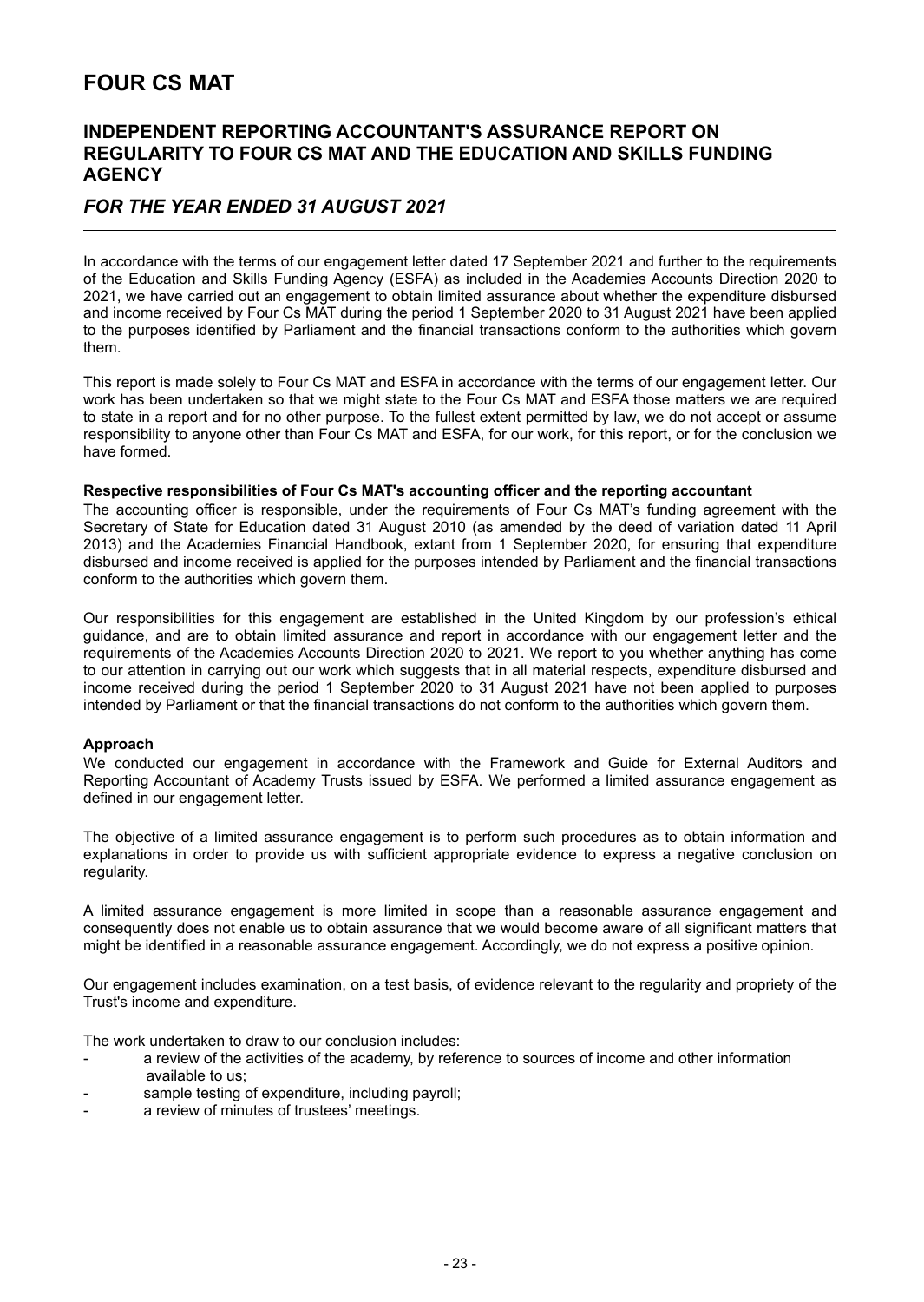# FOUR CS MAT

## INDEPENDENT REPORTING ACCOUNTANT'S ASSURANCE REPORT ON REGULARITY TO FOUR CS MAT AND THE EDUCATION AND SKILLS FUNDING AGENCY

### *FOR THE YEAR ENDED 31 AUGUST 2021*

In accordance with the terms of our engagement letter dated 17 September 2021 and further to the requirements of the Education and Skills Funding Agency (ESFA) as included in the Academies Accounts Direction 2020 to 2021, we have carried out an engagement to obtain limited assurance about whether the expenditure disbursed and income received by Four Cs MAT during the period 1 September 2020 to 31 August 2021 have been applied to the purposes identified by Parliament and the financial transactions conform to the authorities which govern them.

This report is made solely to Four Cs MAT and ESFA in accordance with the terms of our engagement letter. Our work has been undertaken so that we might state to the Four Cs MAT and ESFA those matters we are required to state in a report and for no other purpose. To the fullest extent permitted by law, we do not accept or assume responsibility to anyone other than Four Cs MAT and ESFA, for our work, for this report, or for the conclusion we have formed.

**Respective responsibilities of Four Cs MAT's accounting officer and the reporting accountant**

The accounting officer is responsible, under the requirements of Four Cs MAT's funding agreement with the Secretary of State for Education dated 31 August 2010 (as amended by the deed of variation dated 11 April 2013) and the Academies Financial Handbook, extant from 1 September 2020, for ensuring that expenditure disbursed and income received is applied for the purposes intended by Parliament and the financial transactions conform to the authorities which govern them.

Our responsibilities for this engagement are established in the United Kingdom by our profession's ethical guidance, and are to obtain limited assurance and report in accordance with our engagement letter and the requirements of the Academies Accounts Direction 2020 to 2021. We report to you whether anything has come to our attention in carrying out our work which suggests that in all material respects, expenditure disbursed and income received during the period 1 September 2020 to 31 August 2021 have not been applied to purposes intended by Parliament or that the financial transactions do not conform to the authorities which govern them.

**Approach**

We conducted our engagement in accordance with the Framework and Guide for External Auditors and Reporting Accountant of Academy Trusts issued by ESFA. We performed a limited assurance engagement as defined in our engagement letter.

The objective of a limited assurance engagement is to perform such procedures as to obtain information and explanations in order to provide us with sufficient appropriate evidence to express a negative conclusion on regularity.

A limited assurance engagement is more limited in scope than a reasonable assurance engagement and consequently does not enable us to obtain assurance that we would become aware of all significant matters that might be identified in a reasonable assurance engagement. Accordingly, we do not express a positive opinion.

Our engagement includes examination, on a test basis, of evidence relevant to the regularity and propriety of the Trust's income and expenditure.

The work undertaken to draw to our conclusion includes:

- a review of the activities of the academy, by reference to sources of income and other information available to us;
- sample testing of expenditure, including payroll;
- a review of minutes of trustees' meetings.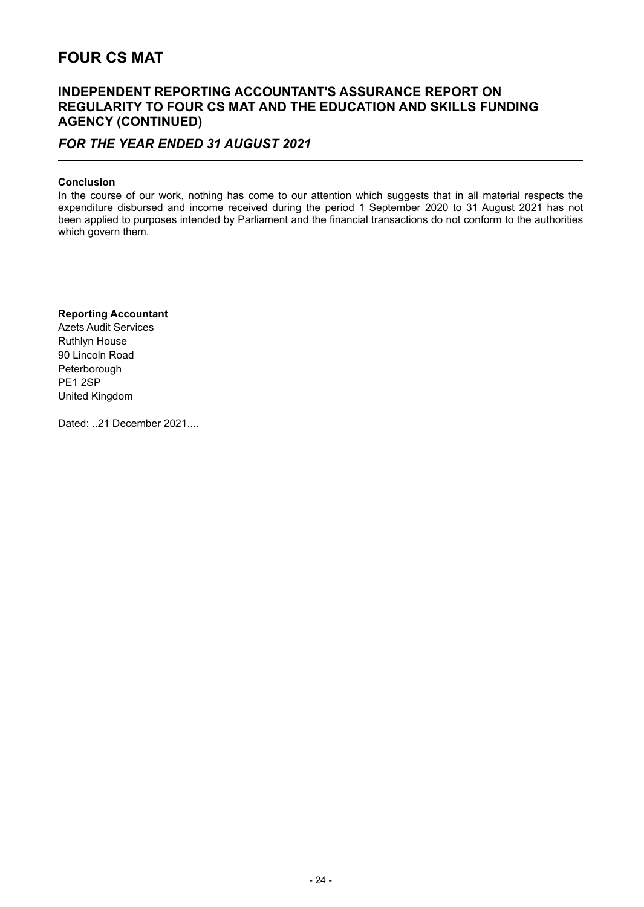# FOUR CS MAT

## INDEPENDENT REPORTING ACCOUNTANT'S ASSURANCE REPORT ON REGULARITY TO FOUR CS MAT AND THE EDUCATION AND SKILLS FUNDING AGENCY (CONTINUED)

### *FOR THE YEAR ENDED 31 AUGUST 2021*

**Conclusion**

In the course of our work, nothing has come to our attention which suggests that in all material respects the expenditure disbursed and income received during the period 1 September 2020 to 31 August 2021 has not been applied to purposes intended by Parliament and the financial transactions do not conform to the authorities which govern them.

**Reporting Accountant**
Azets Audit Services
Ruthlyn House
90 Lincoln Road
Peterborough
PE1 2SP
United Kingdom

Dated: ..21 December 2021....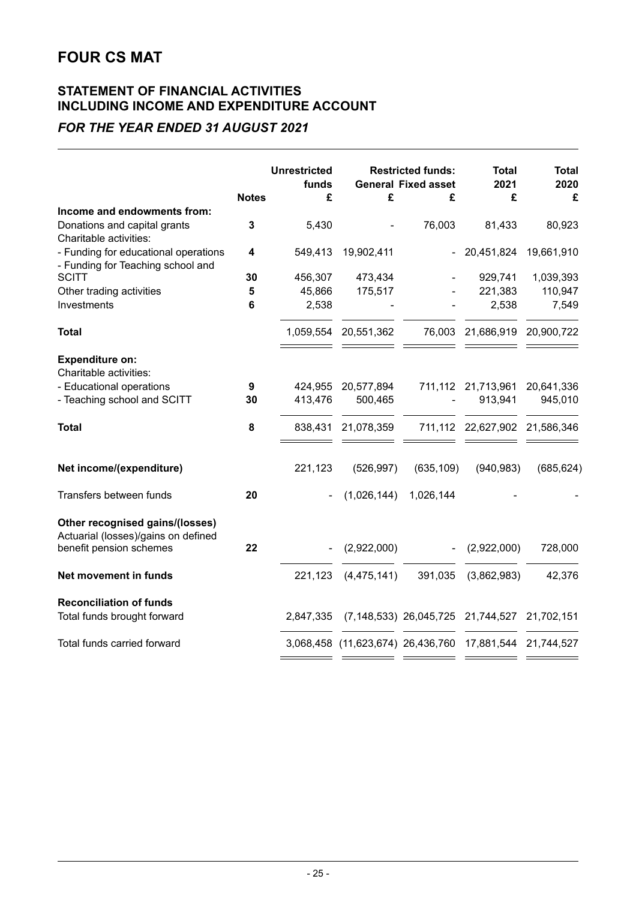# FOUR CS MAT

## STATEMENT OF FINANCIAL ACTIVITIES INCLUDING INCOME AND EXPENDITURE ACCOUNT

### *FOR THE YEAR ENDED 31 AUGUST 2021*

| | Notes | Unrestricted funds £ | Restricted funds: General £ | Restricted funds: Fixed asset £ | Total 2021 £ | Total 2020 £ |
|---|---|---|---|---|---|---|
| **Income and endowments from:** | | | | | | |
| Donations and capital grants | 3 | 5,430 | - | 76,003 | 81,433 | 80,923 |
| Charitable activities: | | | | | | |
| - Funding for educational operations | 4 | 549,413 | 19,902,411 | - | 20,451,824 | 19,661,910 |
| - Funding for Teaching school and SCITT | 30 | 456,307 | 473,434 | - | 929,741 | 1,039,393 |
| Other trading activities | 5 | 45,866 | 175,517 | - | 221,383 | 110,947 |
| Investments | 6 | 2,538 | - | - | 2,538 | 7,549 |
| **Total** | | 1,059,554 | 20,551,362 | 76,003 | 21,686,919 | 20,900,722 |
| **Expenditure on:** | | | | | | |
| Charitable activities: | | | | | | |
| - Educational operations | 9 | 424,955 | 20,577,894 | 711,112 | 21,713,961 | 20,641,336 |
| - Teaching school and SCITT | 30 | 413,476 | 500,465 | - | 913,941 | 945,010 |
| **Total** | 8 | 838,431 | 21,078,359 | 711,112 | 22,627,902 | 21,586,346 |
| **Net income/(expenditure)** | | 221,123 | (526,997) | (635,109) | (940,983) | (685,624) |
| Transfers between funds | 20 | - | (1,026,144) | 1,026,144 | - | - |
| **Other recognised gains/(losses)** | | | | | | |
| Actuarial (losses)/gains on defined benefit pension schemes | 22 | - | (2,922,000) | - | (2,922,000) | 728,000 |
| **Net movement in funds** | | 221,123 | (4,475,141) | 391,035 | (3,862,983) | 42,376 |
| **Reconciliation of funds** | | | | | | |
| Total funds brought forward | | 2,847,335 | (7,148,533) | 26,045,725 | 21,744,527 | 21,702,151 |
| Total funds carried forward | | 3,068,458 | (11,623,674) | 26,436,760 | 17,881,544 | 21,744,527 |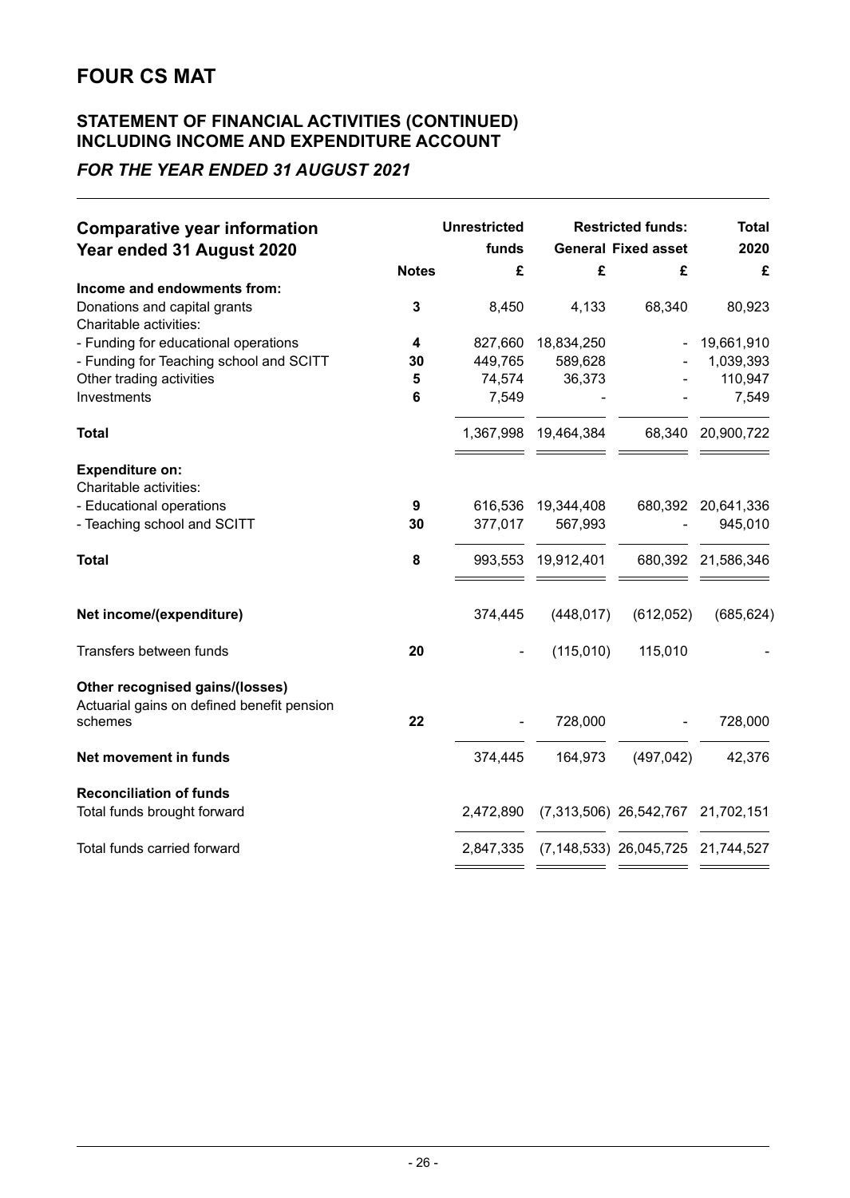# FOUR CS MAT

## STATEMENT OF FINANCIAL ACTIVITIES (CONTINUED) INCLUDING INCOME AND EXPENDITURE ACCOUNT

### *FOR THE YEAR ENDED 31 AUGUST 2021*

| **Comparative year information Year ended 31 August 2020** | **Notes** | **Unrestricted funds £** | **Restricted funds: General £** | **Restricted funds: Fixed asset £** | **Total 2020 £** |
|---|---|---|---|---|---|
| **Income and endowments from:** | | | | | |
| Donations and capital grants | **3** | 8,450 | 4,133 | 68,340 | 80,923 |
| Charitable activities: | | | | | |
| - Funding for educational operations | **4** | 827,660 | 18,834,250 | - | 19,661,910 |
| - Funding for Teaching school and SCITT | **30** | 449,765 | 589,628 | - | 1,039,393 |
| Other trading activities | **5** | 74,574 | 36,373 | - | 110,947 |
| Investments | **6** | 7,549 | - | - | 7,549 |
| **Total** | | 1,367,998 | 19,464,384 | 68,340 | 20,900,722 |
| **Expenditure on:** | | | | | |
| Charitable activities: | | | | | |
| - Educational operations | **9** | 616,536 | 19,344,408 | 680,392 | 20,641,336 |
| - Teaching school and SCITT | **30** | 377,017 | 567,993 | - | 945,010 |
| **Total** | **8** | 993,553 | 19,912,401 | 680,392 | 21,586,346 |
| **Net income/(expenditure)** | | 374,445 | (448,017) | (612,052) | (685,624) |
| Transfers between funds | **20** | - | (115,010) | 115,010 | - |
| **Other recognised gains/(losses)** | | | | | |
| Actuarial gains on defined benefit pension schemes | **22** | - | 728,000 | - | 728,000 |
| **Net movement in funds** | | 374,445 | 164,973 | (497,042) | 42,376 |
| **Reconciliation of funds** | | | | | |
| Total funds brought forward | | 2,472,890 | (7,313,506) | 26,542,767 | 21,702,151 |
| Total funds carried forward | | 2,847,335 | (7,148,533) | 26,045,725 | 21,744,527 |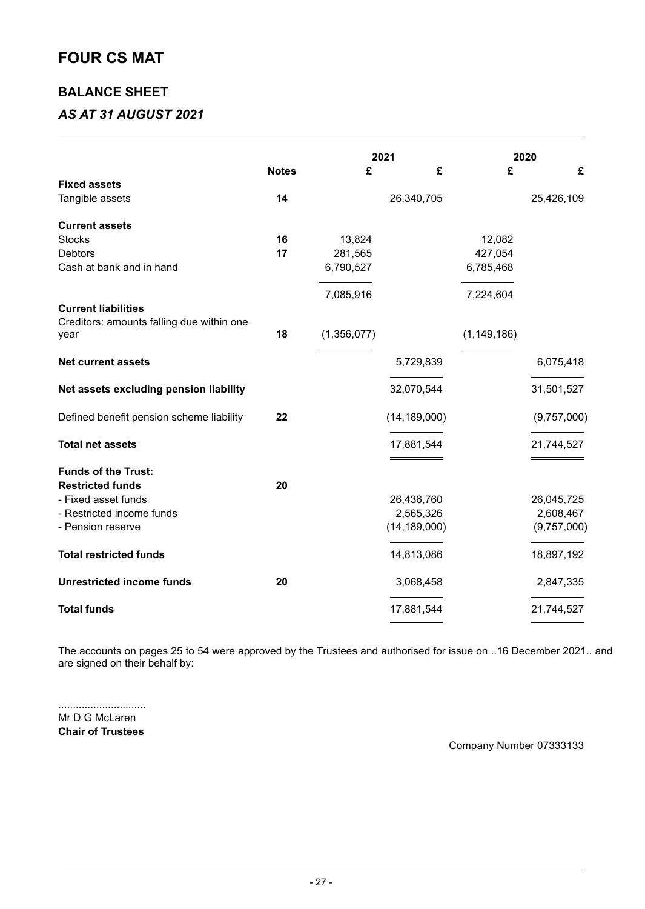# FOUR CS MAT

## BALANCE SHEET

### *AS AT 31 AUGUST 2021*

| | Notes | 2021 £ | 2021 £ | 2020 £ | 2020 £ |
|---|---|---|---|---|---|
| **Fixed assets** | | | | | |
| Tangible assets | 14 | | 26,340,705 | | 25,426,109 |
| **Current assets** | | | | | |
| Stocks | 16 | 13,824 | | 12,082 | |
| Debtors | 17 | 281,565 | | 427,054 | |
| Cash at bank and in hand | | 6,790,527 | | 6,785,468 | |
| | | 7,085,916 | | 7,224,604 | |
| **Current liabilities** | | | | | |
| Creditors: amounts falling due within one year | 18 | (1,356,077) | | (1,149,186) | |
| **Net current assets** | | | 5,729,839 | | 6,075,418 |
| **Net assets excluding pension liability** | | | 32,070,544 | | 31,501,527 |
| Defined benefit pension scheme liability | 22 | | (14,189,000) | | (9,757,000) |
| **Total net assets** | | | 17,881,544 | | 21,744,527 |
| **Funds of the Trust:** | | | | | |
| **Restricted funds** | 20 | | | | |
| - Fixed asset funds | | | 26,436,760 | | 26,045,725 |
| - Restricted income funds | | | 2,565,326 | | 2,608,467 |
| - Pension reserve | | | (14,189,000) | | (9,757,000) |
| **Total restricted funds** | | | 14,813,086 | | 18,897,192 |
| **Unrestricted income funds** | 20 | | 3,068,458 | | 2,847,335 |
| **Total funds** | | | 17,881,544 | | 21,744,527 |

The accounts on pages 25 to 54 were approved by the Trustees and authorised for issue on ..16 December 2021.. and are signed on their behalf by:

..............................
Mr D G McLaren
**Chair of Trustees**

Company Number 07333133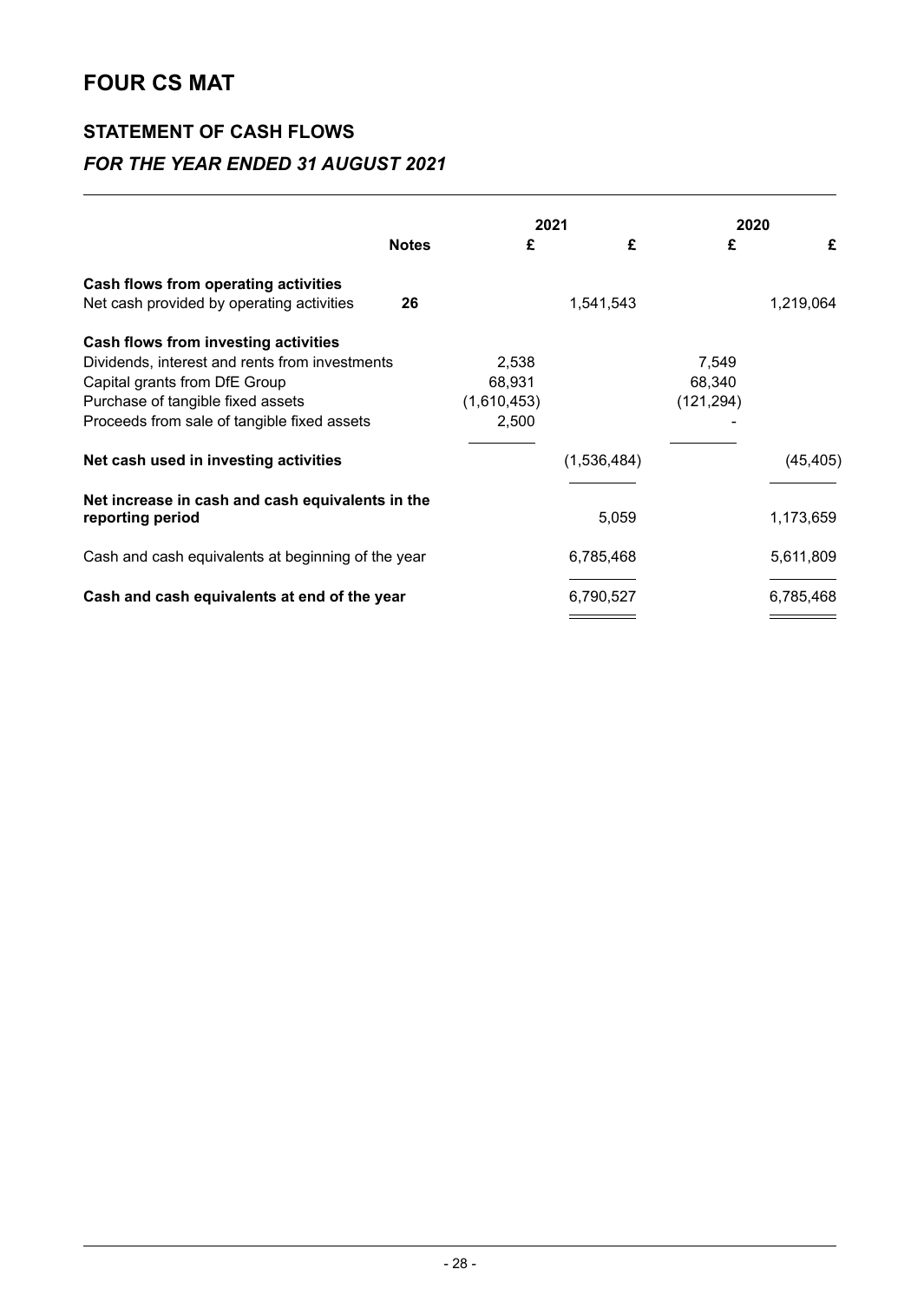# FOUR CS MAT

## STATEMENT OF CASH FLOWS

### *FOR THE YEAR ENDED 31 AUGUST 2021*

| | Notes | 2021 £ | 2021 £ | 2020 £ | 2020 £ |
|---|---|---|---|---|---|
| **Cash flows from operating activities** | | | | | |
| Net cash provided by operating activities | 26 | | 1,541,543 | | 1,219,064 |
| **Cash flows from investing activities** | | | | | |
| Dividends, interest and rents from investments | | 2,538 | | 7,549 | |
| Capital grants from DfE Group | | 68,931 | | 68,340 | |
| Purchase of tangible fixed assets | | (1,610,453) | | (121,294) | |
| Proceeds from sale of tangible fixed assets | | 2,500 | | - | |
| **Net cash used in investing activities** | | | (1,536,484) | | (45,405) |
| **Net increase in cash and cash equivalents in the reporting period** | | | 5,059 | | 1,173,659 |
| Cash and cash equivalents at beginning of the year | | | 6,785,468 | | 5,611,809 |
| **Cash and cash equivalents at end of the year** | | | 6,790,527 | | 6,785,468 |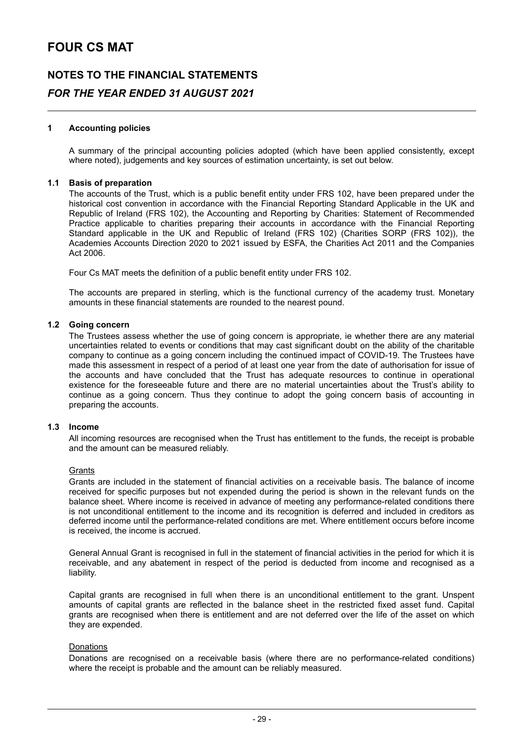# FOUR CS MAT

## NOTES TO THE FINANCIAL STATEMENTS

## *FOR THE YEAR ENDED 31 AUGUST 2021*

### 1 Accounting policies

A summary of the principal accounting policies adopted (which have been applied consistently, except where noted), judgements and key sources of estimation uncertainty, is set out below.

### 1.1 Basis of preparation

The accounts of the Trust, which is a public benefit entity under FRS 102, have been prepared under the historical cost convention in accordance with the Financial Reporting Standard Applicable in the UK and Republic of Ireland (FRS 102), the Accounting and Reporting by Charities: Statement of Recommended Practice applicable to charities preparing their accounts in accordance with the Financial Reporting Standard applicable in the UK and Republic of Ireland (FRS 102) (Charities SORP (FRS 102)), the Academies Accounts Direction 2020 to 2021 issued by ESFA, the Charities Act 2011 and the Companies Act 2006.

Four Cs MAT meets the definition of a public benefit entity under FRS 102.

The accounts are prepared in sterling, which is the functional currency of the academy trust. Monetary amounts in these financial statements are rounded to the nearest pound.

### 1.2 Going concern

The Trustees assess whether the use of going concern is appropriate, ie whether there are any material uncertainties related to events or conditions that may cast significant doubt on the ability of the charitable company to continue as a going concern including the continued impact of COVID-19. The Trustees have made this assessment in respect of a period of at least one year from the date of authorisation for issue of the accounts and have concluded that the Trust has adequate resources to continue in operational existence for the foreseeable future and there are no material uncertainties about the Trust's ability to continue as a going concern. Thus they continue to adopt the going concern basis of accounting in preparing the accounts.

### 1.3 Income

All incoming resources are recognised when the Trust has entitlement to the funds, the receipt is probable and the amount can be measured reliably.

Grants

Grants are included in the statement of financial activities on a receivable basis. The balance of income received for specific purposes but not expended during the period is shown in the relevant funds on the balance sheet. Where income is received in advance of meeting any performance-related conditions there is not unconditional entitlement to the income and its recognition is deferred and included in creditors as deferred income until the performance-related conditions are met. Where entitlement occurs before income is received, the income is accrued.

General Annual Grant is recognised in full in the statement of financial activities in the period for which it is receivable, and any abatement in respect of the period is deducted from income and recognised as a liability.

Capital grants are recognised in full when there is an unconditional entitlement to the grant. Unspent amounts of capital grants are reflected in the balance sheet in the restricted fixed asset fund. Capital grants are recognised when there is entitlement and are not deferred over the life of the asset on which they are expended.

Donations

Donations are recognised on a receivable basis (where there are no performance-related conditions) where the receipt is probable and the amount can be reliably measured.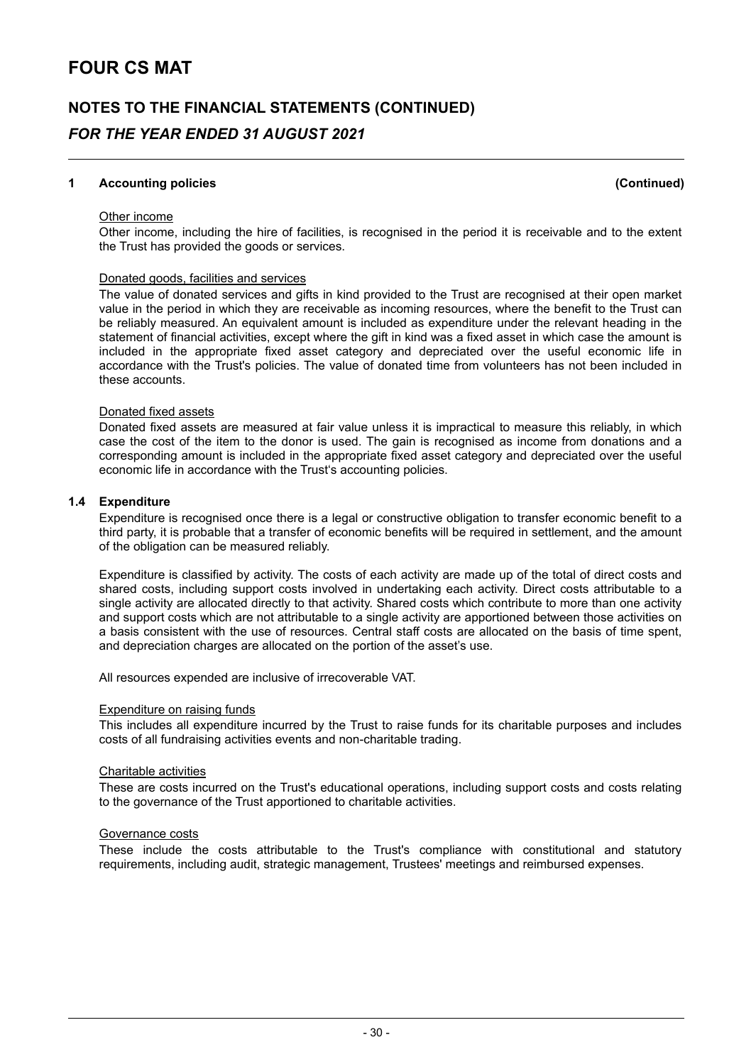## 1 Accounting policies (Continued)

Other income

Other income, including the hire of facilities, is recognised in the period it is receivable and to the extent the Trust has provided the goods or services.

Donated goods, facilities and services

The value of donated services and gifts in kind provided to the Trust are recognised at their open market value in the period in which they are receivable as incoming resources, where the benefit to the Trust can be reliably measured. An equivalent amount is included as expenditure under the relevant heading in the statement of financial activities, except where the gift in kind was a fixed asset in which case the amount is included in the appropriate fixed asset category and depreciated over the useful economic life in accordance with the Trust's policies. The value of donated time from volunteers has not been included in these accounts.

Donated fixed assets

Donated fixed assets are measured at fair value unless it is impractical to measure this reliably, in which case the cost of the item to the donor is used. The gain is recognised as income from donations and a corresponding amount is included in the appropriate fixed asset category and depreciated over the useful economic life in accordance with the Trust's accounting policies.

### 1.4 Expenditure

Expenditure is recognised once there is a legal or constructive obligation to transfer economic benefit to a third party, it is probable that a transfer of economic benefits will be required in settlement, and the amount of the obligation can be measured reliably.

Expenditure is classified by activity. The costs of each activity are made up of the total of direct costs and shared costs, including support costs involved in undertaking each activity. Direct costs attributable to a single activity are allocated directly to that activity. Shared costs which contribute to more than one activity and support costs which are not attributable to a single activity are apportioned between those activities on a basis consistent with the use of resources. Central staff costs are allocated on the basis of time spent, and depreciation charges are allocated on the portion of the asset's use.

All resources expended are inclusive of irrecoverable VAT.

Expenditure on raising funds

This includes all expenditure incurred by the Trust to raise funds for its charitable purposes and includes costs of all fundraising activities events and non-charitable trading.

Charitable activities

These are costs incurred on the Trust's educational operations, including support costs and costs relating to the governance of the Trust apportioned to charitable activities.

Governance costs

These include the costs attributable to the Trust's compliance with constitutional and statutory requirements, including audit, strategic management, Trustees' meetings and reimbursed expenses.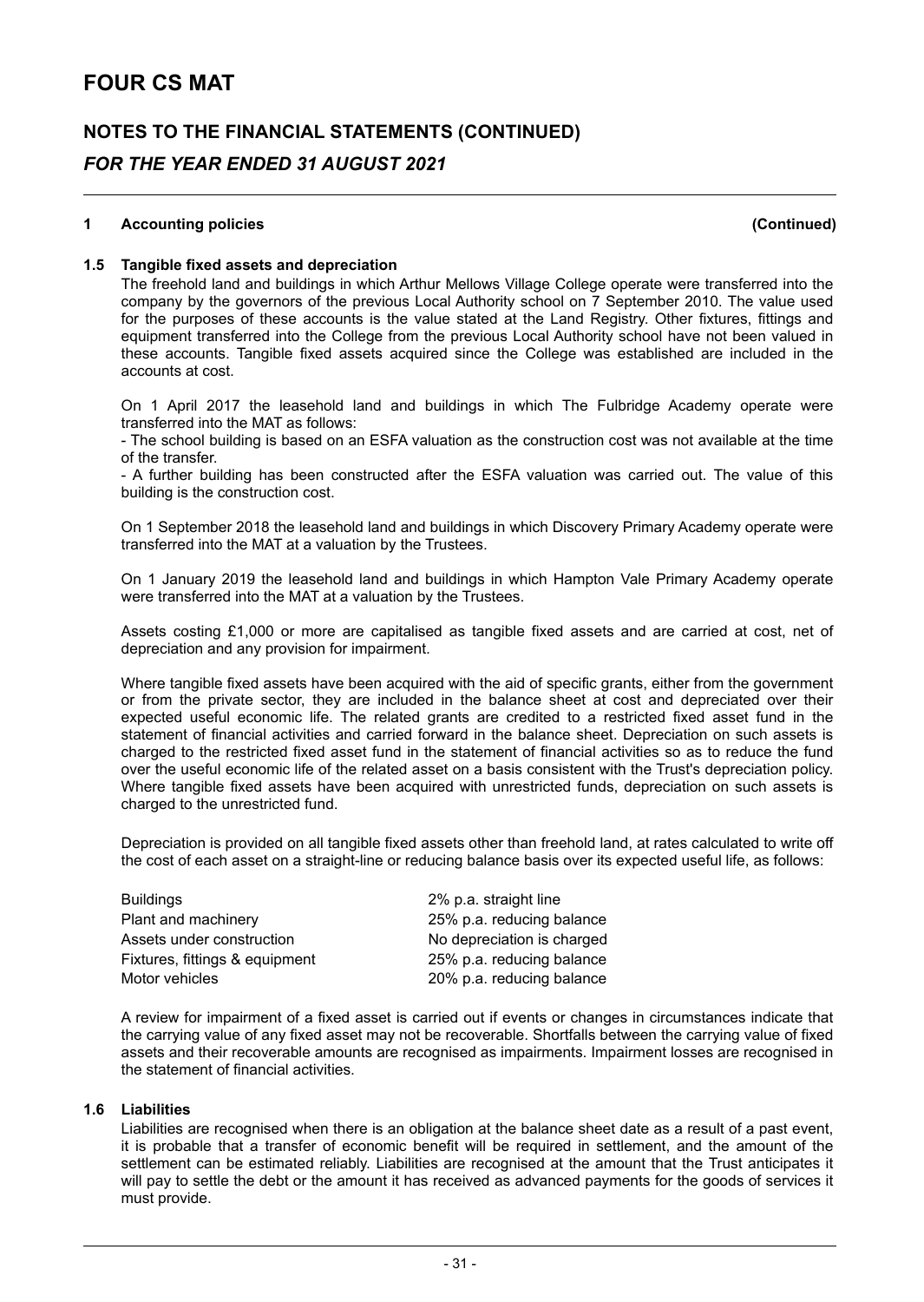## 1 Accounting policies (Continued)

### 1.5 Tangible fixed assets and depreciation

The freehold land and buildings in which Arthur Mellows Village College operate were transferred into the company by the governors of the previous Local Authority school on 7 September 2010. The value used for the purposes of these accounts is the value stated at the Land Registry. Other fixtures, fittings and equipment transferred into the College from the previous Local Authority school have not been valued in these accounts. Tangible fixed assets acquired since the College was established are included in the accounts at cost.

On 1 April 2017 the leasehold land and buildings in which The Fulbridge Academy operate were transferred into the MAT as follows:

- The school building is based on an ESFA valuation as the construction cost was not available at the time of the transfer.
- A further building has been constructed after the ESFA valuation was carried out. The value of this building is the construction cost.

On 1 September 2018 the leasehold land and buildings in which Discovery Primary Academy operate were transferred into the MAT at a valuation by the Trustees.

On 1 January 2019 the leasehold land and buildings in which Hampton Vale Primary Academy operate were transferred into the MAT at a valuation by the Trustees.

Assets costing £1,000 or more are capitalised as tangible fixed assets and are carried at cost, net of depreciation and any provision for impairment.

Where tangible fixed assets have been acquired with the aid of specific grants, either from the government or from the private sector, they are included in the balance sheet at cost and depreciated over their expected useful economic life. The related grants are credited to a restricted fixed asset fund in the statement of financial activities and carried forward in the balance sheet. Depreciation on such assets is charged to the restricted fixed asset fund in the statement of financial activities so as to reduce the fund over the useful economic life of the related asset on a basis consistent with the Trust's depreciation policy. Where tangible fixed assets have been acquired with unrestricted funds, depreciation on such assets is charged to the unrestricted fund.

Depreciation is provided on all tangible fixed assets other than freehold land, at rates calculated to write off the cost of each asset on a straight-line or reducing balance basis over its expected useful life, as follows:

| | |
|---|---|
| Buildings | 2% p.a. straight line |
| Plant and machinery | 25% p.a. reducing balance |
| Assets under construction | No depreciation is charged |
| Fixtures, fittings & equipment | 25% p.a. reducing balance |
| Motor vehicles | 20% p.a. reducing balance |

A review for impairment of a fixed asset is carried out if events or changes in circumstances indicate that the carrying value of any fixed asset may not be recoverable. Shortfalls between the carrying value of fixed assets and their recoverable amounts are recognised as impairments. Impairment losses are recognised in the statement of financial activities.

### 1.6 Liabilities

Liabilities are recognised when there is an obligation at the balance sheet date as a result of a past event, it is probable that a transfer of economic benefit will be required in settlement, and the amount of the settlement can be estimated reliably. Liabilities are recognised at the amount that the Trust anticipates it will pay to settle the debt or the amount it has received as advanced payments for the goods of services it must provide.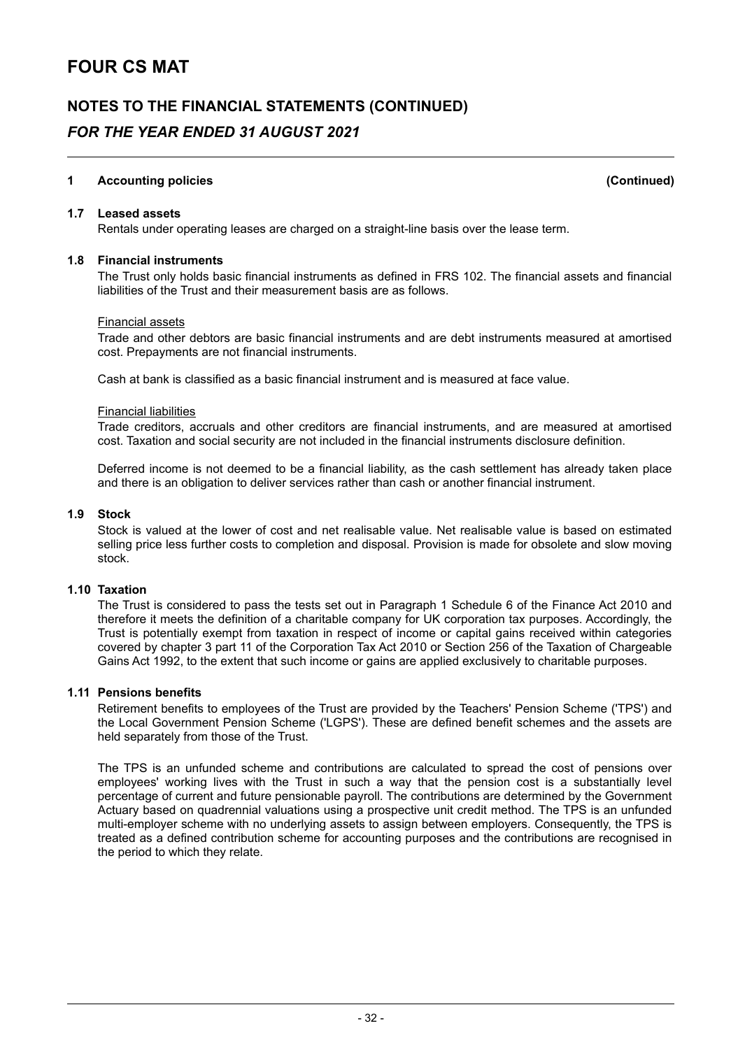# FOUR CS MAT

## NOTES TO THE FINANCIAL STATEMENTS (CONTINUED)

### *FOR THE YEAR ENDED 31 AUGUST 2021*

**1 Accounting policies (Continued)**

**1.7 Leased assets**

Rentals under operating leases are charged on a straight-line basis over the lease term.

**1.8 Financial instruments**

The Trust only holds basic financial instruments as defined in FRS 102. The financial assets and financial liabilities of the Trust and their measurement basis are as follows.

Financial assets

Trade and other debtors are basic financial instruments and are debt instruments measured at amortised cost. Prepayments are not financial instruments.

Cash at bank is classified as a basic financial instrument and is measured at face value.

Financial liabilities

Trade creditors, accruals and other creditors are financial instruments, and are measured at amortised cost. Taxation and social security are not included in the financial instruments disclosure definition.

Deferred income is not deemed to be a financial liability, as the cash settlement has already taken place and there is an obligation to deliver services rather than cash or another financial instrument.

**1.9 Stock**

Stock is valued at the lower of cost and net realisable value. Net realisable value is based on estimated selling price less further costs to completion and disposal. Provision is made for obsolete and slow moving stock.

**1.10 Taxation**

The Trust is considered to pass the tests set out in Paragraph 1 Schedule 6 of the Finance Act 2010 and therefore it meets the definition of a charitable company for UK corporation tax purposes. Accordingly, the Trust is potentially exempt from taxation in respect of income or capital gains received within categories covered by chapter 3 part 11 of the Corporation Tax Act 2010 or Section 256 of the Taxation of Chargeable Gains Act 1992, to the extent that such income or gains are applied exclusively to charitable purposes.

**1.11 Pensions benefits**

Retirement benefits to employees of the Trust are provided by the Teachers' Pension Scheme ('TPS') and the Local Government Pension Scheme ('LGPS'). These are defined benefit schemes and the assets are held separately from those of the Trust.

The TPS is an unfunded scheme and contributions are calculated to spread the cost of pensions over employees' working lives with the Trust in such a way that the pension cost is a substantially level percentage of current and future pensionable payroll. The contributions are determined by the Government Actuary based on quadrennial valuations using a prospective unit credit method. The TPS is an unfunded multi-employer scheme with no underlying assets to assign between employers. Consequently, the TPS is treated as a defined contribution scheme for accounting purposes and the contributions are recognised in the period to which they relate.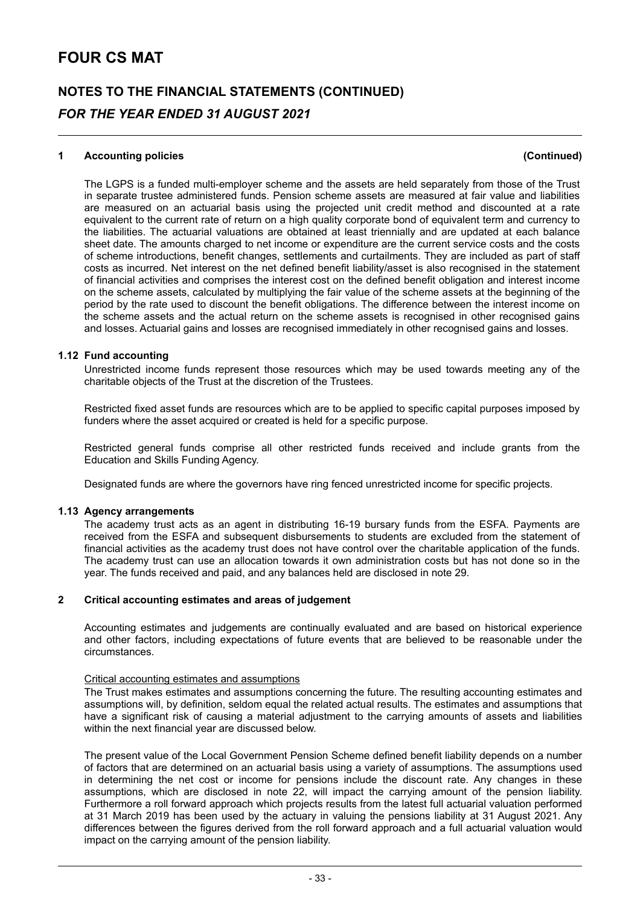## 1 Accounting policies (Continued)

The LGPS is a funded multi-employer scheme and the assets are held separately from those of the Trust in separate trustee administered funds. Pension scheme assets are measured at fair value and liabilities are measured on an actuarial basis using the projected unit credit method and discounted at a rate equivalent to the current rate of return on a high quality corporate bond of equivalent term and currency to the liabilities. The actuarial valuations are obtained at least triennially and are updated at each balance sheet date. The amounts charged to net income or expenditure are the current service costs and the costs of scheme introductions, benefit changes, settlements and curtailments. They are included as part of staff costs as incurred. Net interest on the net defined benefit liability/asset is also recognised in the statement of financial activities and comprises the interest cost on the defined benefit obligation and interest income on the scheme assets, calculated by multiplying the fair value of the scheme assets at the beginning of the period by the rate used to discount the benefit obligations. The difference between the interest income on the scheme assets and the actual return on the scheme assets is recognised in other recognised gains and losses. Actuarial gains and losses are recognised immediately in other recognised gains and losses.

### 1.12 Fund accounting

Unrestricted income funds represent those resources which may be used towards meeting any of the charitable objects of the Trust at the discretion of the Trustees.

Restricted fixed asset funds are resources which are to be applied to specific capital purposes imposed by funders where the asset acquired or created is held for a specific purpose.

Restricted general funds comprise all other restricted funds received and include grants from the Education and Skills Funding Agency.

Designated funds are where the governors have ring fenced unrestricted income for specific projects.

### 1.13 Agency arrangements

The academy trust acts as an agent in distributing 16-19 bursary funds from the ESFA. Payments are received from the ESFA and subsequent disbursements to students are excluded from the statement of financial activities as the academy trust does not have control over the charitable application of the funds. The academy trust can use an allocation towards it own administration costs but has not done so in the year. The funds received and paid, and any balances held are disclosed in note 29.

## 2 Critical accounting estimates and areas of judgement

Accounting estimates and judgements are continually evaluated and are based on historical experience and other factors, including expectations of future events that are believed to be reasonable under the circumstances.

Critical accounting estimates and assumptions

The Trust makes estimates and assumptions concerning the future. The resulting accounting estimates and assumptions will, by definition, seldom equal the related actual results. The estimates and assumptions that have a significant risk of causing a material adjustment to the carrying amounts of assets and liabilities within the next financial year are discussed below.

The present value of the Local Government Pension Scheme defined benefit liability depends on a number of factors that are determined on an actuarial basis using a variety of assumptions. The assumptions used in determining the net cost or income for pensions include the discount rate. Any changes in these assumptions, which are disclosed in note 22, will impact the carrying amount of the pension liability. Furthermore a roll forward approach which projects results from the latest full actuarial valuation performed at 31 March 2019 has been used by the actuary in valuing the pensions liability at 31 August 2021. Any differences between the figures derived from the roll forward approach and a full actuarial valuation would impact on the carrying amount of the pension liability.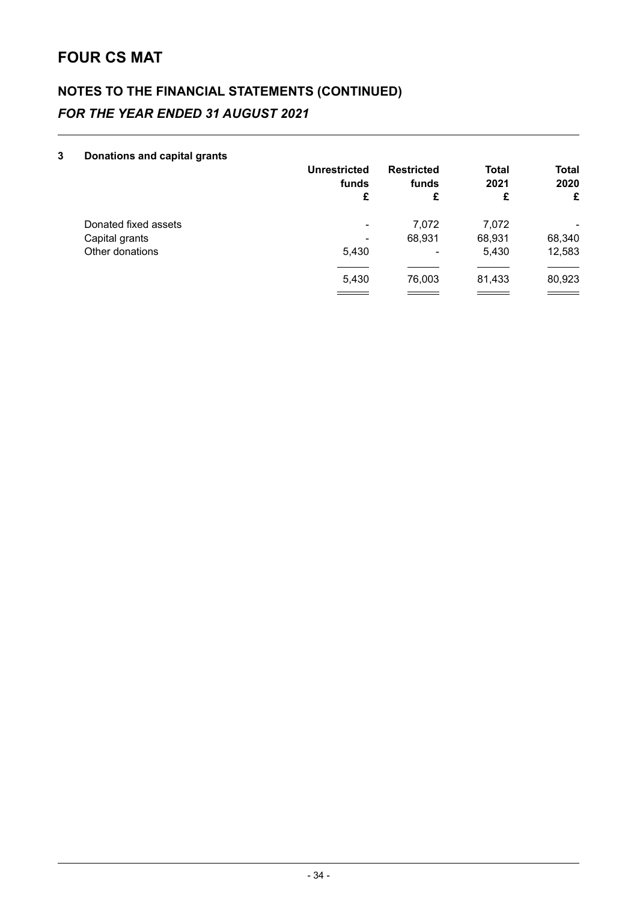# FOUR CS MAT

## NOTES TO THE FINANCIAL STATEMENTS (CONTINUED)

### *FOR THE YEAR ENDED 31 AUGUST 2021*

**3 Donations and capital grants**

| | Unrestricted funds £ | Restricted funds £ | Total 2021 £ | Total 2020 £ |
|---|---|---|---|---|
| Donated fixed assets | - | 7,072 | 7,072 | - |
| Capital grants | - | 68,931 | 68,931 | 68,340 |
| Other donations | 5,430 | - | 5,430 | 12,583 |
| | 5,430 | 76,003 | 81,433 | 80,923 |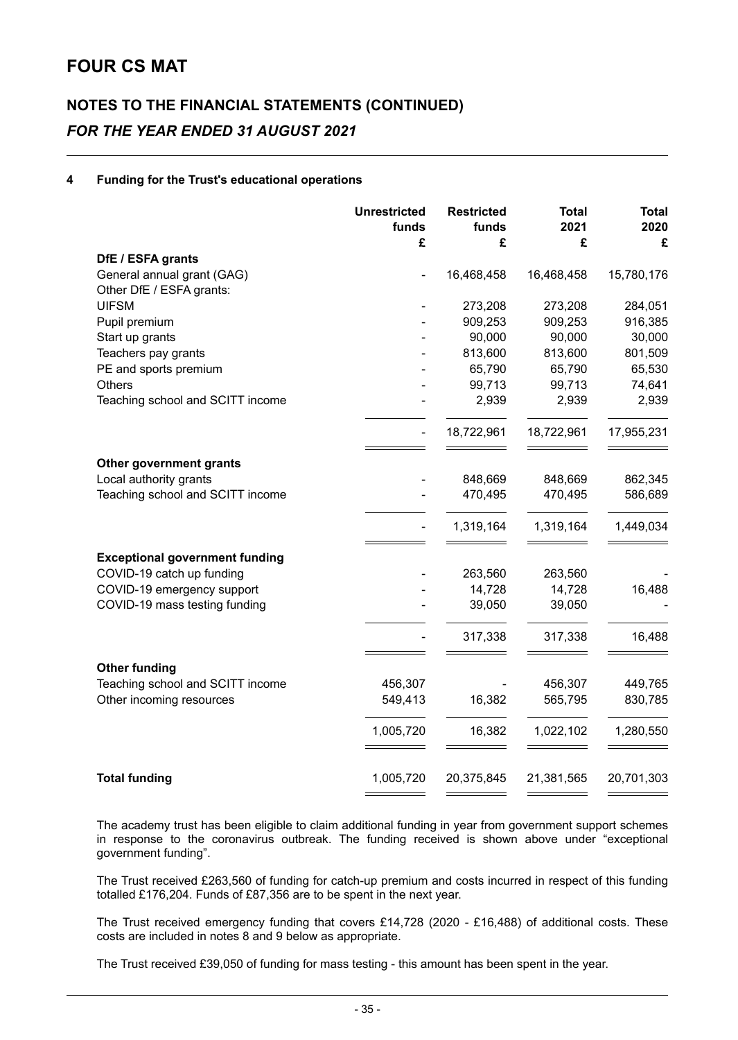# FOUR CS MAT

## NOTES TO THE FINANCIAL STATEMENTS (CONTINUED)

### *FOR THE YEAR ENDED 31 AUGUST 2021*

**4 Funding for the Trust's educational operations**

| | Unrestricted funds £ | Restricted funds £ | Total 2021 £ | Total 2020 £ |
|---|---|---|---|---|
| **DfE / ESFA grants** | | | | |
| General annual grant (GAG) | - | 16,468,458 | 16,468,458 | 15,780,176 |
| Other DfE / ESFA grants: | | | | |
| UIFSM | - | 273,208 | 273,208 | 284,051 |
| Pupil premium | - | 909,253 | 909,253 | 916,385 |
| Start up grants | - | 90,000 | 90,000 | 30,000 |
| Teachers pay grants | - | 813,600 | 813,600 | 801,509 |
| PE and sports premium | - | 65,790 | 65,790 | 65,530 |
| Others | - | 99,713 | 99,713 | 74,641 |
| Teaching school and SCITT income | - | 2,939 | 2,939 | 2,939 |
| | - | 18,722,961 | 18,722,961 | 17,955,231 |
| **Other government grants** | | | | |
| Local authority grants | - | 848,669 | 848,669 | 862,345 |
| Teaching school and SCITT income | - | 470,495 | 470,495 | 586,689 |
| | - | 1,319,164 | 1,319,164 | 1,449,034 |
| **Exceptional government funding** | | | | |
| COVID-19 catch up funding | - | 263,560 | 263,560 | - |
| COVID-19 emergency support | - | 14,728 | 14,728 | 16,488 |
| COVID-19 mass testing funding | - | 39,050 | 39,050 | - |
| | - | 317,338 | 317,338 | 16,488 |
| **Other funding** | | | | |
| Teaching school and SCITT income | 456,307 | - | 456,307 | 449,765 |
| Other incoming resources | 549,413 | 16,382 | 565,795 | 830,785 |
| | 1,005,720 | 16,382 | 1,022,102 | 1,280,550 |
| **Total funding** | 1,005,720 | 20,375,845 | 21,381,565 | 20,701,303 |

The academy trust has been eligible to claim additional funding in year from government support schemes in response to the coronavirus outbreak. The funding received is shown above under "exceptional government funding".

The Trust received £263,560 of funding for catch-up premium and costs incurred in respect of this funding totalled £176,204. Funds of £87,356 are to be spent in the next year.

The Trust received emergency funding that covers £14,728 (2020 - £16,488) of additional costs. These costs are included in notes 8 and 9 below as appropriate.

The Trust received £39,050 of funding for mass testing - this amount has been spent in the year.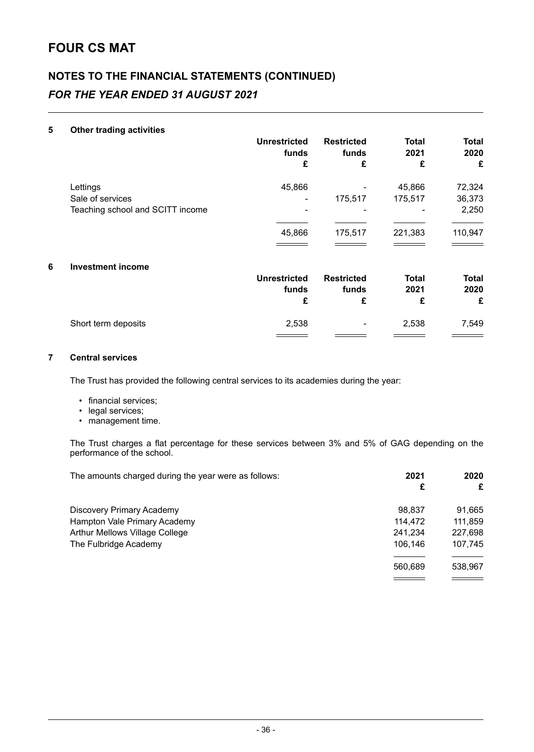# FOUR CS MAT

## NOTES TO THE FINANCIAL STATEMENTS (CONTINUED)

### *FOR THE YEAR ENDED 31 AUGUST 2021*

**5 Other trading activities**

| | Unrestricted funds £ | Restricted funds £ | Total 2021 £ | Total 2020 £ |
|---|---|---|---|---|
| Lettings | 45,866 | - | 45,866 | 72,324 |
| Sale of services | - | 175,517 | 175,517 | 36,373 |
| Teaching school and SCITT income | - | - | - | 2,250 |
| | 45,866 | 175,517 | 221,383 | 110,947 |

**6 Investment income**

| | Unrestricted funds £ | Restricted funds £ | Total 2021 £ | Total 2020 £ |
|---|---|---|---|---|
| Short term deposits | 2,538 | - | 2,538 | 7,549 |

**7 Central services**

The Trust has provided the following central services to its academies during the year:

- financial services;
- legal services;
- management time.

The Trust charges a flat percentage for these services between 3% and 5% of GAG depending on the performance of the school.

| The amounts charged during the year were as follows: | 2021 £ | 2020 £ |
|---|---|---|
| Discovery Primary Academy | 98,837 | 91,665 |
| Hampton Vale Primary Academy | 114,472 | 111,859 |
| Arthur Mellows Village College | 241,234 | 227,698 |
| The Fulbridge Academy | 106,146 | 107,745 |
| | 560,689 | 538,967 |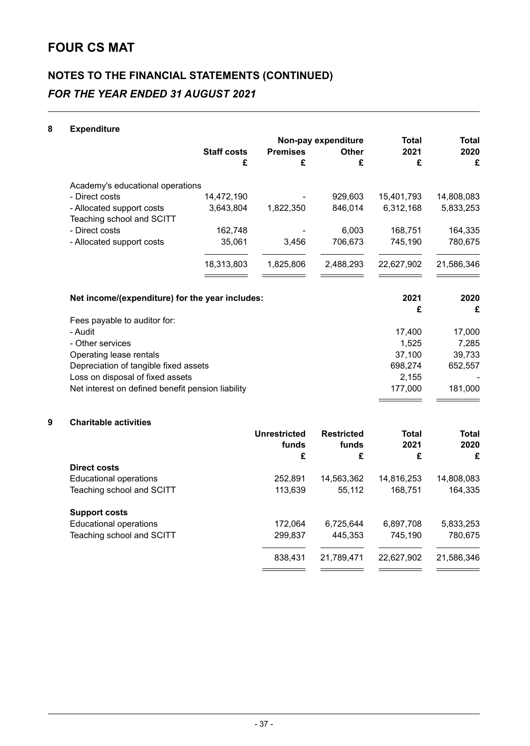# FOUR CS MAT

## NOTES TO THE FINANCIAL STATEMENTS (CONTINUED)

### *FOR THE YEAR ENDED 31 AUGUST 2021*

**8 Expenditure**

| | Staff costs | Non-pay expenditure | | Total | Total |
|---|---|---|---|---|---|
| | | Premises | Other | 2021 | 2020 |
| | £ | £ | £ | £ | £ |
| Academy's educational operations | | | | | |
| - Direct costs | 14,472,190 | - | 929,603 | 15,401,793 | 14,808,083 |
| - Allocated support costs | 3,643,804 | 1,822,350 | 846,014 | 6,312,168 | 5,833,253 |
| Teaching school and SCITT | | | | | |
| - Direct costs | 162,748 | - | 6,003 | 168,751 | 164,335 |
| - Allocated support costs | 35,061 | 3,456 | 706,673 | 745,190 | 780,675 |
| | 18,313,803 | 1,825,806 | 2,488,293 | 22,627,902 | 21,586,346 |

| Net income/(expenditure) for the year includes: | 2021 | 2020 |
|---|---|---|
| | £ | £ |
| Fees payable to auditor for: | | |
| - Audit | 17,400 | 17,000 |
| - Other services | 1,525 | 7,285 |
| Operating lease rentals | 37,100 | 39,733 |
| Depreciation of tangible fixed assets | 698,274 | 652,557 |
| Loss on disposal of fixed assets | 2,155 | - |
| Net interest on defined benefit pension liability | 177,000 | 181,000 |

**9 Charitable activities**

| | Unrestricted funds | Restricted funds | Total 2021 | Total 2020 |
|---|---|---|---|---|
| | £ | £ | £ | £ |
| **Direct costs** | | | | |
| Educational operations | 252,891 | 14,563,362 | 14,816,253 | 14,808,083 |
| Teaching school and SCITT | 113,639 | 55,112 | 168,751 | 164,335 |
| **Support costs** | | | | |
| Educational operations | 172,064 | 6,725,644 | 6,897,708 | 5,833,253 |
| Teaching school and SCITT | 299,837 | 445,353 | 745,190 | 780,675 |
| | 838,431 | 21,789,471 | 22,627,902 | 21,586,346 |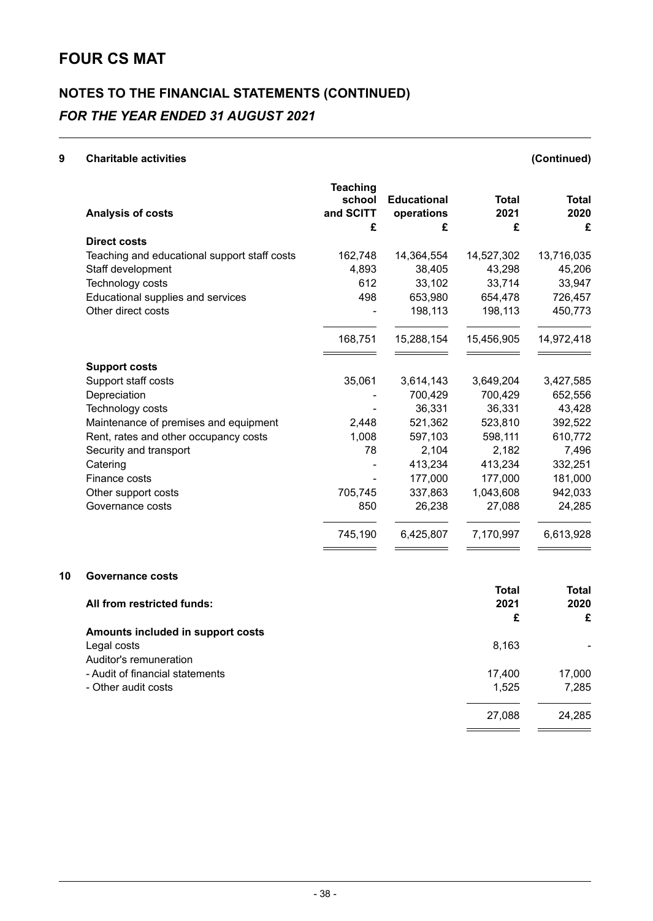# FOUR CS MAT

## NOTES TO THE FINANCIAL STATEMENTS (CONTINUED)

### *FOR THE YEAR ENDED 31 AUGUST 2021*

#### 9 Charitable activities (Continued)

| Analysis of costs | Teaching school and SCITT £ | Educational operations £ | Total 2021 £ | Total 2020 £ |
|---|---|---|---|---|
| **Direct costs** | | | | |
| Teaching and educational support staff costs | 162,748 | 14,364,554 | 14,527,302 | 13,716,035 |
| Staff development | 4,893 | 38,405 | 43,298 | 45,206 |
| Technology costs | 612 | 33,102 | 33,714 | 33,947 |
| Educational supplies and services | 498 | 653,980 | 654,478 | 726,457 |
| Other direct costs | - | 198,113 | 198,113 | 450,773 |
| | 168,751 | 15,288,154 | 15,456,905 | 14,972,418 |
| **Support costs** | | | | |
| Support staff costs | 35,061 | 3,614,143 | 3,649,204 | 3,427,585 |
| Depreciation | - | 700,429 | 700,429 | 652,556 |
| Technology costs | - | 36,331 | 36,331 | 43,428 |
| Maintenance of premises and equipment | 2,448 | 521,362 | 523,810 | 392,522 |
| Rent, rates and other occupancy costs | 1,008 | 597,103 | 598,111 | 610,772 |
| Security and transport | 78 | 2,104 | 2,182 | 7,496 |
| Catering | - | 413,234 | 413,234 | 332,251 |
| Finance costs | - | 177,000 | 177,000 | 181,000 |
| Other support costs | 705,745 | 337,863 | 1,043,608 | 942,033 |
| Governance costs | 850 | 26,238 | 27,088 | 24,285 |
| | 745,190 | 6,425,807 | 7,170,997 | 6,613,928 |

#### 10 Governance costs

| All from restricted funds: | Total 2021 £ | Total 2020 £ |
|---|---|---|
| **Amounts included in support costs** | | |
| Legal costs | 8,163 | - |
| Auditor's remuneration | | |
| - Audit of financial statements | 17,400 | 17,000 |
| - Other audit costs | 1,525 | 7,285 |
| | 27,088 | 24,285 |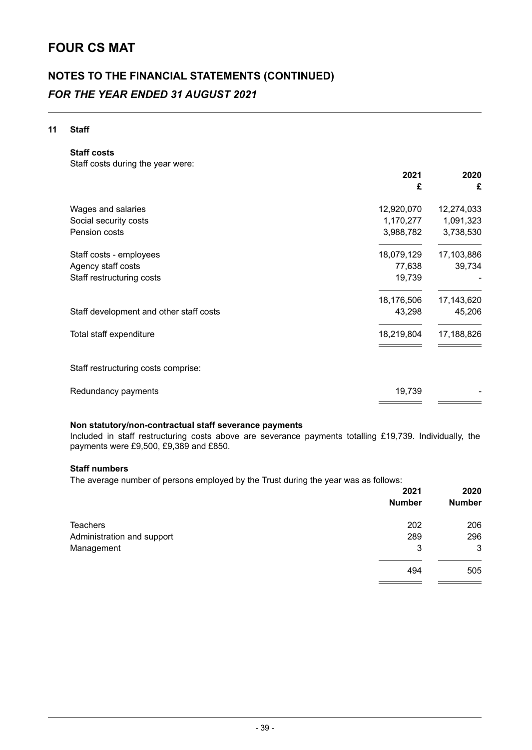# FOUR CS MAT

## NOTES TO THE FINANCIAL STATEMENTS (CONTINUED)

### *FOR THE YEAR ENDED 31 AUGUST 2021*

**11 Staff**

**Staff costs**

Staff costs during the year were:

| | 2021 £ | 2020 £ |
|---|---|---|
| Wages and salaries | 12,920,070 | 12,274,033 |
| Social security costs | 1,170,277 | 1,091,323 |
| Pension costs | 3,988,782 | 3,738,530 |
| Staff costs - employees | 18,079,129 | 17,103,886 |
| Agency staff costs | 77,638 | 39,734 |
| Staff restructuring costs | 19,739 | - |
| | 18,176,506 | 17,143,620 |
| Staff development and other staff costs | 43,298 | 45,206 |
| Total staff expenditure | 18,219,804 | 17,188,826 |

Staff restructuring costs comprise:

| | 2021 £ | 2020 £ |
|---|---|---|
| Redundancy payments | 19,739 | - |

**Non statutory/non-contractual staff severance payments**

Included in staff restructuring costs above are severance payments totalling £19,739. Individually, the payments were £9,500, £9,389 and £850.

**Staff numbers**

The average number of persons employed by the Trust during the year was as follows:

| | 2021 Number | 2020 Number |
|---|---|---|
| Teachers | 202 | 206 |
| Administration and support | 289 | 296 |
| Management | 3 | 3 |
| | 494 | 505 |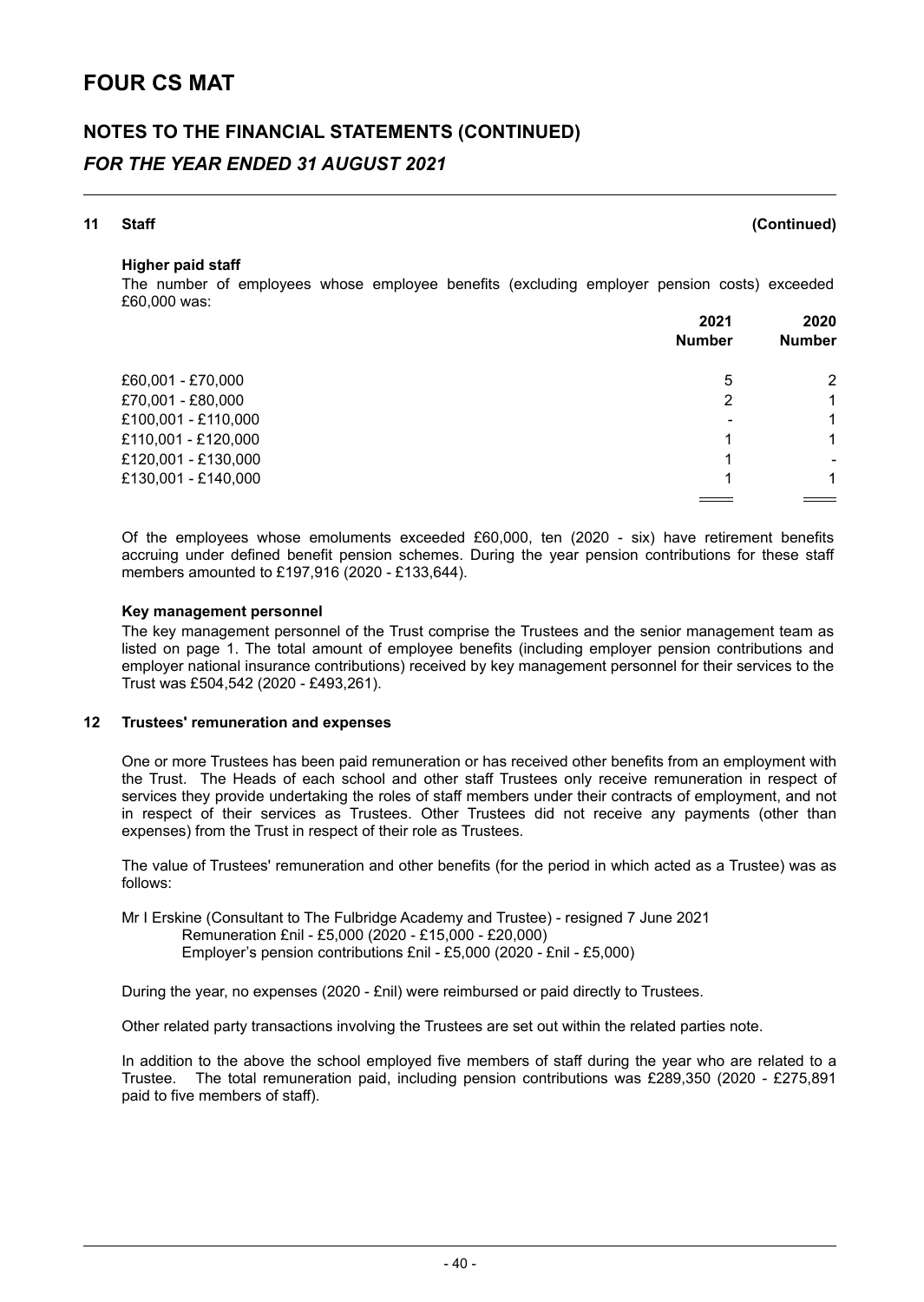# FOUR CS MAT

## NOTES TO THE FINANCIAL STATEMENTS (CONTINUED)

### *FOR THE YEAR ENDED 31 AUGUST 2021*

**11 Staff (Continued)**

**Higher paid staff**

The number of employees whose employee benefits (excluding employer pension costs) exceeded £60,000 was:

| | 2021 Number | 2020 Number |
|---|---|---|
| £60,001 - £70,000 | 5 | 2 |
| £70,001 - £80,000 | 2 | 1 |
| £100,001 - £110,000 | - | 1 |
| £110,001 - £120,000 | 1 | 1 |
| £120,001 - £130,000 | 1 | - |
| £130,001 - £140,000 | 1 | 1 |

Of the employees whose emoluments exceeded £60,000, ten (2020 - six) have retirement benefits accruing under defined benefit pension schemes. During the year pension contributions for these staff members amounted to £197,916 (2020 - £133,644).

**Key management personnel**

The key management personnel of the Trust comprise the Trustees and the senior management team as listed on page 1. The total amount of employee benefits (including employer pension contributions and employer national insurance contributions) received by key management personnel for their services to the Trust was £504,542 (2020 - £493,261).

**12 Trustees' remuneration and expenses**

One or more Trustees has been paid remuneration or has received other benefits from an employment with the Trust. The Heads of each school and other staff Trustees only receive remuneration in respect of services they provide undertaking the roles of staff members under their contracts of employment, and not in respect of their services as Trustees. Other Trustees did not receive any payments (other than expenses) from the Trust in respect of their role as Trustees.

The value of Trustees' remuneration and other benefits (for the period in which acted as a Trustee) was as follows:

Mr I Erskine (Consultant to The Fulbridge Academy and Trustee) - resigned 7 June 2021
Remuneration £nil - £5,000 (2020 - £15,000 - £20,000)
Employer's pension contributions £nil - £5,000 (2020 - £nil - £5,000)

During the year, no expenses (2020 - £nil) were reimbursed or paid directly to Trustees.

Other related party transactions involving the Trustees are set out within the related parties note.

In addition to the above the school employed five members of staff during the year who are related to a Trustee. The total remuneration paid, including pension contributions was £289,350 (2020 - £275,891 paid to five members of staff).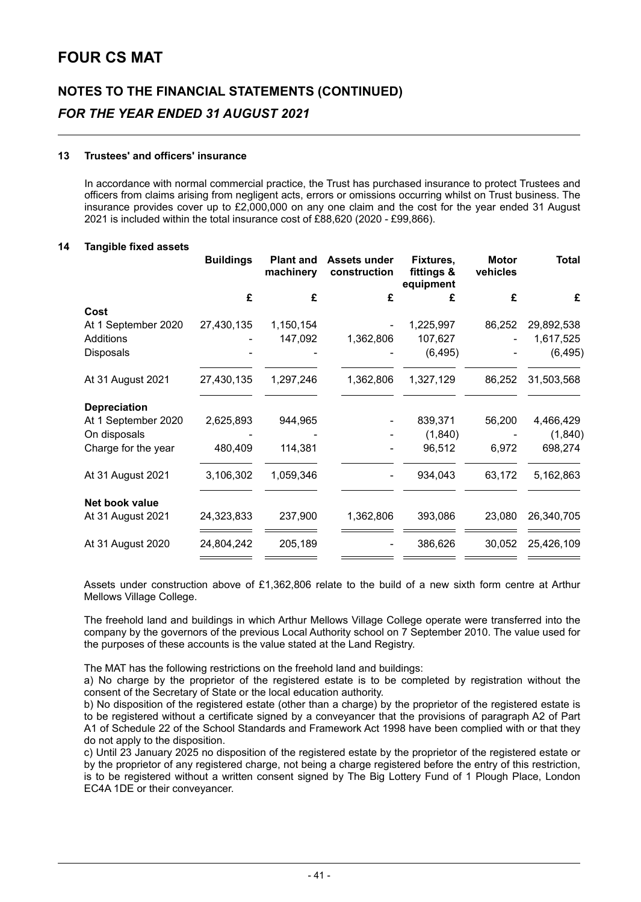# FOUR CS MAT

## NOTES TO THE FINANCIAL STATEMENTS (CONTINUED)

### *FOR THE YEAR ENDED 31 AUGUST 2021*

**13 Trustees' and officers' insurance**

In accordance with normal commercial practice, the Trust has purchased insurance to protect Trustees and officers from claims arising from negligent acts, errors or omissions occurring whilst on Trust business. The insurance provides cover up to £2,000,000 on any one claim and the cost for the year ended 31 August 2021 is included within the total insurance cost of £88,620 (2020 - £99,866).

**14 Tangible fixed assets**

| | Buildings | Plant and machinery | Assets under construction | Fixtures, fittings & equipment | Motor vehicles | Total |
|---|---|---|---|---|---|---|
| | £ | £ | £ | £ | £ | £ |
| **Cost** | | | | | | |
| At 1 September 2020 | 27,430,135 | 1,150,154 | - | 1,225,997 | 86,252 | 29,892,538 |
| Additions | - | 147,092 | 1,362,806 | 107,627 | - | 1,617,525 |
| Disposals | - | - | - | (6,495) | - | (6,495) |
| At 31 August 2021 | 27,430,135 | 1,297,246 | 1,362,806 | 1,327,129 | 86,252 | 31,503,568 |
| **Depreciation** | | | | | | |
| At 1 September 2020 | 2,625,893 | 944,965 | - | 839,371 | 56,200 | 4,466,429 |
| On disposals | - | - | - | (1,840) | - | (1,840) |
| Charge for the year | 480,409 | 114,381 | - | 96,512 | 6,972 | 698,274 |
| At 31 August 2021 | 3,106,302 | 1,059,346 | - | 934,043 | 63,172 | 5,162,863 |
| **Net book value** | | | | | | |
| At 31 August 2021 | 24,323,833 | 237,900 | 1,362,806 | 393,086 | 23,080 | 26,340,705 |
| At 31 August 2020 | 24,804,242 | 205,189 | - | 386,626 | 30,052 | 25,426,109 |

Assets under construction above of £1,362,806 relate to the build of a new sixth form centre at Arthur Mellows Village College.

The freehold land and buildings in which Arthur Mellows Village College operate were transferred into the company by the governors of the previous Local Authority school on 7 September 2010. The value used for the purposes of these accounts is the value stated at the Land Registry.

The MAT has the following restrictions on the freehold land and buildings:

a) No charge by the proprietor of the registered estate is to be completed by registration without the consent of the Secretary of State or the local education authority.

b) No disposition of the registered estate (other than a charge) by the proprietor of the registered estate is to be registered without a certificate signed by a conveyancer that the provisions of paragraph A2 of Part A1 of Schedule 22 of the School Standards and Framework Act 1998 have been complied with or that they do not apply to the disposition.

c) Until 23 January 2025 no disposition of the registered estate by the proprietor of the registered estate or by the proprietor of any registered charge, not being a charge registered before the entry of this restriction, is to be registered without a written consent signed by The Big Lottery Fund of 1 Plough Place, London EC4A 1DE or their conveyancer.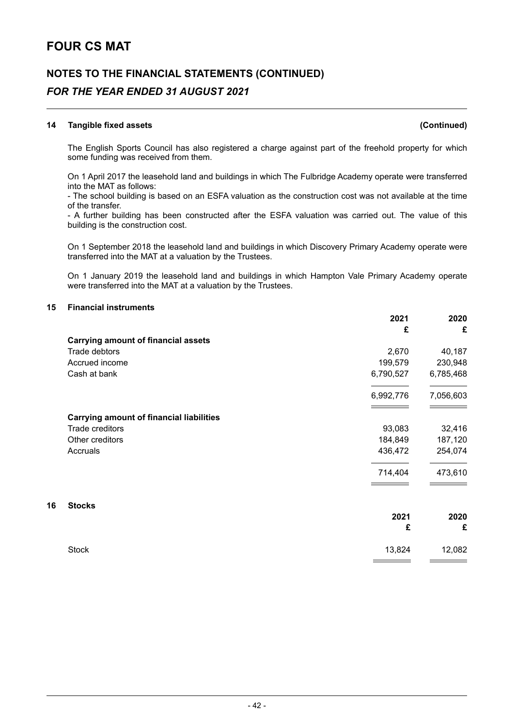# FOUR CS MAT

## NOTES TO THE FINANCIAL STATEMENTS (CONTINUED)

### *FOR THE YEAR ENDED 31 AUGUST 2021*

#### 14 Tangible fixed assets (Continued)

The English Sports Council has also registered a charge against part of the freehold property for which some funding was received from them.

On 1 April 2017 the leasehold land and buildings in which The Fulbridge Academy operate were transferred into the MAT as follows:
- The school building is based on an ESFA valuation as the construction cost was not available at the time of the transfer.
- A further building has been constructed after the ESFA valuation was carried out. The value of this building is the construction cost.

On 1 September 2018 the leasehold land and buildings in which Discovery Primary Academy operate were transferred into the MAT at a valuation by the Trustees.

On 1 January 2019 the leasehold land and buildings in which Hampton Vale Primary Academy operate were transferred into the MAT at a valuation by the Trustees.

#### 15 Financial instruments

| | 2021<br>£ | 2020<br>£ |
|---|---|---|
| **Carrying amount of financial assets** | | |
| Trade debtors | 2,670 | 40,187 |
| Accrued income | 199,579 | 230,948 |
| Cash at bank | 6,790,527 | 6,785,468 |
| | 6,992,776 | 7,056,603 |
| **Carrying amount of financial liabilities** | | |
| Trade creditors | 93,083 | 32,416 |
| Other creditors | 184,849 | 187,120 |
| Accruals | 436,472 | 254,074 |
| | 714,404 | 473,610 |

#### 16 Stocks

| | 2021<br>£ | 2020<br>£ |
|---|---|---|
| Stock | 13,824 | 12,082 |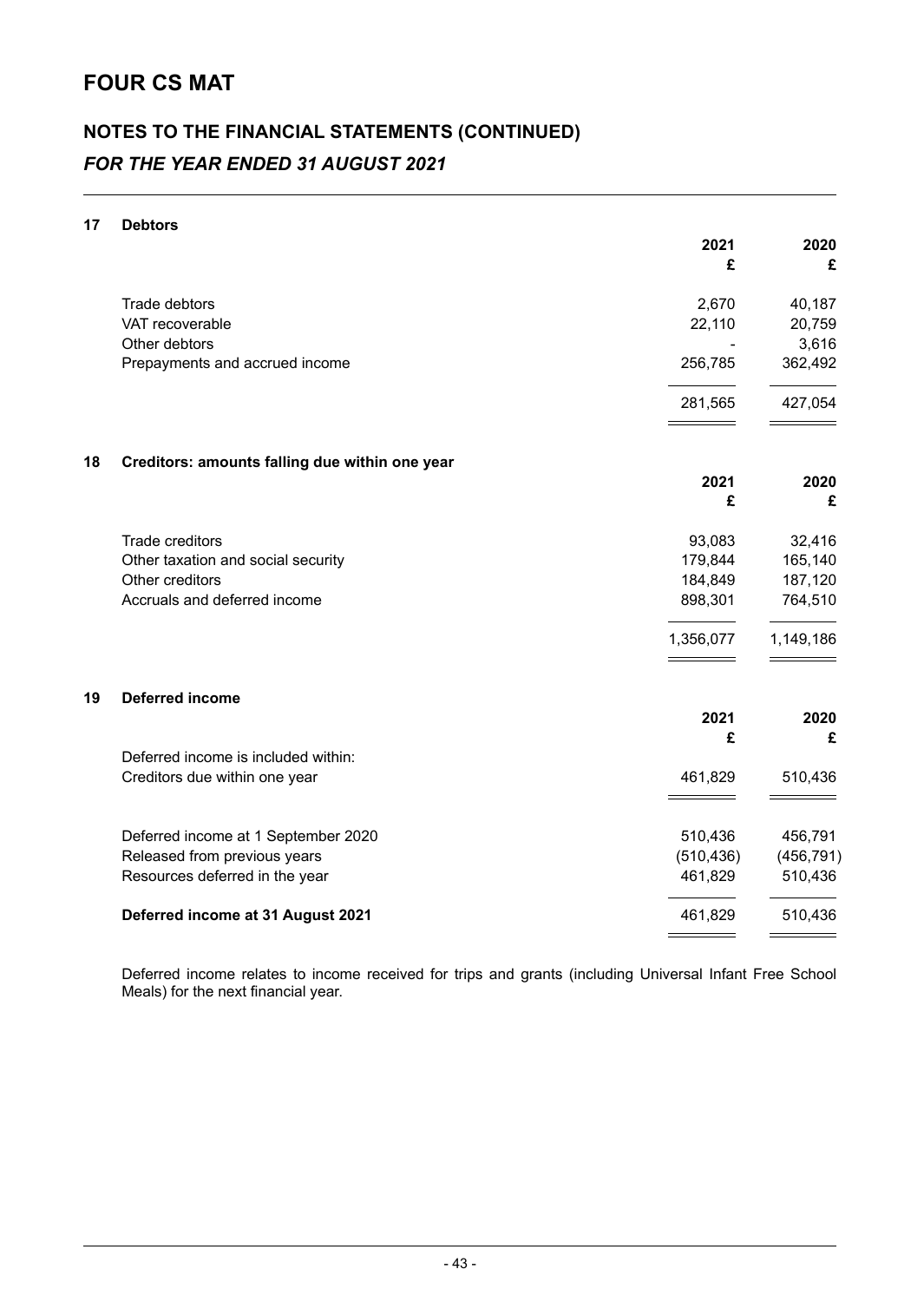# FOUR CS MAT

## NOTES TO THE FINANCIAL STATEMENTS (CONTINUED)

### *FOR THE YEAR ENDED 31 AUGUST 2021*

**17 Debtors**

| | 2021 | 2020 |
|---|---|---|
| | £ | £ |
| Trade debtors | 2,670 | 40,187 |
| VAT recoverable | 22,110 | 20,759 |
| Other debtors | - | 3,616 |
| Prepayments and accrued income | 256,785 | 362,492 |
| | 281,565 | 427,054 |

**18 Creditors: amounts falling due within one year**

| | 2021 | 2020 |
|---|---|---|
| | £ | £ |
| Trade creditors | 93,083 | 32,416 |
| Other taxation and social security | 179,844 | 165,140 |
| Other creditors | 184,849 | 187,120 |
| Accruals and deferred income | 898,301 | 764,510 |
| | 1,356,077 | 1,149,186 |

**19 Deferred income**

| | 2021 | 2020 |
|---|---|---|
| | £ | £ |
| Deferred income is included within: | | |
| Creditors due within one year | 461,829 | 510,436 |
| | | |
| Deferred income at 1 September 2020 | 510,436 | 456,791 |
| Released from previous years | (510,436) | (456,791) |
| Resources deferred in the year | 461,829 | 510,436 |
| **Deferred income at 31 August 2021** | 461,829 | 510,436 |

Deferred income relates to income received for trips and grants (including Universal Infant Free School Meals) for the next financial year.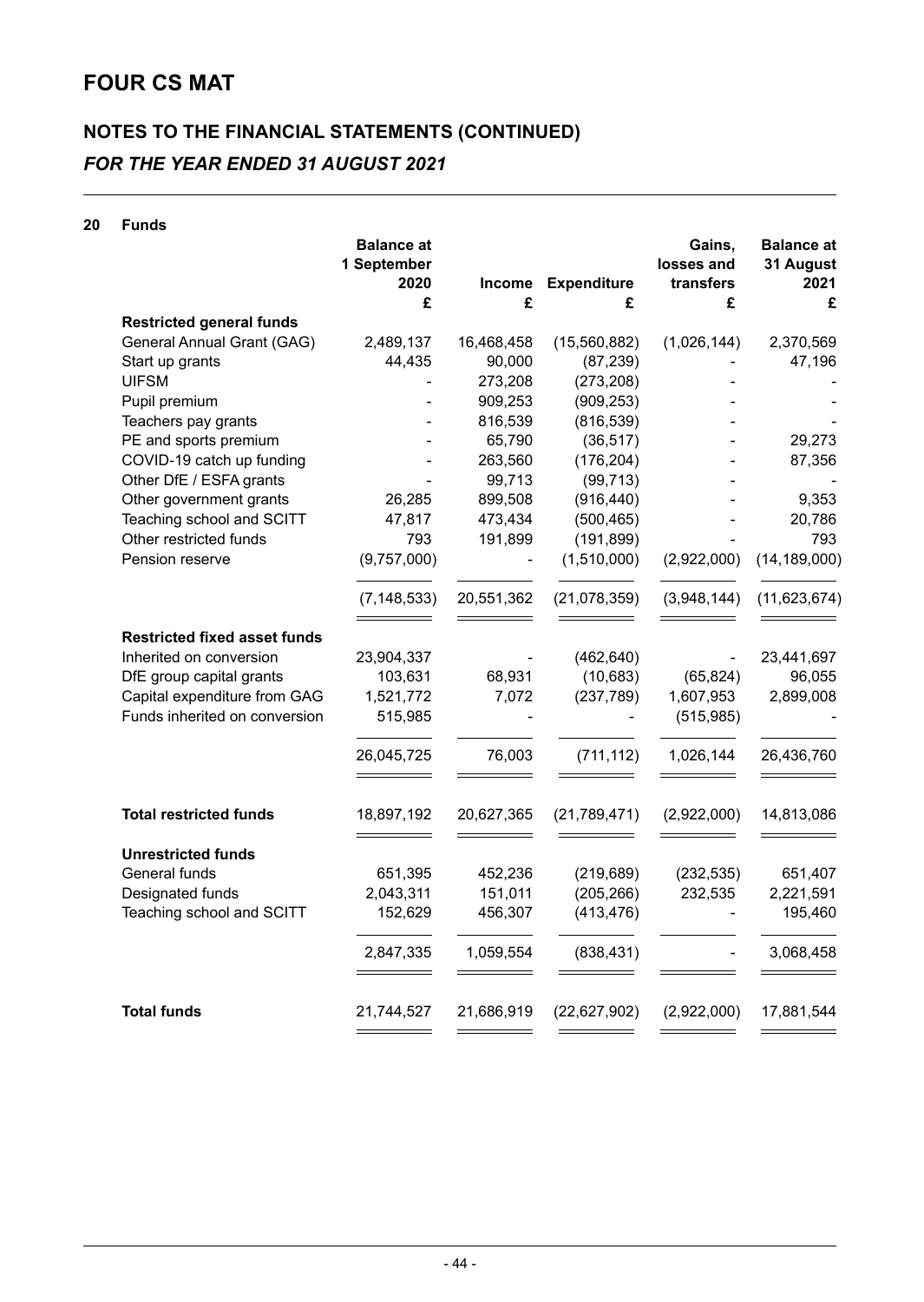# FOUR CS MAT

## NOTES TO THE FINANCIAL STATEMENTS (CONTINUED)

### *FOR THE YEAR ENDED 31 AUGUST 2021*

**20 Funds**

| | Balance at 1 September 2020 | Income | Expenditure | Gains, losses and transfers | Balance at 31 August 2021 |
|---|---|---|---|---|---|
| | £ | £ | £ | £ | £ |
| **Restricted general funds** | | | | | |
| General Annual Grant (GAG) | 2,489,137 | 16,468,458 | (15,560,882) | (1,026,144) | 2,370,569 |
| Start up grants | 44,435 | 90,000 | (87,239) | - | 47,196 |
| UIFSM | - | 273,208 | (273,208) | - | - |
| Pupil premium | - | 909,253 | (909,253) | - | - |
| Teachers pay grants | - | 816,539 | (816,539) | - | - |
| PE and sports premium | - | 65,790 | (36,517) | - | 29,273 |
| COVID-19 catch up funding | - | 263,560 | (176,204) | - | 87,356 |
| Other DfE / ESFA grants | - | 99,713 | (99,713) | - | - |
| Other government grants | 26,285 | 899,508 | (916,440) | - | 9,353 |
| Teaching school and SCITT | 47,817 | 473,434 | (500,465) | - | 20,786 |
| Other restricted funds | 793 | 191,899 | (191,899) | - | 793 |
| Pension reserve | (9,757,000) | - | (1,510,000) | (2,922,000) | (14,189,000) |
| | (7,148,533) | 20,551,362 | (21,078,359) | (3,948,144) | (11,623,674) |
| **Restricted fixed asset funds** | | | | | |
| Inherited on conversion | 23,904,337 | - | (462,640) | - | 23,441,697 |
| DfE group capital grants | 103,631 | 68,931 | (10,683) | (65,824) | 96,055 |
| Capital expenditure from GAG | 1,521,772 | 7,072 | (237,789) | 1,607,953 | 2,899,008 |
| Funds inherited on conversion | 515,985 | - | - | (515,985) | - |
| | 26,045,725 | 76,003 | (711,112) | 1,026,144 | 26,436,760 |
| **Total restricted funds** | 18,897,192 | 20,627,365 | (21,789,471) | (2,922,000) | 14,813,086 |
| **Unrestricted funds** | | | | | |
| General funds | 651,395 | 452,236 | (219,689) | (232,535) | 651,407 |
| Designated funds | 2,043,311 | 151,011 | (205,266) | 232,535 | 2,221,591 |
| Teaching school and SCITT | 152,629 | 456,307 | (413,476) | - | 195,460 |
| | 2,847,335 | 1,059,554 | (838,431) | - | 3,068,458 |
| **Total funds** | 21,744,527 | 21,686,919 | (22,627,902) | (2,922,000) | 17,881,544 |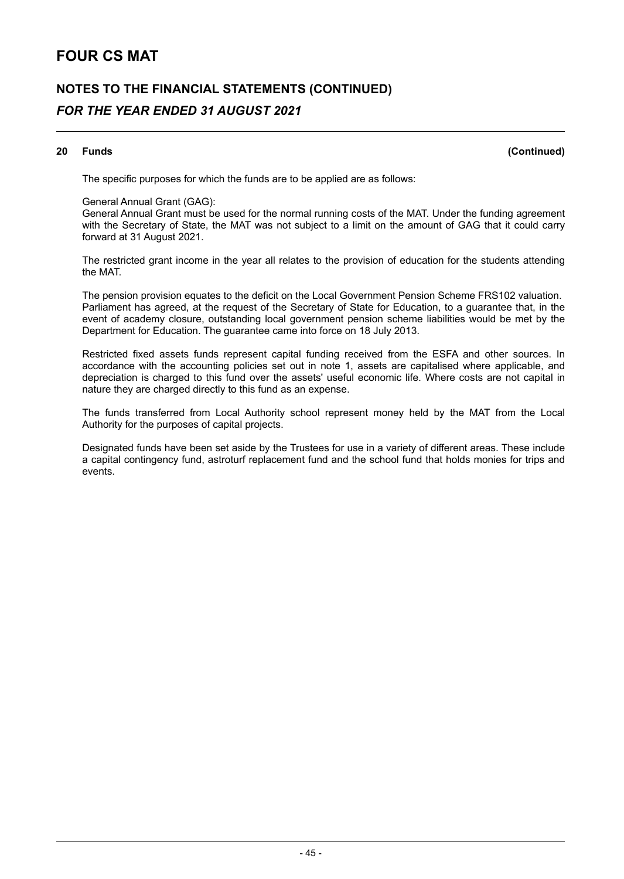# FOUR CS MAT

## NOTES TO THE FINANCIAL STATEMENTS (CONTINUED)

### *FOR THE YEAR ENDED 31 AUGUST 2021*

**20 Funds (Continued)**

The specific purposes for which the funds are to be applied are as follows:

General Annual Grant (GAG):
General Annual Grant must be used for the normal running costs of the MAT. Under the funding agreement with the Secretary of State, the MAT was not subject to a limit on the amount of GAG that it could carry forward at 31 August 2021.

The restricted grant income in the year all relates to the provision of education for the students attending the MAT.

The pension provision equates to the deficit on the Local Government Pension Scheme FRS102 valuation. Parliament has agreed, at the request of the Secretary of State for Education, to a guarantee that, in the event of academy closure, outstanding local government pension scheme liabilities would be met by the Department for Education. The guarantee came into force on 18 July 2013.

Restricted fixed assets funds represent capital funding received from the ESFA and other sources. In accordance with the accounting policies set out in note 1, assets are capitalised where applicable, and depreciation is charged to this fund over the assets' useful economic life. Where costs are not capital in nature they are charged directly to this fund as an expense.

The funds transferred from Local Authority school represent money held by the MAT from the Local Authority for the purposes of capital projects.

Designated funds have been set aside by the Trustees for use in a variety of different areas. These include a capital contingency fund, astroturf replacement fund and the school fund that holds monies for trips and events.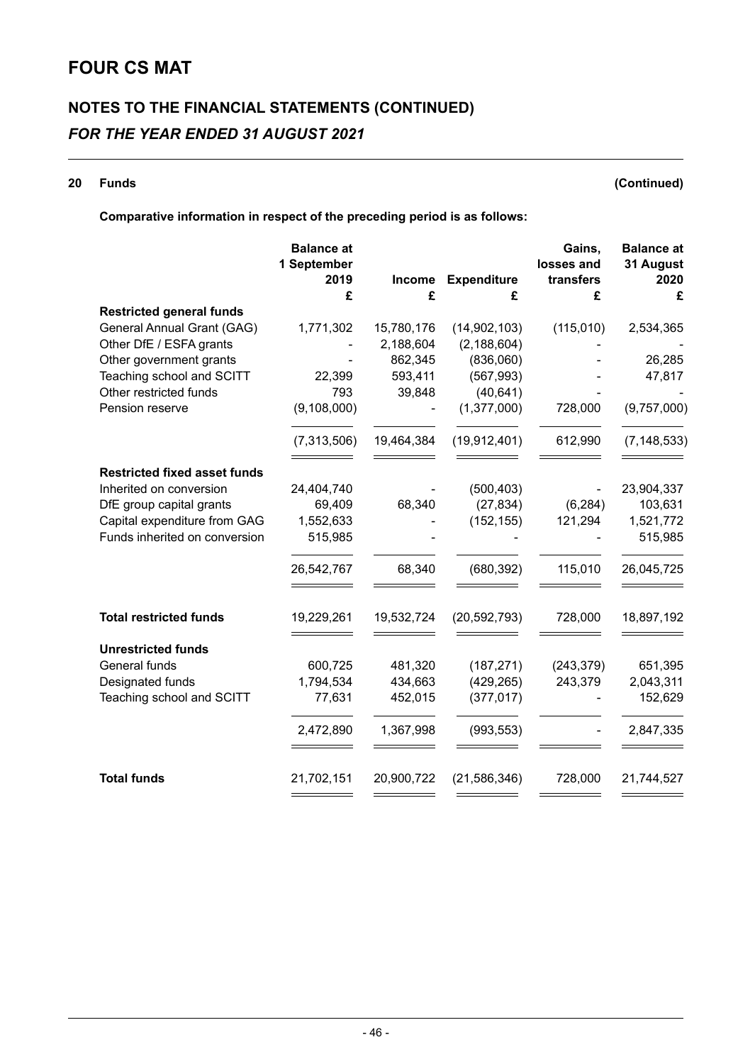# FOUR CS MAT

## NOTES TO THE FINANCIAL STATEMENTS (CONTINUED)

### *FOR THE YEAR ENDED 31 AUGUST 2021*

**20 Funds** **(Continued)**

**Comparative information in respect of the preceding period is as follows:**

| | Balance at 1 September 2019 | Income | Expenditure | Gains, losses and transfers | Balance at 31 August 2020 |
|---|---|---|---|---|---|
| | £ | £ | £ | £ | £ |
| **Restricted general funds** | | | | | |
| General Annual Grant (GAG) | 1,771,302 | 15,780,176 | (14,902,103) | (115,010) | 2,534,365 |
| Other DfE / ESFA grants | - | 2,188,604 | (2,188,604) | - | - |
| Other government grants | - | 862,345 | (836,060) | - | 26,285 |
| Teaching school and SCITT | 22,399 | 593,411 | (567,993) | - | 47,817 |
| Other restricted funds | 793 | 39,848 | (40,641) | - | - |
| Pension reserve | (9,108,000) | - | (1,377,000) | 728,000 | (9,757,000) |
| | (7,313,506) | 19,464,384 | (19,912,401) | 612,990 | (7,148,533) |
| **Restricted fixed asset funds** | | | | | |
| Inherited on conversion | 24,404,740 | - | (500,403) | - | 23,904,337 |
| DfE group capital grants | 69,409 | 68,340 | (27,834) | (6,284) | 103,631 |
| Capital expenditure from GAG | 1,552,633 | - | (152,155) | 121,294 | 1,521,772 |
| Funds inherited on conversion | 515,985 | - | - | - | 515,985 |
| | 26,542,767 | 68,340 | (680,392) | 115,010 | 26,045,725 |
| **Total restricted funds** | 19,229,261 | 19,532,724 | (20,592,793) | 728,000 | 18,897,192 |
| **Unrestricted funds** | | | | | |
| General funds | 600,725 | 481,320 | (187,271) | (243,379) | 651,395 |
| Designated funds | 1,794,534 | 434,663 | (429,265) | 243,379 | 2,043,311 |
| Teaching school and SCITT | 77,631 | 452,015 | (377,017) | - | 152,629 |
| | 2,472,890 | 1,367,998 | (993,553) | - | 2,847,335 |
| **Total funds** | 21,702,151 | 20,900,722 | (21,586,346) | 728,000 | 21,744,527 |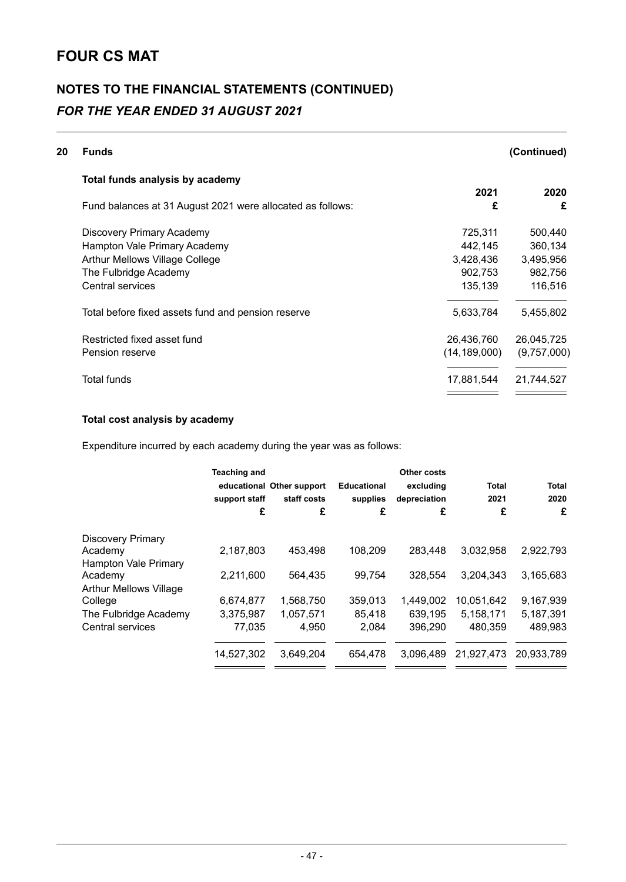# FOUR CS MAT

## NOTES TO THE FINANCIAL STATEMENTS (CONTINUED)
### *FOR THE YEAR ENDED 31 AUGUST 2021*

### 20 Funds (Continued)

**Total funds analysis by academy**

| Fund balances at 31 August 2021 were allocated as follows: | 2021 £ | 2020 £ |
|---|---|---|
| Discovery Primary Academy | 725,311 | 500,440 |
| Hampton Vale Primary Academy | 442,145 | 360,134 |
| Arthur Mellows Village College | 3,428,436 | 3,495,956 |
| The Fulbridge Academy | 902,753 | 982,756 |
| Central services | 135,139 | 116,516 |
| Total before fixed assets fund and pension reserve | 5,633,784 | 5,455,802 |
| Restricted fixed asset fund | 26,436,760 | 26,045,725 |
| Pension reserve | (14,189,000) | (9,757,000) |
| Total funds | 17,881,544 | 21,744,527 |

**Total cost analysis by academy**

Expenditure incurred by each academy during the year was as follows:

| | Teaching and educational support staff £ | Other support staff costs £ | Educational supplies £ | Other costs excluding depreciation £ | Total 2021 £ | Total 2020 £ |
|---|---|---|---|---|---|---|
| Discovery Primary Academy | 2,187,803 | 453,498 | 108,209 | 283,448 | 3,032,958 | 2,922,793 |
| Hampton Vale Primary Academy | 2,211,600 | 564,435 | 99,754 | 328,554 | 3,204,343 | 3,165,683 |
| Arthur Mellows Village College | 6,674,877 | 1,568,750 | 359,013 | 1,449,002 | 10,051,642 | 9,167,939 |
| The Fulbridge Academy | 3,375,987 | 1,057,571 | 85,418 | 639,195 | 5,158,171 | 5,187,391 |
| Central services | 77,035 | 4,950 | 2,084 | 396,290 | 480,359 | 489,983 |
| | 14,527,302 | 3,649,204 | 654,478 | 3,096,489 | 21,927,473 | 20,933,789 |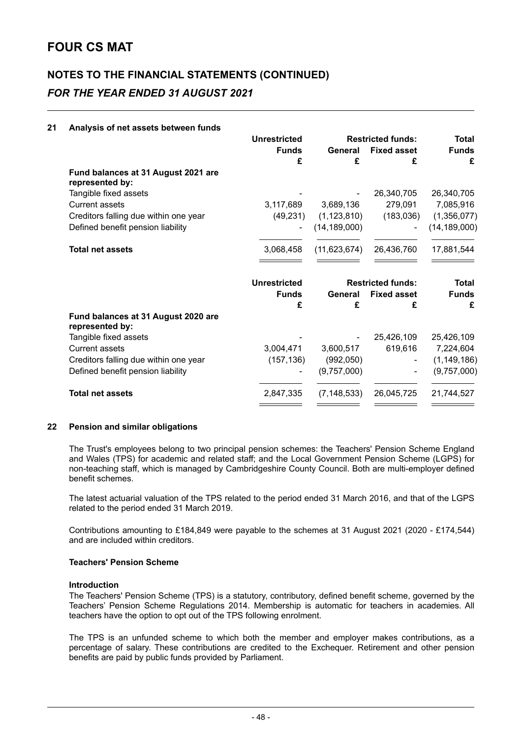# FOUR CS MAT

## NOTES TO THE FINANCIAL STATEMENTS (CONTINUED)

### *FOR THE YEAR ENDED 31 AUGUST 2021*

**21 Analysis of net assets between funds**

| | Unrestricted Funds | Restricted funds: General | Restricted funds: Fixed asset | Total Funds |
|---|---|---|---|---|
| | £ | £ | £ | £ |
| **Fund balances at 31 August 2021 are represented by:** | | | | |
| Tangible fixed assets | - | - | 26,340,705 | 26,340,705 |
| Current assets | 3,117,689 | 3,689,136 | 279,091 | 7,085,916 |
| Creditors falling due within one year | (49,231) | (1,123,810) | (183,036) | (1,356,077) |
| Defined benefit pension liability | - | (14,189,000) | - | (14,189,000) |
| **Total net assets** | 3,068,458 | (11,623,674) | 26,436,760 | 17,881,544 |

| | Unrestricted Funds | Restricted funds: General | Restricted funds: Fixed asset | Total Funds |
|---|---|---|---|---|
| | £ | £ | £ | £ |
| **Fund balances at 31 August 2020 are represented by:** | | | | |
| Tangible fixed assets | - | - | 25,426,109 | 25,426,109 |
| Current assets | 3,004,471 | 3,600,517 | 619,616 | 7,224,604 |
| Creditors falling due within one year | (157,136) | (992,050) | - | (1,149,186) |
| Defined benefit pension liability | - | (9,757,000) | - | (9,757,000) |
| **Total net assets** | 2,847,335 | (7,148,533) | 26,045,725 | 21,744,527 |

**22 Pension and similar obligations**

The Trust's employees belong to two principal pension schemes: the Teachers' Pension Scheme England and Wales (TPS) for academic and related staff; and the Local Government Pension Scheme (LGPS) for non-teaching staff, which is managed by Cambridgeshire County Council. Both are multi-employer defined benefit schemes.

The latest actuarial valuation of the TPS related to the period ended 31 March 2016, and that of the LGPS related to the period ended 31 March 2019.

Contributions amounting to £184,849 were payable to the schemes at 31 August 2021 (2020 - £174,544) and are included within creditors.

**Teachers' Pension Scheme**

**Introduction**

The Teachers' Pension Scheme (TPS) is a statutory, contributory, defined benefit scheme, governed by the Teachers' Pension Scheme Regulations 2014. Membership is automatic for teachers in academies. All teachers have the option to opt out of the TPS following enrolment.

The TPS is an unfunded scheme to which both the member and employer makes contributions, as a percentage of salary. These contributions are credited to the Exchequer. Retirement and other pension benefits are paid by public funds provided by Parliament.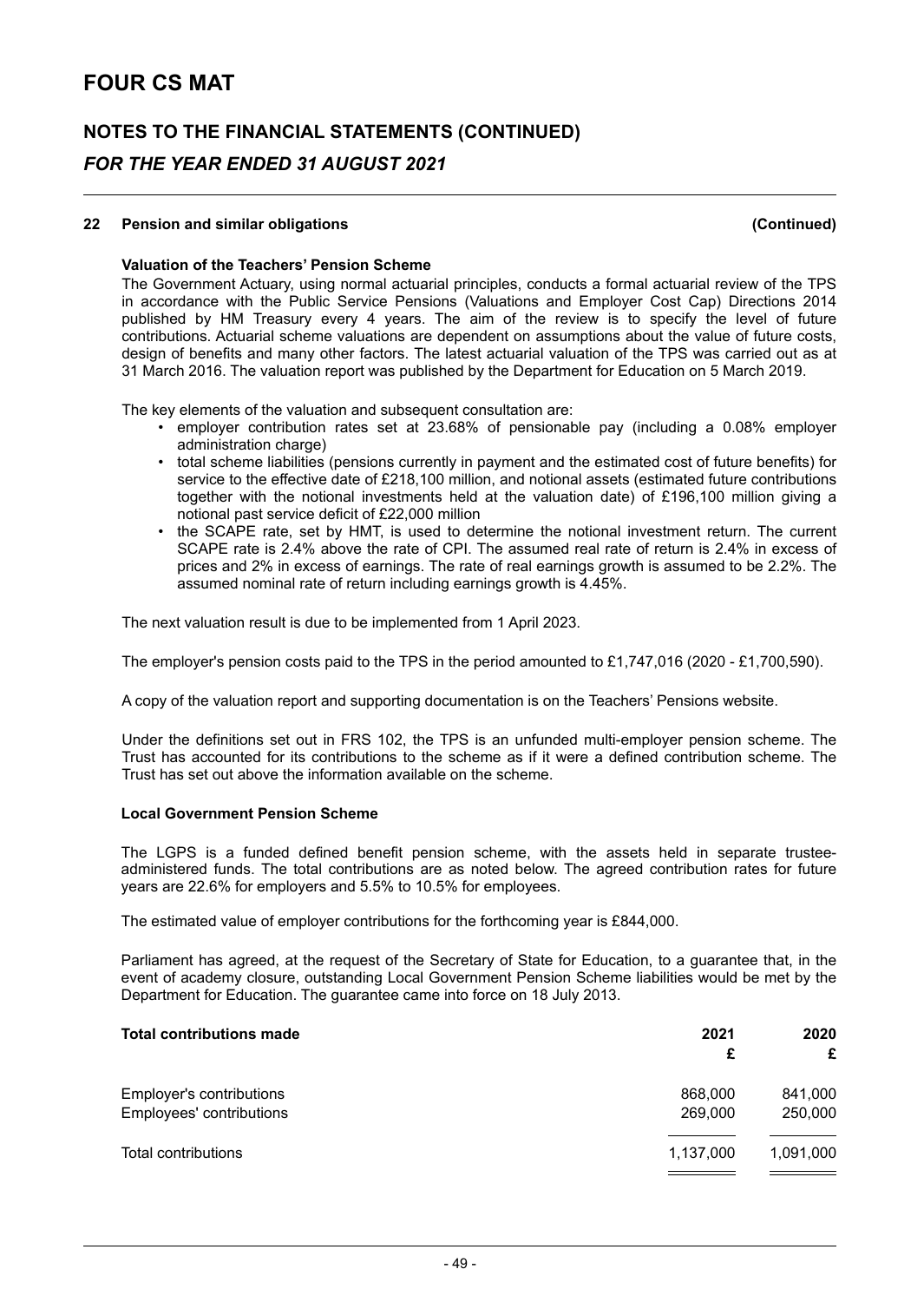# FOUR CS MAT

## NOTES TO THE FINANCIAL STATEMENTS (CONTINUED)

### *FOR THE YEAR ENDED 31 AUGUST 2021*

---

**22 Pension and similar obligations (Continued)**

**Valuation of the Teachers' Pension Scheme**

The Government Actuary, using normal actuarial principles, conducts a formal actuarial review of the TPS in accordance with the Public Service Pensions (Valuations and Employer Cost Cap) Directions 2014 published by HM Treasury every 4 years. The aim of the review is to specify the level of future contributions. Actuarial scheme valuations are dependent on assumptions about the value of future costs, design of benefits and many other factors. The latest actuarial valuation of the TPS was carried out as at 31 March 2016. The valuation report was published by the Department for Education on 5 March 2019.

The key elements of the valuation and subsequent consultation are:

- employer contribution rates set at 23.68% of pensionable pay (including a 0.08% employer administration charge)
- total scheme liabilities (pensions currently in payment and the estimated cost of future benefits) for service to the effective date of £218,100 million, and notional assets (estimated future contributions together with the notional investments held at the valuation date) of £196,100 million giving a notional past service deficit of £22,000 million
- the SCAPE rate, set by HMT, is used to determine the notional investment return. The current SCAPE rate is 2.4% above the rate of CPI. The assumed real rate of return is 2.4% in excess of prices and 2% in excess of earnings. The rate of real earnings growth is assumed to be 2.2%. The assumed nominal rate of return including earnings growth is 4.45%.

The next valuation result is due to be implemented from 1 April 2023.

The employer's pension costs paid to the TPS in the period amounted to £1,747,016 (2020 - £1,700,590).

A copy of the valuation report and supporting documentation is on the Teachers' Pensions website.

Under the definitions set out in FRS 102, the TPS is an unfunded multi-employer pension scheme. The Trust has accounted for its contributions to the scheme as if it were a defined contribution scheme. The Trust has set out above the information available on the scheme.

**Local Government Pension Scheme**

The LGPS is a funded defined benefit pension scheme, with the assets held in separate trustee-administered funds. The total contributions are as noted below. The agreed contribution rates for future years are 22.6% for employers and 5.5% to 10.5% for employees.

The estimated value of employer contributions for the forthcoming year is £844,000.

Parliament has agreed, at the request of the Secretary of State for Education, to a guarantee that, in the event of academy closure, outstanding Local Government Pension Scheme liabilities would be met by the Department for Education. The guarantee came into force on 18 July 2013.

| **Total contributions made** | **2021 £** | **2020 £** |
|---|---|---|
| Employer's contributions | 868,000 | 841,000 |
| Employees' contributions | 269,000 | 250,000 |
| Total contributions | 1,137,000 | 1,091,000 |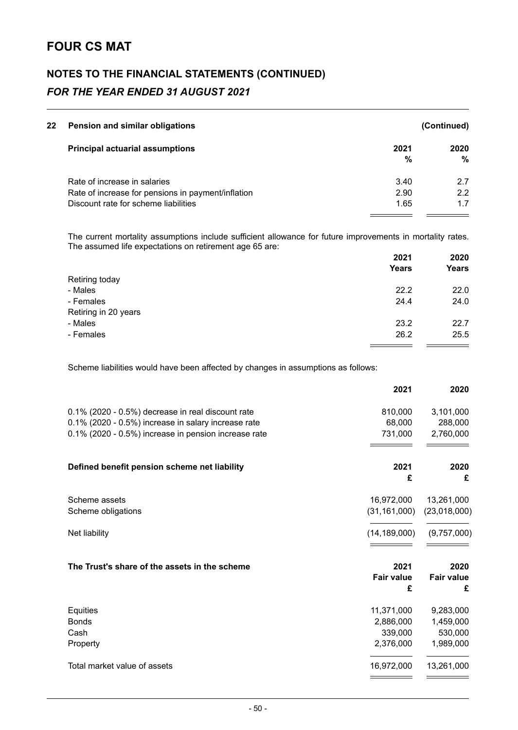# FOUR CS MAT

## NOTES TO THE FINANCIAL STATEMENTS (CONTINUED)

### *FOR THE YEAR ENDED 31 AUGUST 2021*

**22 Pension and similar obligations** **(Continued)**

| **Principal actuarial assumptions** | **2021 %** | **2020 %** |
|---|---|---|
| Rate of increase in salaries | 3.40 | 2.7 |
| Rate of increase for pensions in payment/inflation | 2.90 | 2.2 |
| Discount rate for scheme liabilities | 1.65 | 1.7 |

The current mortality assumptions include sufficient allowance for future improvements in mortality rates. The assumed life expectations on retirement age 65 are:

| | **2021 Years** | **2020 Years** |
|---|---|---|
| Retiring today | | |
| - Males | 22.2 | 22.0 |
| - Females | 24.4 | 24.0 |
| Retiring in 20 years | | |
| - Males | 23.2 | 22.7 |
| - Females | 26.2 | 25.5 |

Scheme liabilities would have been affected by changes in assumptions as follows:

| | **2021** | **2020** |
|---|---|---|
| 0.1% (2020 - 0.5%) decrease in real discount rate | 810,000 | 3,101,000 |
| 0.1% (2020 - 0.5%) increase in salary increase rate | 68,000 | 288,000 |
| 0.1% (2020 - 0.5%) increase in pension increase rate | 731,000 | 2,760,000 |

| **Defined benefit pension scheme net liability** | **2021 £** | **2020 £** |
|---|---|---|
| Scheme assets | 16,972,000 | 13,261,000 |
| Scheme obligations | (31,161,000) | (23,018,000) |
| Net liability | (14,189,000) | (9,757,000) |

| **The Trust's share of the assets in the scheme** | **2021 Fair value £** | **2020 Fair value £** |
|---|---|---|
| Equities | 11,371,000 | 9,283,000 |
| Bonds | 2,886,000 | 1,459,000 |
| Cash | 339,000 | 530,000 |
| Property | 2,376,000 | 1,989,000 |
| Total market value of assets | 16,972,000 | 13,261,000 |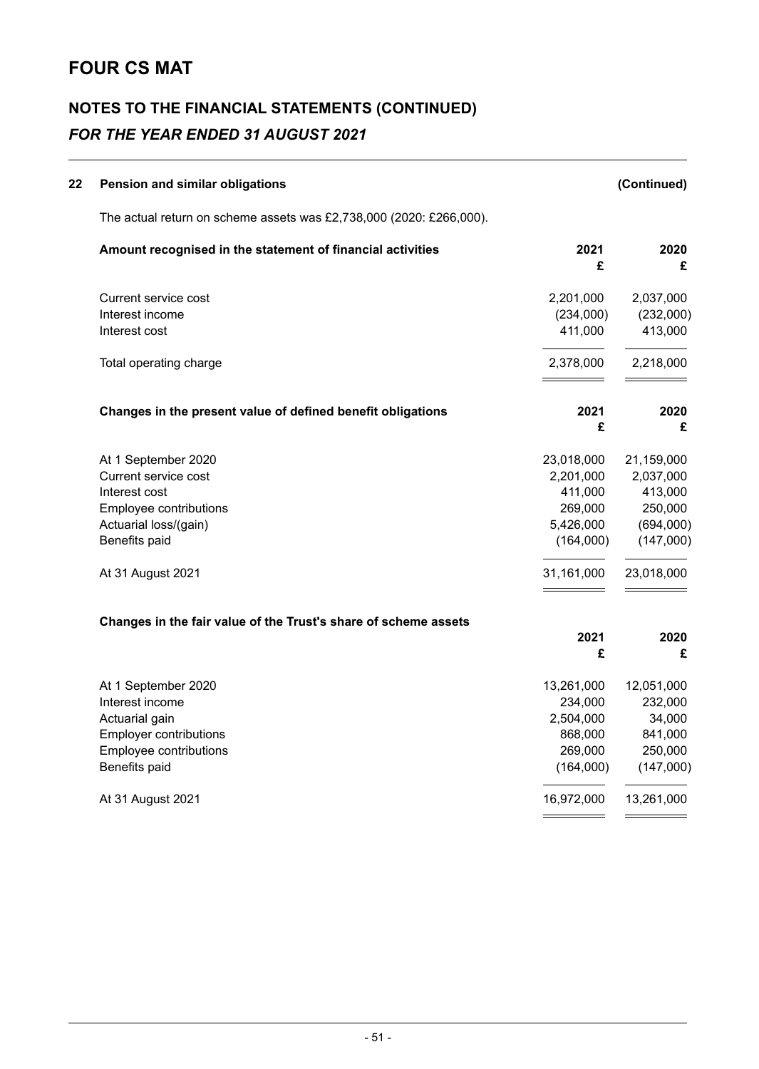# FOUR CS MAT

## NOTES TO THE FINANCIAL STATEMENTS (CONTINUED)

### *FOR THE YEAR ENDED 31 AUGUST 2021*

**22 Pension and similar obligations (Continued)**

The actual return on scheme assets was £2,738,000 (2020: £266,000).

| **Amount recognised in the statement of financial activities** | **2021 £** | **2020 £** |
|---|---|---|
| Current service cost | 2,201,000 | 2,037,000 |
| Interest income | (234,000) | (232,000) |
| Interest cost | 411,000 | 413,000 |
| Total operating charge | 2,378,000 | 2,218,000 |

| **Changes in the present value of defined benefit obligations** | **2021 £** | **2020 £** |
|---|---|---|
| At 1 September 2020 | 23,018,000 | 21,159,000 |
| Current service cost | 2,201,000 | 2,037,000 |
| Interest cost | 411,000 | 413,000 |
| Employee contributions | 269,000 | 250,000 |
| Actuarial loss/(gain) | 5,426,000 | (694,000) |
| Benefits paid | (164,000) | (147,000) |
| At 31 August 2021 | 31,161,000 | 23,018,000 |

| **Changes in the fair value of the Trust's share of scheme assets** | **2021 £** | **2020 £** |
|---|---|---|
| At 1 September 2020 | 13,261,000 | 12,051,000 |
| Interest income | 234,000 | 232,000 |
| Actuarial gain | 2,504,000 | 34,000 |
| Employer contributions | 868,000 | 841,000 |
| Employee contributions | 269,000 | 250,000 |
| Benefits paid | (164,000) | (147,000) |
| At 31 August 2021 | 16,972,000 | 13,261,000 |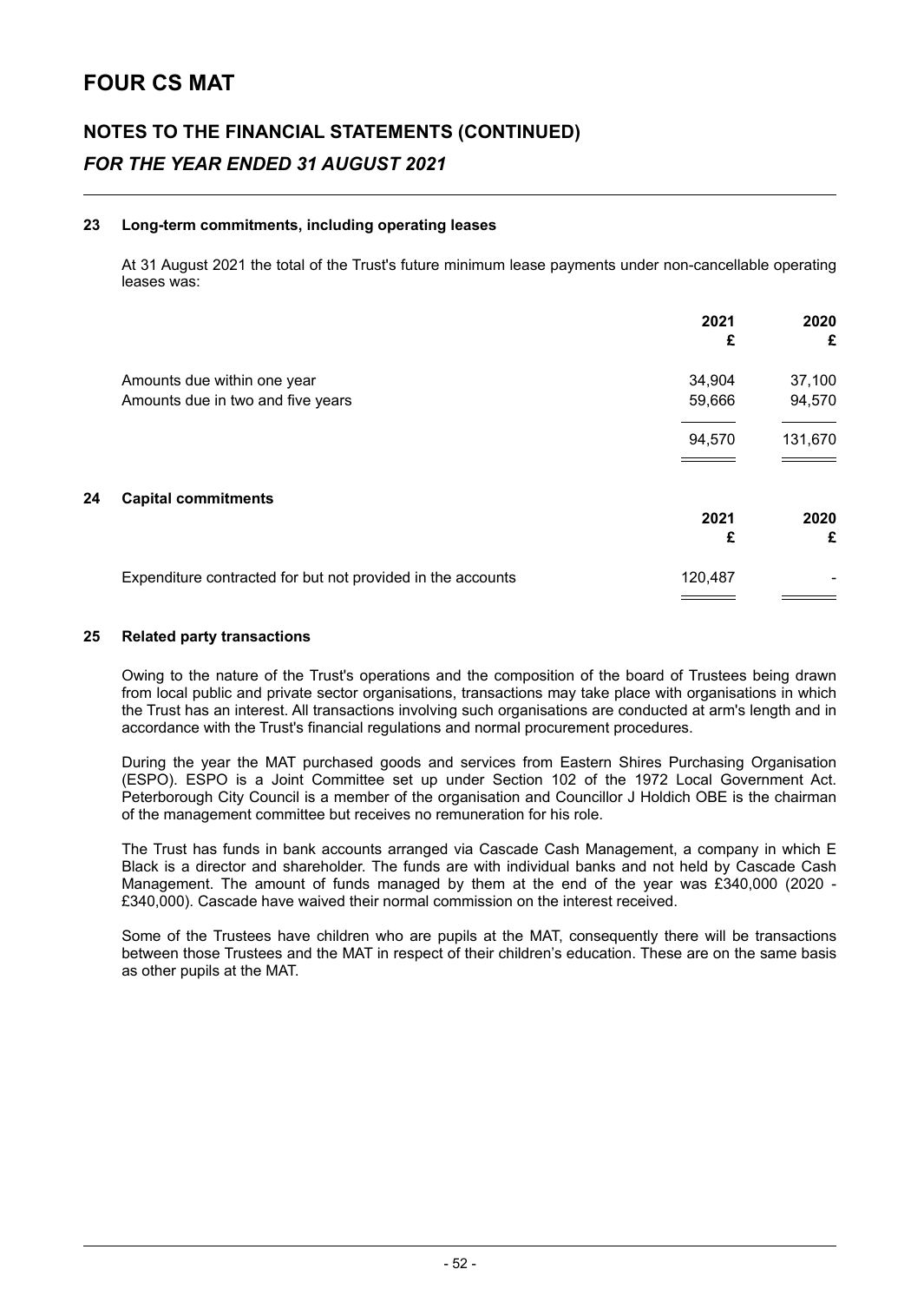# FOUR CS MAT

## NOTES TO THE FINANCIAL STATEMENTS (CONTINUED)

### *FOR THE YEAR ENDED 31 AUGUST 2021*

### 23 Long-term commitments, including operating leases

At 31 August 2021 the total of the Trust's future minimum lease payments under non-cancellable operating leases was:

| | 2021 £ | 2020 £ |
|---|---|---|
| Amounts due within one year | 34,904 | 37,100 |
| Amounts due in two and five years | 59,666 | 94,570 |
| | 94,570 | 131,670 |

### 24 Capital commitments

| | 2021 £ | 2020 £ |
|---|---|---|
| Expenditure contracted for but not provided in the accounts | 120,487 | - |

### 25 Related party transactions

Owing to the nature of the Trust's operations and the composition of the board of Trustees being drawn from local public and private sector organisations, transactions may take place with organisations in which the Trust has an interest. All transactions involving such organisations are conducted at arm's length and in accordance with the Trust's financial regulations and normal procurement procedures.

During the year the MAT purchased goods and services from Eastern Shires Purchasing Organisation (ESPO). ESPO is a Joint Committee set up under Section 102 of the 1972 Local Government Act. Peterborough City Council is a member of the organisation and Councillor J Holdich OBE is the chairman of the management committee but receives no remuneration for his role.

The Trust has funds in bank accounts arranged via Cascade Cash Management, a company in which E Black is a director and shareholder. The funds are with individual banks and not held by Cascade Cash Management. The amount of funds managed by them at the end of the year was £340,000 (2020 - £340,000). Cascade have waived their normal commission on the interest received.

Some of the Trustees have children who are pupils at the MAT, consequently there will be transactions between those Trustees and the MAT in respect of their children's education. These are on the same basis as other pupils at the MAT.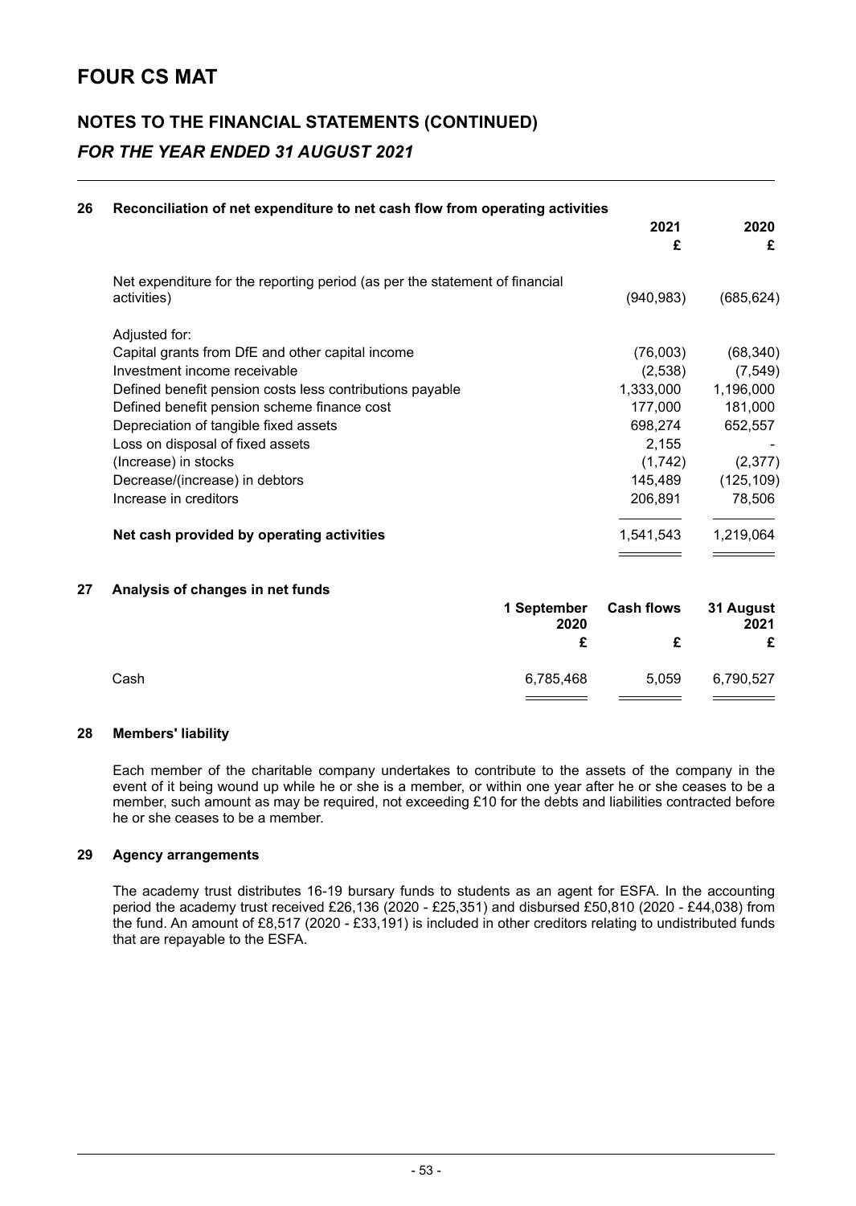# FOUR CS MAT

## NOTES TO THE FINANCIAL STATEMENTS (CONTINUED)

### *FOR THE YEAR ENDED 31 AUGUST 2021*

**26 Reconciliation of net expenditure to net cash flow from operating activities**

| | 2021<br>£ | 2020<br>£ |
|---|---|---|
| Net expenditure for the reporting period (as per the statement of financial activities) | (940,983) | (685,624) |
| Adjusted for: | | |
| Capital grants from DfE and other capital income | (76,003) | (68,340) |
| Investment income receivable | (2,538) | (7,549) |
| Defined benefit pension costs less contributions payable | 1,333,000 | 1,196,000 |
| Defined benefit pension scheme finance cost | 177,000 | 181,000 |
| Depreciation of tangible fixed assets | 698,274 | 652,557 |
| Loss on disposal of fixed assets | 2,155 | - |
| (Increase) in stocks | (1,742) | (2,377) |
| Decrease/(increase) in debtors | 145,489 | (125,109) |
| Increase in creditors | 206,891 | 78,506 |
| **Net cash provided by operating activities** | 1,541,543 | 1,219,064 |

**27 Analysis of changes in net funds**

| | 1 September 2020<br>£ | Cash flows<br>£ | 31 August 2021<br>£ |
|---|---|---|---|
| Cash | 6,785,468 | 5,059 | 6,790,527 |

**28 Members' liability**

Each member of the charitable company undertakes to contribute to the assets of the company in the event of it being wound up while he or she is a member, or within one year after he or she ceases to be a member, such amount as may be required, not exceeding £10 for the debts and liabilities contracted before he or she ceases to be a member.

**29 Agency arrangements**

The academy trust distributes 16-19 bursary funds to students as an agent for ESFA. In the accounting period the academy trust received £26,136 (2020 - £25,351) and disbursed £50,810 (2020 - £44,038) from the fund. An amount of £8,517 (2020 - £33,191) is included in other creditors relating to undistributed funds that are repayable to the ESFA.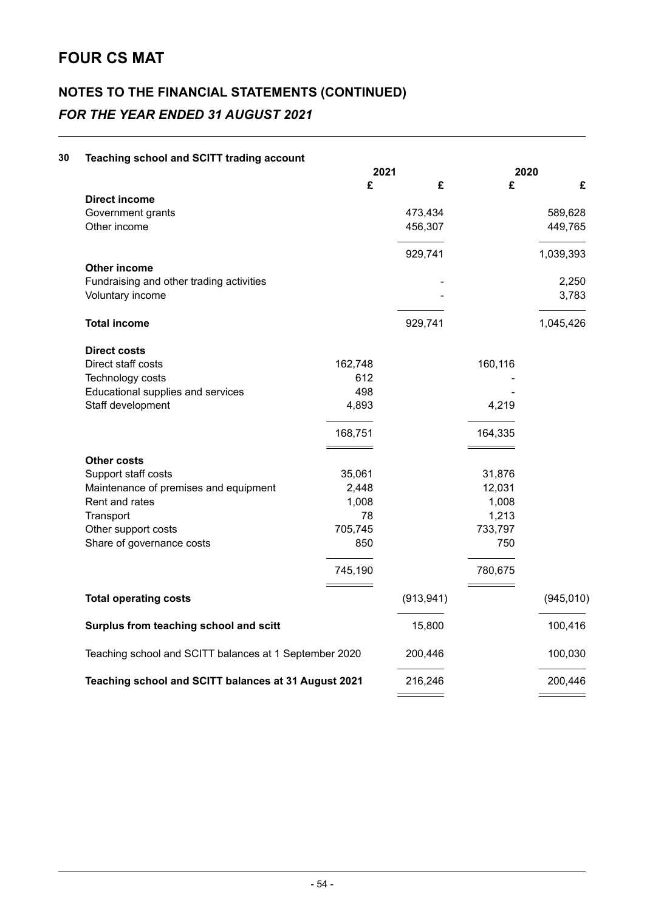# FOUR CS MAT

## NOTES TO THE FINANCIAL STATEMENTS (CONTINUED)

### *FOR THE YEAR ENDED 31 AUGUST 2021*

**30 Teaching school and SCITT trading account**

| | 2021 | | 2020 | |
|---|---|---|---|---|
| | £ | £ | £ | £ |
| **Direct income** | | | | |
| Government grants | | 473,434 | | 589,628 |
| Other income | | 456,307 | | 449,765 |
| | | 929,741 | | 1,039,393 |
| **Other income** | | | | |
| Fundraising and other trading activities | | - | | 2,250 |
| Voluntary income | | - | | 3,783 |
| **Total income** | | 929,741 | | 1,045,426 |
| **Direct costs** | | | | |
| Direct staff costs | 162,748 | | 160,116 | |
| Technology costs | 612 | | - | |
| Educational supplies and services | 498 | | - | |
| Staff development | 4,893 | | 4,219 | |
| | 168,751 | | 164,335 | |
| **Other costs** | | | | |
| Support staff costs | 35,061 | | 31,876 | |
| Maintenance of premises and equipment | 2,448 | | 12,031 | |
| Rent and rates | 1,008 | | 1,008 | |
| Transport | 78 | | 1,213 | |
| Other support costs | 705,745 | | 733,797 | |
| Share of governance costs | 850 | | 750 | |
| | 745,190 | | 780,675 | |
| **Total operating costs** | | (913,941) | | (945,010) |
| **Surplus from teaching school and scitt** | | 15,800 | | 100,416 |
| Teaching school and SCITT balances at 1 September 2020 | | 200,446 | | 100,030 |
| **Teaching school and SCITT balances at 31 August 2021** | | 216,246 | | 200,446 |